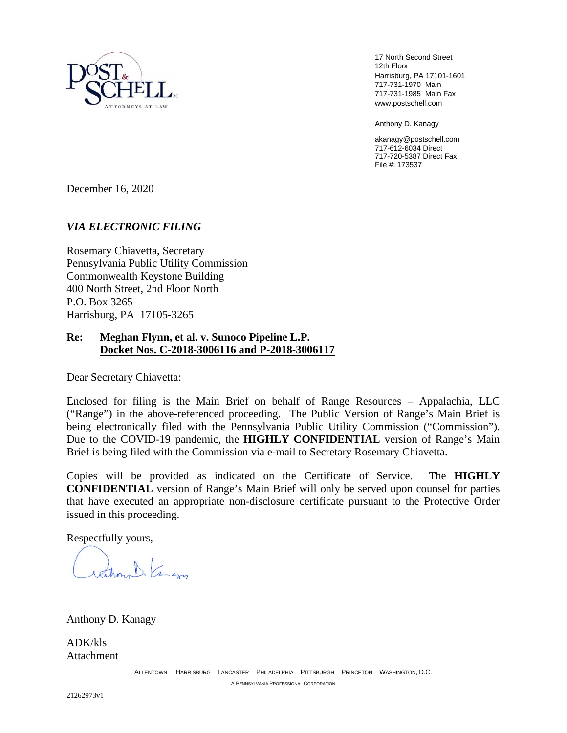POST & SCHELL, P.C.
ATTORNEYS AT LAW

17 North Second Street
12th Floor
Harrisburg, PA 17101-1601
717-731-1970 Main
717-731-1985 Main Fax
www.postschell.com

Anthony D. Kanagy

akanagy@postschell.com
717-612-6034 Direct
717-720-5387 Direct Fax
File #: 173537

December 16, 2020

***VIA ELECTRONIC FILING***

Rosemary Chiavetta, Secretary
Pennsylvania Public Utility Commission
Commonwealth Keystone Building
400 North Street, 2nd Floor North
P.O. Box 3265
Harrisburg, PA 17105-3265

**Re: Meghan Flynn, et al. v. Sunoco Pipeline L.P.**
**Docket Nos. C-2018-3006116 and P-2018-3006117**

Dear Secretary Chiavetta:

Enclosed for filing is the Main Brief on behalf of Range Resources – Appalachia, LLC ("Range") in the above-referenced proceeding. The Public Version of Range's Main Brief is being electronically filed with the Pennsylvania Public Utility Commission ("Commission"). Due to the COVID-19 pandemic, the **HIGHLY CONFIDENTIAL** version of Range's Main Brief is being filed with the Commission via e-mail to Secretary Rosemary Chiavetta.

Copies will be provided as indicated on the Certificate of Service. The **HIGHLY CONFIDENTIAL** version of Range's Main Brief will only be served upon counsel for parties that have executed an appropriate non-disclosure certificate pursuant to the Protective Order issued in this proceeding.

Respectfully yours,

Anthony D. Kanagy

ADK/kls
Attachment

ALLENTOWN HARRISBURG LANCASTER PHILADELPHIA PITTSBURGH PRINCETON WASHINGTON, D.C.
A PENNSYLVANIA PROFESSIONAL CORPORATION

21262973v1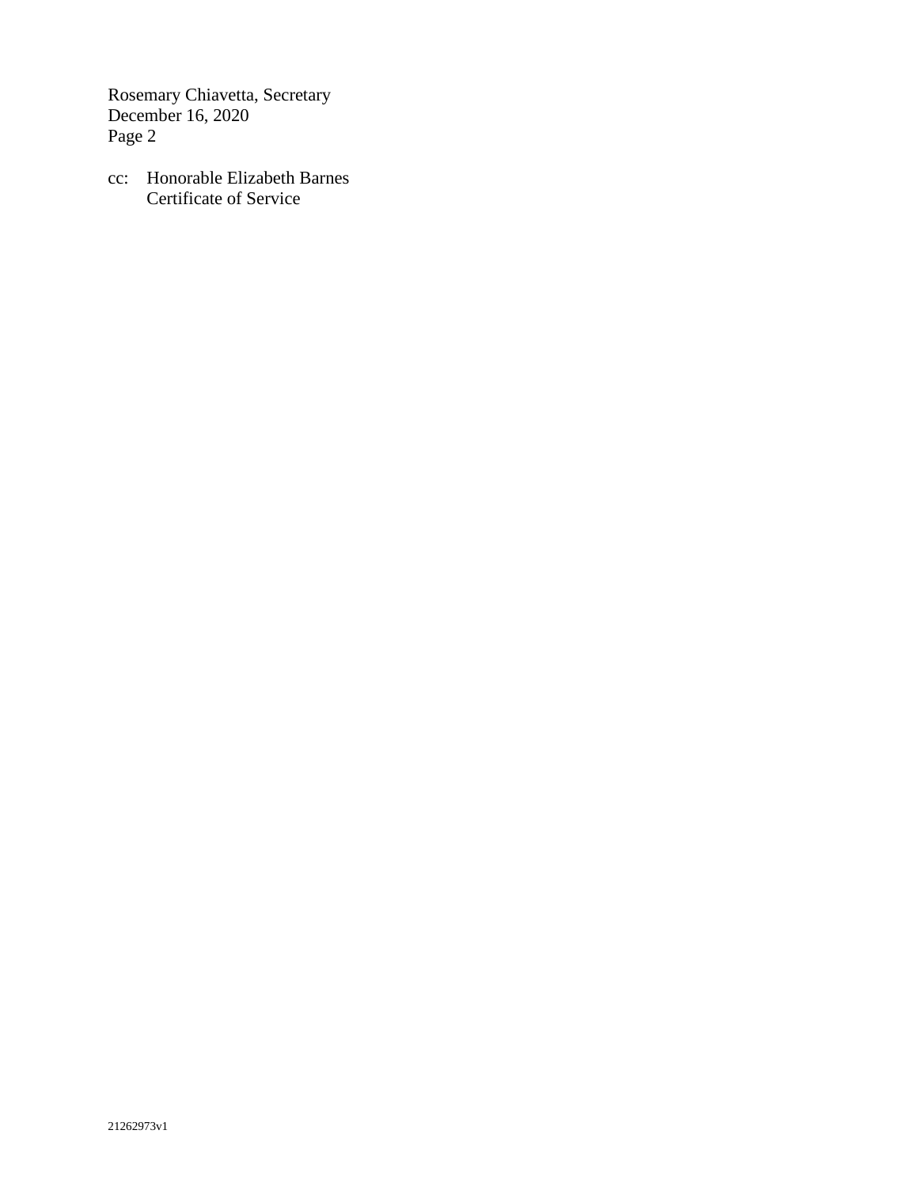cc: Honorable Elizabeth Barnes
Certificate of Service

21262973v1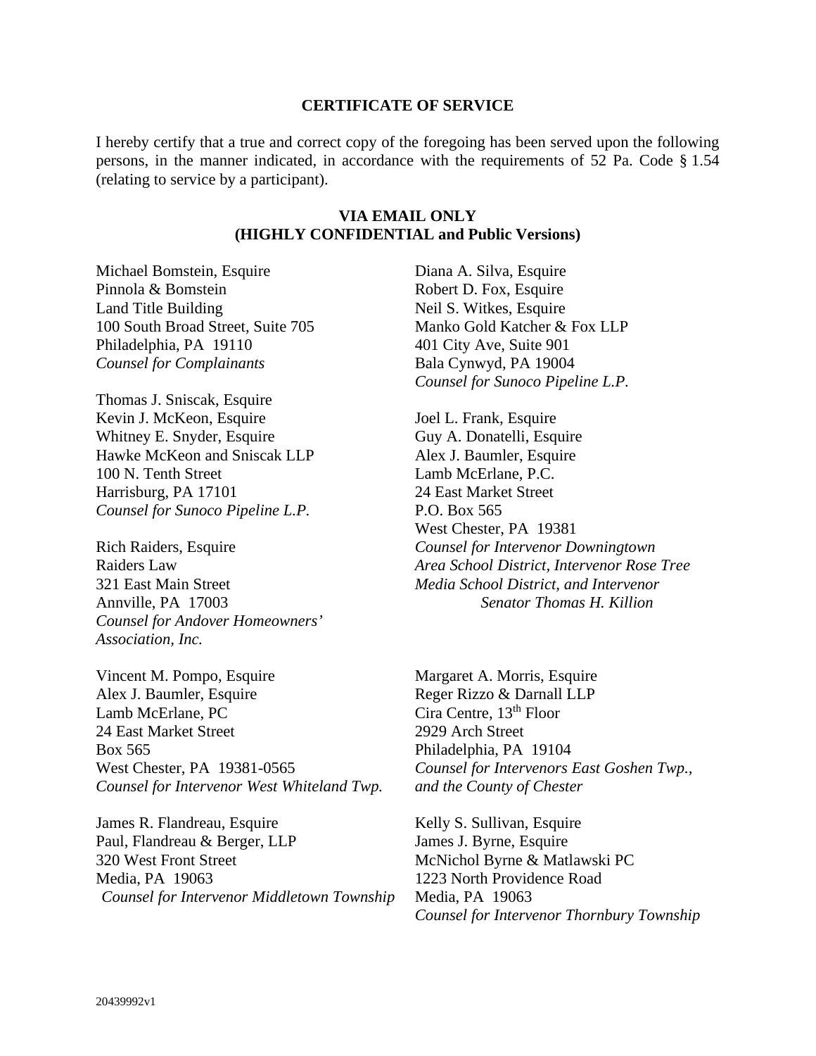**CERTIFICATE OF SERVICE**

I hereby certify that a true and correct copy of the foregoing has been served upon the following persons, in the manner indicated, in accordance with the requirements of 52 Pa. Code § 1.54 (relating to service by a participant).

**VIA EMAIL ONLY**
**(HIGHLY CONFIDENTIAL and Public Versions)**

Michael Bomstein, Esquire
Pinnola & Bomstein
Land Title Building
100 South Broad Street, Suite 705
Philadelphia, PA 19110
*Counsel for Complainants*

Diana A. Silva, Esquire
Robert D. Fox, Esquire
Neil S. Witkes, Esquire
Manko Gold Katcher & Fox LLP
401 City Ave, Suite 901
Bala Cynwyd, PA 19004
*Counsel for Sunoco Pipeline L.P.*

Thomas J. Sniscak, Esquire
Kevin J. McKeon, Esquire
Whitney E. Snyder, Esquire
Hawke McKeon and Sniscak LLP
100 N. Tenth Street
Harrisburg, PA 17101
*Counsel for Sunoco Pipeline L.P.*

Joel L. Frank, Esquire
Guy A. Donatelli, Esquire
Alex J. Baumler, Esquire
Lamb McErlane, P.C.
24 East Market Street
P.O. Box 565
West Chester, PA 19381
*Counsel for Intervenor Downingtown Area School District, Intervenor Rose Tree Media School District, and Intervenor Senator Thomas H. Killion*

Rich Raiders, Esquire
Raiders Law
321 East Main Street
Annville, PA 17003
*Counsel for Andover Homeowners' Association, Inc.*

Vincent M. Pompo, Esquire
Alex J. Baumler, Esquire
Lamb McErlane, PC
24 East Market Street
Box 565
West Chester, PA 19381-0565
*Counsel for Intervenor West Whiteland Twp.*

Margaret A. Morris, Esquire
Reger Rizzo & Darnall LLP
Cira Centre, 13th Floor
2929 Arch Street
Philadelphia, PA 19104
*Counsel for Intervenors East Goshen Twp., and the County of Chester*

James R. Flandreau, Esquire
Paul, Flandreau & Berger, LLP
320 West Front Street
Media, PA 19063
*Counsel for Intervenor Middletown Township*

Kelly S. Sullivan, Esquire
James J. Byrne, Esquire
McNichol Byrne & Matlawski PC
1223 North Providence Road
Media, PA 19063
*Counsel for Intervenor Thornbury Township*

20439992v1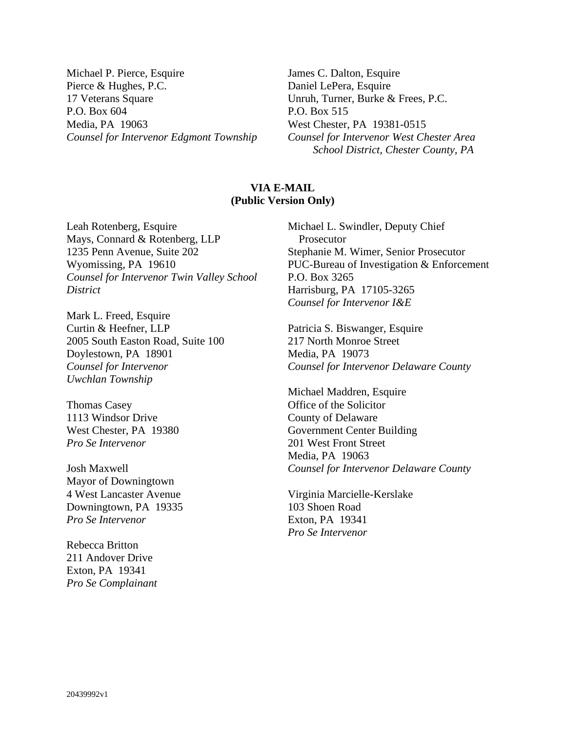Michael P. Pierce, Esquire
Pierce & Hughes, P.C.
17 Veterans Square
P.O. Box 604
Media, PA 19063
*Counsel for Intervenor Edgmont Township*

James C. Dalton, Esquire
Daniel LePera, Esquire
Unruh, Turner, Burke & Frees, P.C.
P.O. Box 515
West Chester, PA 19381-0515
*Counsel for Intervenor West Chester Area School District, Chester County, PA*

**VIA E-MAIL**
**(Public Version Only)**

Leah Rotenberg, Esquire
Mays, Connard & Rotenberg, LLP
1235 Penn Avenue, Suite 202
Wyomissing, PA 19610
*Counsel for Intervenor Twin Valley School District*

Mark L. Freed, Esquire
Curtin & Heefner, LLP
2005 South Easton Road, Suite 100
Doylestown, PA 18901
*Counsel for Intervenor Uwchlan Township*

Thomas Casey
1113 Windsor Drive
West Chester, PA 19380
*Pro Se Intervenor*

Josh Maxwell
Mayor of Downingtown
4 West Lancaster Avenue
Downingtown, PA 19335
*Pro Se Intervenor*

Rebecca Britton
211 Andover Drive
Exton, PA 19341
*Pro Se Complainant*

Michael L. Swindler, Deputy Chief Prosecutor
Stephanie M. Wimer, Senior Prosecutor
PUC-Bureau of Investigation & Enforcement
P.O. Box 3265
Harrisburg, PA 17105-3265
*Counsel for Intervenor I&E*

Patricia S. Biswanger, Esquire
217 North Monroe Street
Media, PA 19073
*Counsel for Intervenor Delaware County*

Michael Maddren, Esquire
Office of the Solicitor
County of Delaware
Government Center Building
201 West Front Street
Media, PA 19063
*Counsel for Intervenor Delaware County*

Virginia Marcielle-Kerslake
103 Shoen Road
Exton, PA 19341
*Pro Se Intervenor*

20439992v1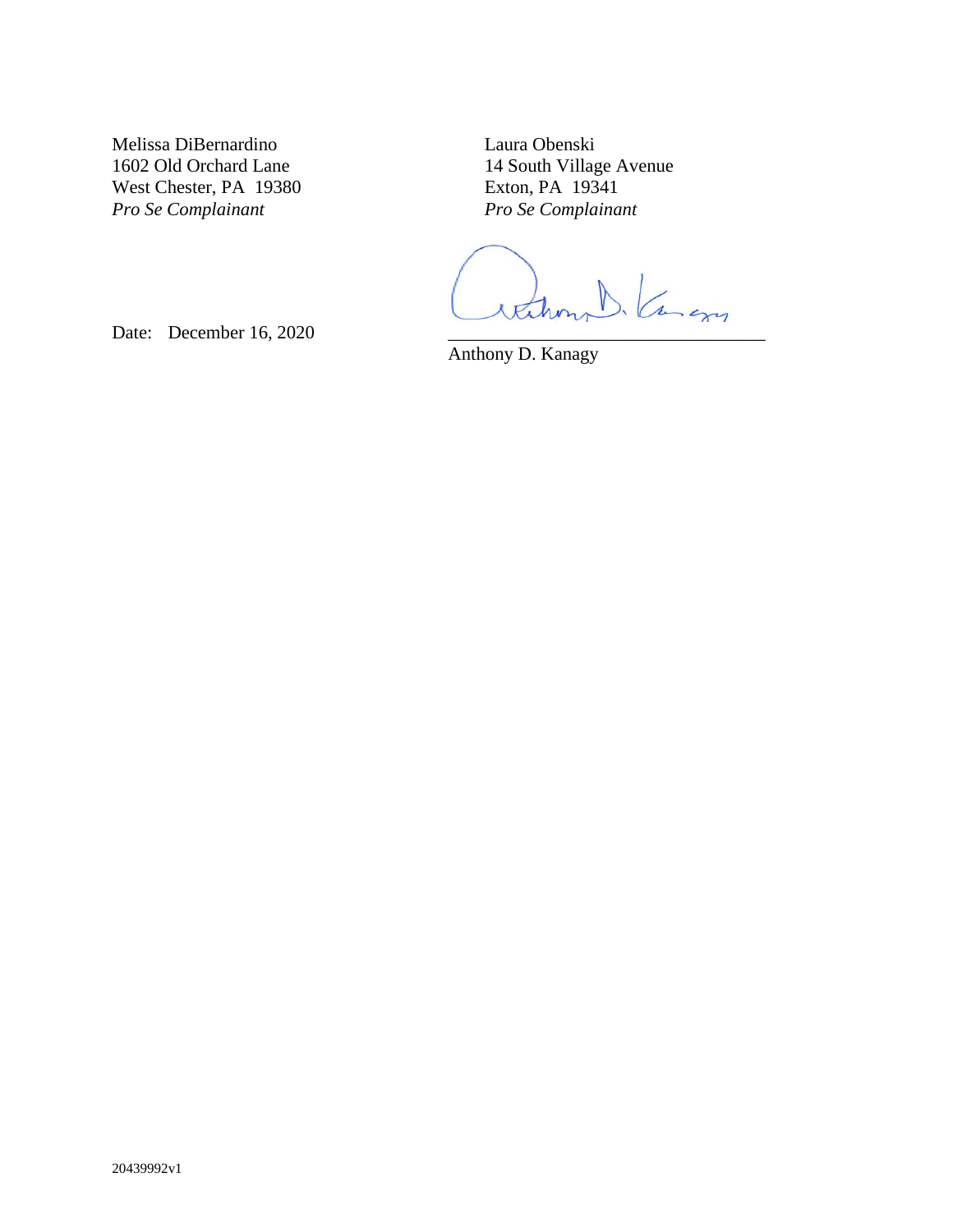Melissa DiBernardino
1602 Old Orchard Lane
West Chester, PA 19380
*Pro Se Complainant*

Laura Obenski
14 South Village Avenue
Exton, PA 19341
*Pro Se Complainant*

Date: December 16, 2020

\_\_\_\_\_\_\_\_\_\_\_\_\_\_\_\_\_\_\_\_\_\_\_\_\_\_\_\_\_\_\_\_\_\_\_\_\_\_
Anthony D. Kanagy

20439992v1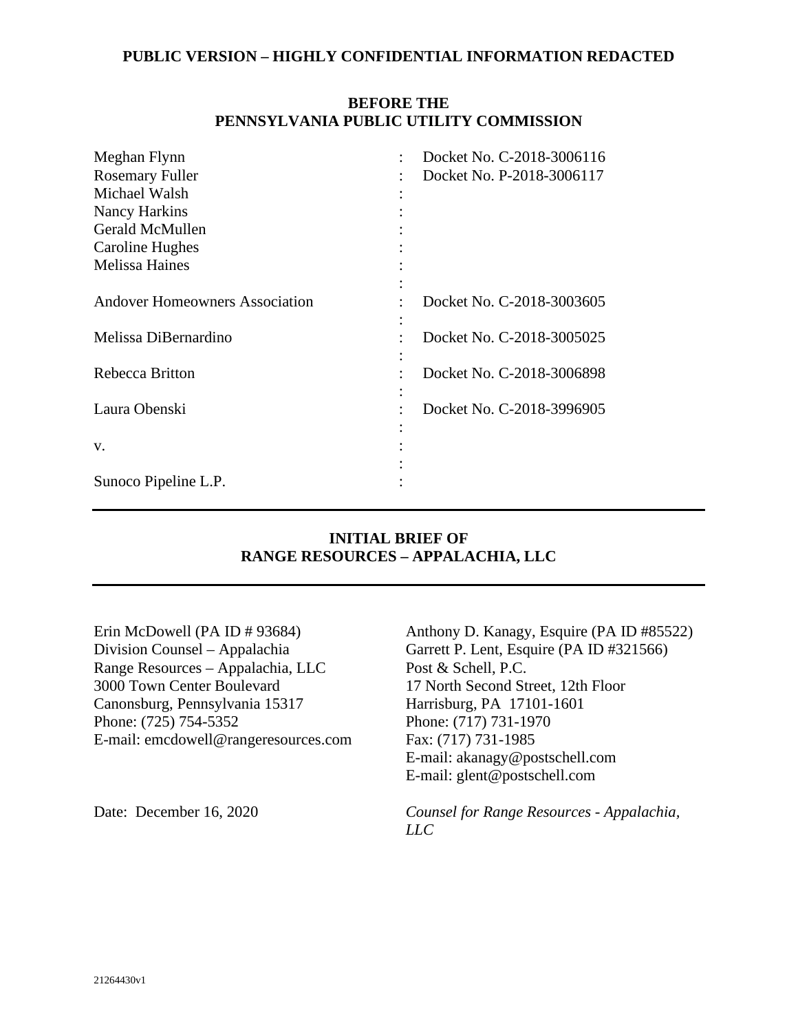**PUBLIC VERSION – HIGHLY CONFIDENTIAL INFORMATION REDACTED**

**BEFORE THE**
**PENNSYLVANIA PUBLIC UTILITY COMMISSION**

| | | |
|---|---|---|
| Meghan Flynn | : | Docket No. C-2018-3006116 |
| Rosemary Fuller | : | Docket No. P-2018-3006117 |
| Michael Walsh | : | |
| Nancy Harkins | : | |
| Gerald McMullen | : | |
| Caroline Hughes | : | |
| Melissa Haines | : | |
| | : | |
| Andover Homeowners Association | : | Docket No. C-2018-3003605 |
| | : | |
| Melissa DiBernardino | : | Docket No. C-2018-3005025 |
| | : | |
| Rebecca Britton | : | Docket No. C-2018-3006898 |
| | : | |
| Laura Obenski | : | Docket No. C-2018-3996905 |
| | : | |
| v. | : | |
| | : | |
| Sunoco Pipeline L.P. | : | |

---

**INITIAL BRIEF OF**
**RANGE RESOURCES – APPALACHIA, LLC**

---

Erin McDowell (PA ID # 93684)
Division Counsel – Appalachia
Range Resources – Appalachia, LLC
3000 Town Center Boulevard
Canonsburg, Pennsylvania 15317
Phone: (725) 754-5352
E-mail: emcdowell@rangeresources.com

Anthony D. Kanagy, Esquire (PA ID #85522)
Garrett P. Lent, Esquire (PA ID #321566)
Post & Schell, P.C.
17 North Second Street, 12th Floor
Harrisburg, PA 17101-1601
Phone: (717) 731-1970
Fax: (717) 731-1985
E-mail: akanagy@postschell.com
E-mail: glent@postschell.com

Date: December 16, 2020

*Counsel for Range Resources - Appalachia, LLC*

21264430v1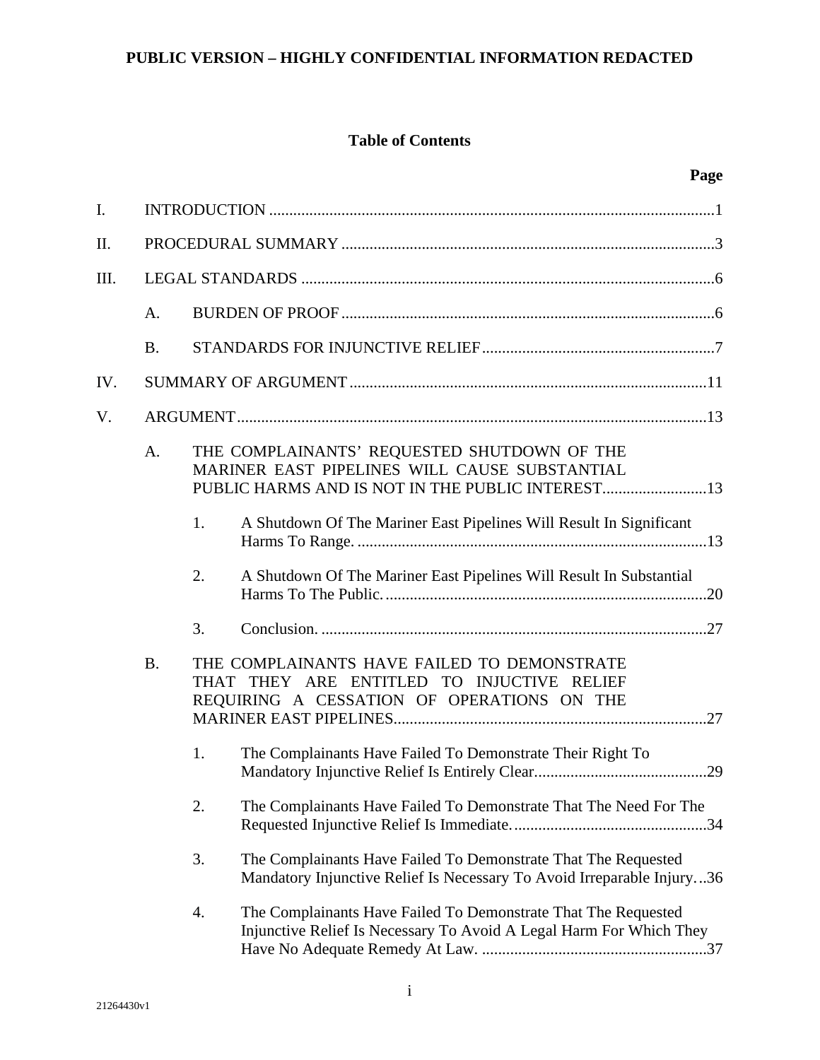PUBLIC VERSION – HIGHLY CONFIDENTIAL INFORMATION REDACTED

## Table of Contents

| | | | Page |
|---|---|---|---|
| I. | INTRODUCTION | | 1 |
| II. | PROCEDURAL SUMMARY | | 3 |
| III. | LEGAL STANDARDS | | 6 |
| | A. | BURDEN OF PROOF | 6 |
| | B. | STANDARDS FOR INJUNCTIVE RELIEF | 7 |
| IV. | SUMMARY OF ARGUMENT | | 11 |
| V. | ARGUMENT | | 13 |
| | A. | THE COMPLAINANTS' REQUESTED SHUTDOWN OF THE MARINER EAST PIPELINES WILL CAUSE SUBSTANTIAL PUBLIC HARMS AND IS NOT IN THE PUBLIC INTEREST | 13 |
| | | 1. A Shutdown Of The Mariner East Pipelines Will Result In Significant Harms To Range. | 13 |
| | | 2. A Shutdown Of The Mariner East Pipelines Will Result In Substantial Harms To The Public. | 20 |
| | | 3. Conclusion. | 27 |
| | B. | THE COMPLAINANTS HAVE FAILED TO DEMONSTRATE THAT THEY ARE ENTITLED TO INJUCTIVE RELIEF REQUIRING A CESSATION OF OPERATIONS ON THE MARINER EAST PIPELINES | 27 |
| | | 1. The Complainants Have Failed To Demonstrate Their Right To Mandatory Injunctive Relief Is Entirely Clear. | 29 |
| | | 2. The Complainants Have Failed To Demonstrate That The Need For The Requested Injunctive Relief Is Immediate. | 34 |
| | | 3. The Complainants Have Failed To Demonstrate That The Requested Mandatory Injunctive Relief Is Necessary To Avoid Irreparable Injury. | 36 |
| | | 4. The Complainants Have Failed To Demonstrate That The Requested Injunctive Relief Is Necessary To Avoid A Legal Harm For Which They Have No Adequate Remedy At Law. | 37 |

21264430v1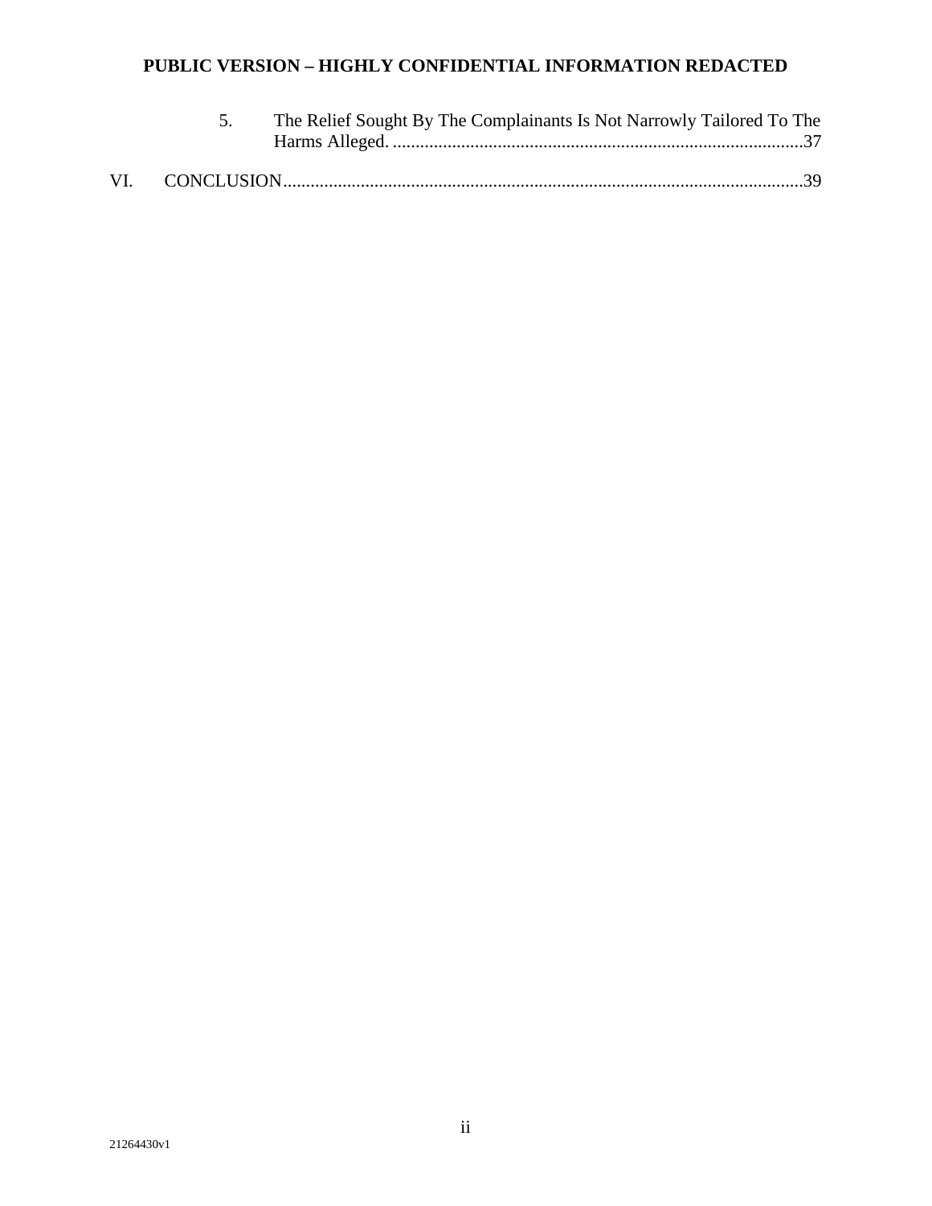5. The Relief Sought By The Complainants Is Not Narrowly Tailored To The Harms Alleged. ..........................................................................................37

VI. CONCLUSION.................................................................................................................39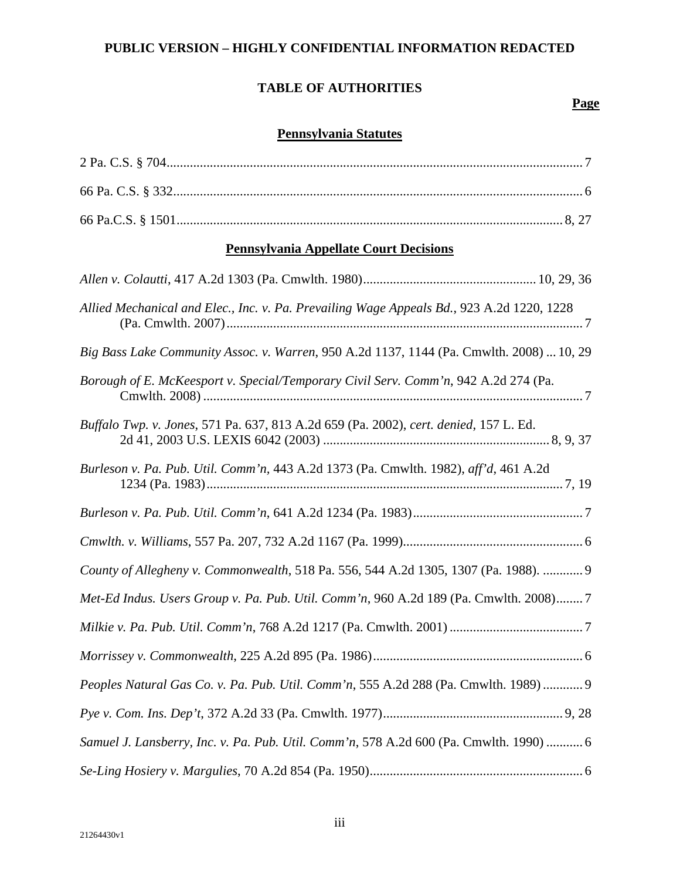**PUBLIC VERSION – HIGHLY CONFIDENTIAL INFORMATION REDACTED**

## TABLE OF AUTHORITIES

**Page**

### Pennsylvania Statutes

2 Pa. C.S. § 704 .......... 7

66 Pa. C.S. § 332 .......... 6

66 Pa.C.S. § 1501 .......... 8, 27

### Pennsylvania Appellate Court Decisions

*Allen v. Colautti*, 417 A.2d 1303 (Pa. Cmwlth. 1980) .......... 10, 29, 36

*Allied Mechanical and Elec., Inc. v. Pa. Prevailing Wage Appeals Bd.*, 923 A.2d 1220, 1228 (Pa. Cmwlth. 2007) .......... 7

*Big Bass Lake Community Assoc. v. Warren*, 950 A.2d 1137, 1144 (Pa. Cmwlth. 2008) ... 10, 29

*Borough of E. McKeesport v. Special/Temporary Civil Serv. Comm'n*, 942 A.2d 274 (Pa. Cmwlth. 2008) .......... 7

*Buffalo Twp. v. Jones*, 571 Pa. 637, 813 A.2d 659 (Pa. 2002), *cert. denied*, 157 L. Ed. 2d 41, 2003 U.S. LEXIS 6042 (2003) .......... 8, 9, 37

*Burleson v. Pa. Pub. Util. Comm'n*, 443 A.2d 1373 (Pa. Cmwlth. 1982), *aff'd*, 461 A.2d 1234 (Pa. 1983) .......... 7, 19

*Burleson v. Pa. Pub. Util. Comm'n*, 641 A.2d 1234 (Pa. 1983) .......... 7

*Cmwlth. v. Williams*, 557 Pa. 207, 732 A.2d 1167 (Pa. 1999) .......... 6

*County of Allegheny v. Commonwealth*, 518 Pa. 556, 544 A.2d 1305, 1307 (Pa. 1988). .......... 9

*Met-Ed Indus. Users Group v. Pa. Pub. Util. Comm'n*, 960 A.2d 189 (Pa. Cmwlth. 2008) .......... 7

*Milkie v. Pa. Pub. Util. Comm'n*, 768 A.2d 1217 (Pa. Cmwlth. 2001) .......... 7

*Morrissey v. Commonwealth*, 225 A.2d 895 (Pa. 1986) .......... 6

*Peoples Natural Gas Co. v. Pa. Pub. Util. Comm'n*, 555 A.2d 288 (Pa. Cmwlth. 1989) .......... 9

*Pye v. Com. Ins. Dep't*, 372 A.2d 33 (Pa. Cmwlth. 1977) .......... 9, 28

*Samuel J. Lansberry, Inc. v. Pa. Pub. Util. Comm'n*, 578 A.2d 600 (Pa. Cmwlth. 1990) .......... 6

*Se-Ling Hosiery v. Margulies*, 70 A.2d 854 (Pa. 1950) .......... 6

21264430v1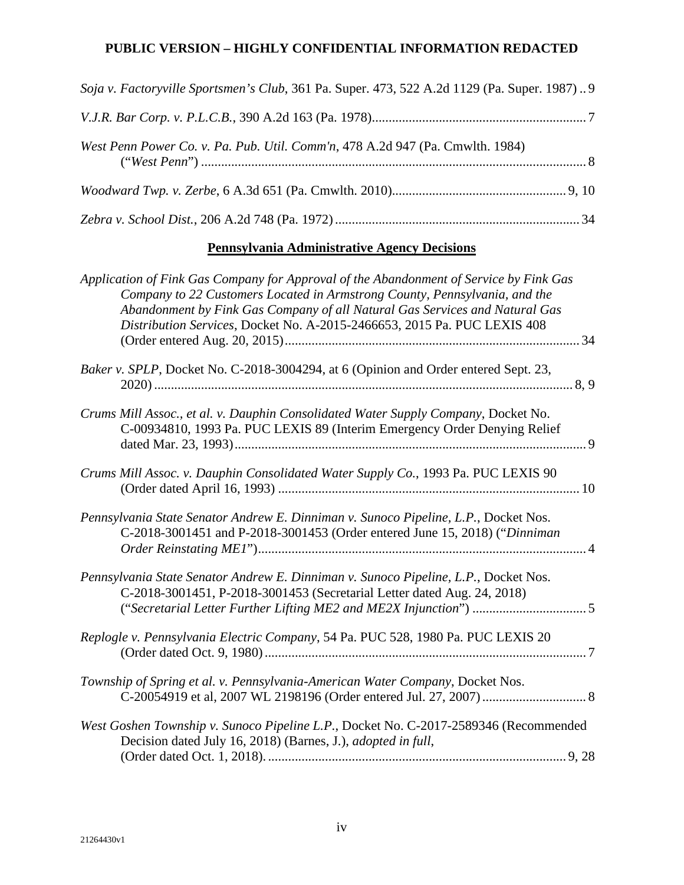*Soja v. Factoryville Sportsmen's Club*, 361 Pa. Super. 473, 522 A.2d 1129 (Pa. Super. 1987) .. 9

*V.J.R. Bar Corp. v. P.L.C.B.*, 390 A.2d 163 (Pa. 1978)................................................................ 7

*West Penn Power Co. v. Pa. Pub. Util. Comm'n*, 478 A.2d 947 (Pa. Cmwlth. 1984) ("*West Penn*") .................................................................................................................. 8

*Woodward Twp. v. Zerbe*, 6 A.3d 651 (Pa. Cmwlth. 2010).................................................... 9, 10

*Zebra v. School Dist.*, 206 A.2d 748 (Pa. 1972) ......................................................................... 34

## Pennsylvania Administrative Agency Decisions

*Application of Fink Gas Company for Approval of the Abandonment of Service by Fink Gas Company to 22 Customers Located in Armstrong County, Pennsylvania, and the Abandonment by Fink Gas Company of all Natural Gas Services and Natural Gas Distribution Services*, Docket No. A-2015-2466653, 2015 Pa. PUC LEXIS 408 (Order entered Aug. 20, 2015)........................................................................................ 34

*Baker v. SPLP*, Docket No. C-2018-3004294, at 6 (Opinion and Order entered Sept. 23, 2020) ............................................................................................................................ 8, 9

*Crums Mill Assoc., et al. v. Dauphin Consolidated Water Supply Company*, Docket No. C-00934810, 1993 Pa. PUC LEXIS 89 (Interim Emergency Order Denying Relief dated Mar. 23, 1993)......................................................................................................... 9

*Crums Mill Assoc. v. Dauphin Consolidated Water Supply Co.*, 1993 Pa. PUC LEXIS 90 (Order dated April 16, 1993) .......................................................................................... 10

*Pennsylvania State Senator Andrew E. Dinniman v. Sunoco Pipeline, L.P.*, Docket Nos. C-2018-3001451 and P-2018-3001453 (Order entered June 15, 2018) ("*Dinniman Order Reinstating ME1*")................................................................................................. 4

*Pennsylvania State Senator Andrew E. Dinniman v. Sunoco Pipeline, L.P.*, Docket Nos. C-2018-3001451, P-2018-3001453 (Secretarial Letter dated Aug. 24, 2018) ("*Secretarial Letter Further Lifting ME2 and ME2X Injunction*") .................................. 5

*Replogle v. Pennsylvania Electric Company*, 54 Pa. PUC 528, 1980 Pa. PUC LEXIS 20 (Order dated Oct. 9, 1980) ............................................................................................... 7

*Township of Spring et al. v. Pennsylvania-American Water Company*, Docket Nos. C-20054919 et al, 2007 WL 2198196 (Order entered Jul. 27, 2007) ............................... 8

*West Goshen Township v. Sunoco Pipeline L.P.*, Docket No. C-2017-2589346 (Recommended Decision dated July 16, 2018) (Barnes, J.), *adopted in full*, (Order dated Oct. 1, 2018). ......................................................................................... 9, 28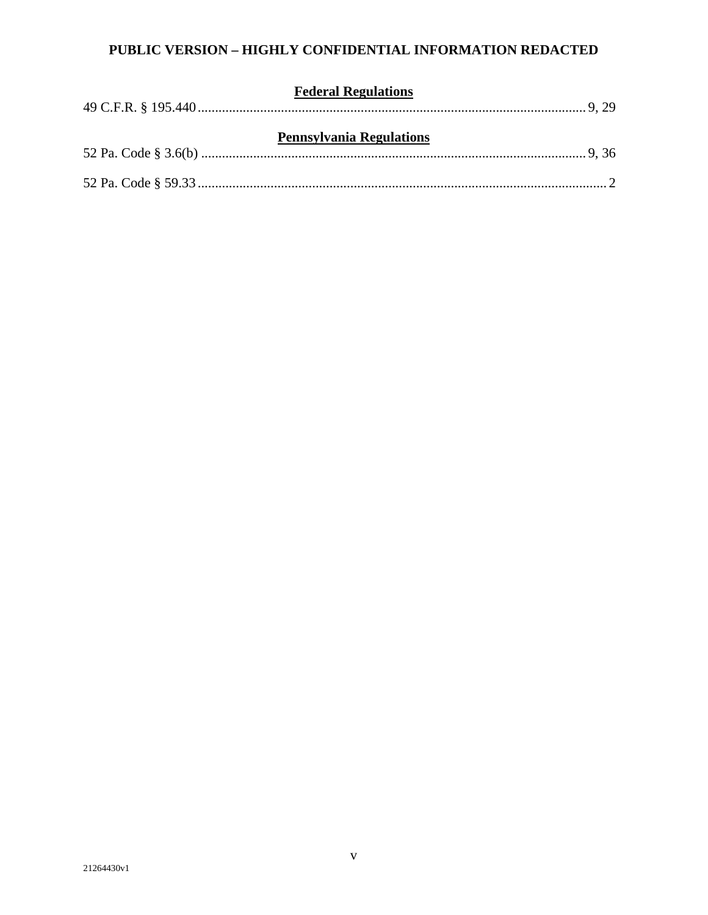**Federal Regulations**

49 C.F.R. § 195.440 ................................................................................................................ 9, 29

**Pennsylvania Regulations**

52 Pa. Code § 3.6(b) ............................................................................................................... 9, 36

52 Pa. Code § 59.33 ..................................................................................................................... 2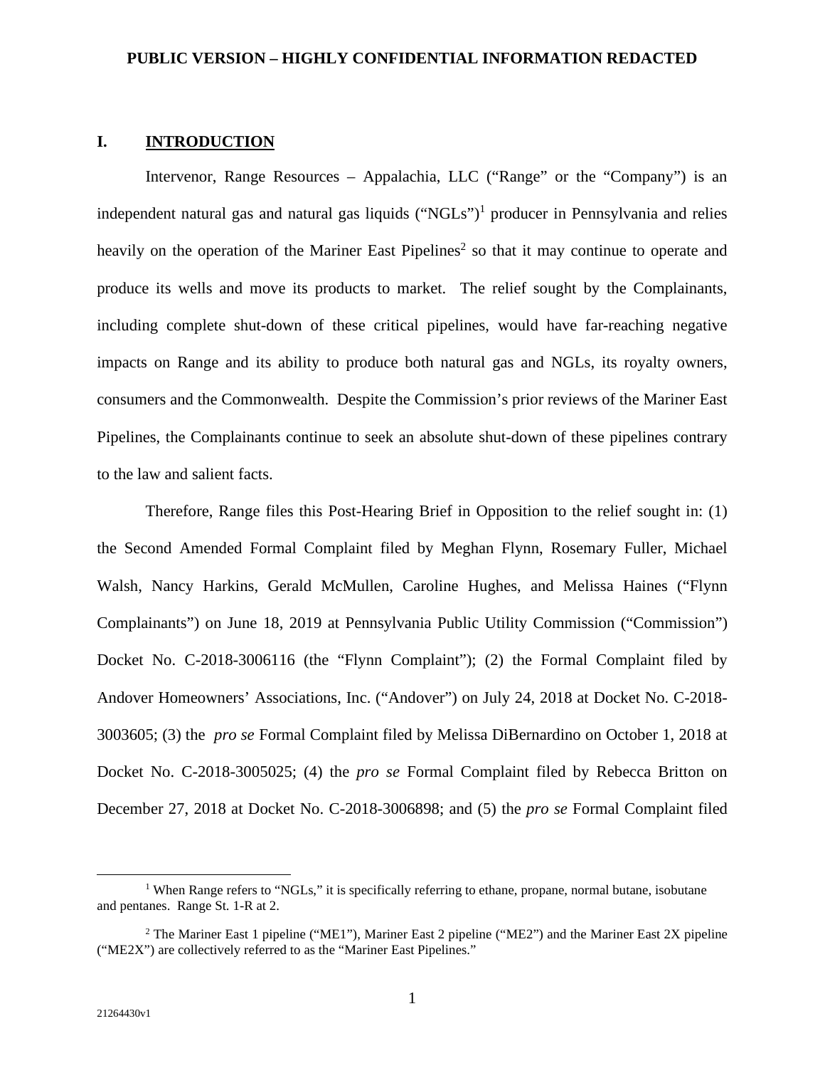**PUBLIC VERSION – HIGHLY CONFIDENTIAL INFORMATION REDACTED**

## I. INTRODUCTION

Intervenor, Range Resources – Appalachia, LLC ("Range" or the "Company") is an independent natural gas and natural gas liquids ("NGLs")[1] producer in Pennsylvania and relies heavily on the operation of the Mariner East Pipelines[2] so that it may continue to operate and produce its wells and move its products to market. The relief sought by the Complainants, including complete shut-down of these critical pipelines, would have far-reaching negative impacts on Range and its ability to produce both natural gas and NGLs, its royalty owners, consumers and the Commonwealth. Despite the Commission's prior reviews of the Mariner East Pipelines, the Complainants continue to seek an absolute shut-down of these pipelines contrary to the law and salient facts.

Therefore, Range files this Post-Hearing Brief in Opposition to the relief sought in: (1) the Second Amended Formal Complaint filed by Meghan Flynn, Rosemary Fuller, Michael Walsh, Nancy Harkins, Gerald McMullen, Caroline Hughes, and Melissa Haines ("Flynn Complainants") on June 18, 2019 at Pennsylvania Public Utility Commission ("Commission") Docket No. C-2018-3006116 (the "Flynn Complaint"); (2) the Formal Complaint filed by Andover Homeowners' Associations, Inc. ("Andover") on July 24, 2018 at Docket No. C-2018-3003605; (3) the *pro se* Formal Complaint filed by Melissa DiBernardino on October 1, 2018 at Docket No. C-2018-3005025; (4) the *pro se* Formal Complaint filed by Rebecca Britton on December 27, 2018 at Docket No. C-2018-3006898; and (5) the *pro se* Formal Complaint filed

---

[1] When Range refers to "NGLs," it is specifically referring to ethane, propane, normal butane, isobutane and pentanes. Range St. 1-R at 2.

[2] The Mariner East 1 pipeline ("ME1"), Mariner East 2 pipeline ("ME2") and the Mariner East 2X pipeline ("ME2X") are collectively referred to as the "Mariner East Pipelines."

21264430v1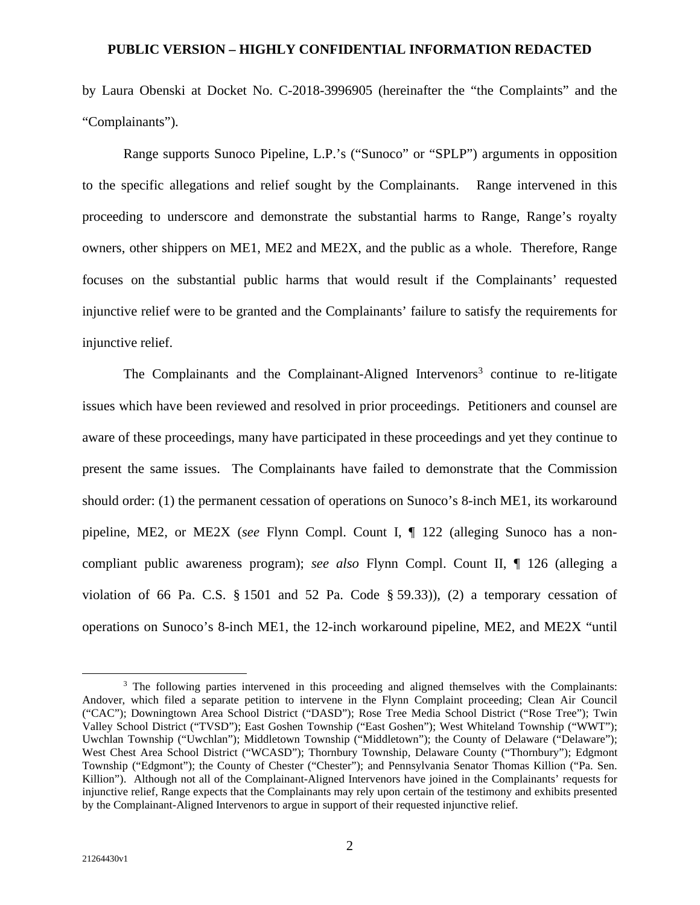by Laura Obenski at Docket No. C-2018-3996905 (hereinafter the "the Complaints" and the "Complainants").

Range supports Sunoco Pipeline, L.P.'s ("Sunoco" or "SPLP") arguments in opposition to the specific allegations and relief sought by the Complainants. Range intervened in this proceeding to underscore and demonstrate the substantial harms to Range, Range's royalty owners, other shippers on ME1, ME2 and ME2X, and the public as a whole. Therefore, Range focuses on the substantial public harms that would result if the Complainants' requested injunctive relief were to be granted and the Complainants' failure to satisfy the requirements for injunctive relief.

The Complainants and the Complainant-Aligned Intervenors[3] continue to re-litigate issues which have been reviewed and resolved in prior proceedings. Petitioners and counsel are aware of these proceedings, many have participated in these proceedings and yet they continue to present the same issues. The Complainants have failed to demonstrate that the Commission should order: (1) the permanent cessation of operations on Sunoco's 8-inch ME1, its workaround pipeline, ME2, or ME2X (*see* Flynn Compl. Count I, ¶ 122 (alleging Sunoco has a non-compliant public awareness program); *see also* Flynn Compl. Count II, ¶ 126 (alleging a violation of 66 Pa. C.S. § 1501 and 52 Pa. Code § 59.33)), (2) a temporary cessation of operations on Sunoco's 8-inch ME1, the 12-inch workaround pipeline, ME2, and ME2X "until

[3] The following parties intervened in this proceeding and aligned themselves with the Complainants: Andover, which filed a separate petition to intervene in the Flynn Complaint proceeding; Clean Air Council ("CAC"); Downingtown Area School District ("DASD"); Rose Tree Media School District ("Rose Tree"); Twin Valley School District ("TVSD"); East Goshen Township ("East Goshen"); West Whiteland Township ("WWT"); Uwchlan Township ("Uwchlan"); Middletown Township ("Middletown"); the County of Delaware ("Delaware"); West Chest Area School District ("WCASD"); Thornbury Township, Delaware County ("Thornbury"); Edgmont Township ("Edgmont"); the County of Chester ("Chester"); and Pennsylvania Senator Thomas Killion ("Pa. Sen. Killion"). Although not all of the Complainant-Aligned Intervenors have joined in the Complainants' requests for injunctive relief, Range expects that the Complainants may rely upon certain of the testimony and exhibits presented by the Complainant-Aligned Intervenors to argue in support of their requested injunctive relief.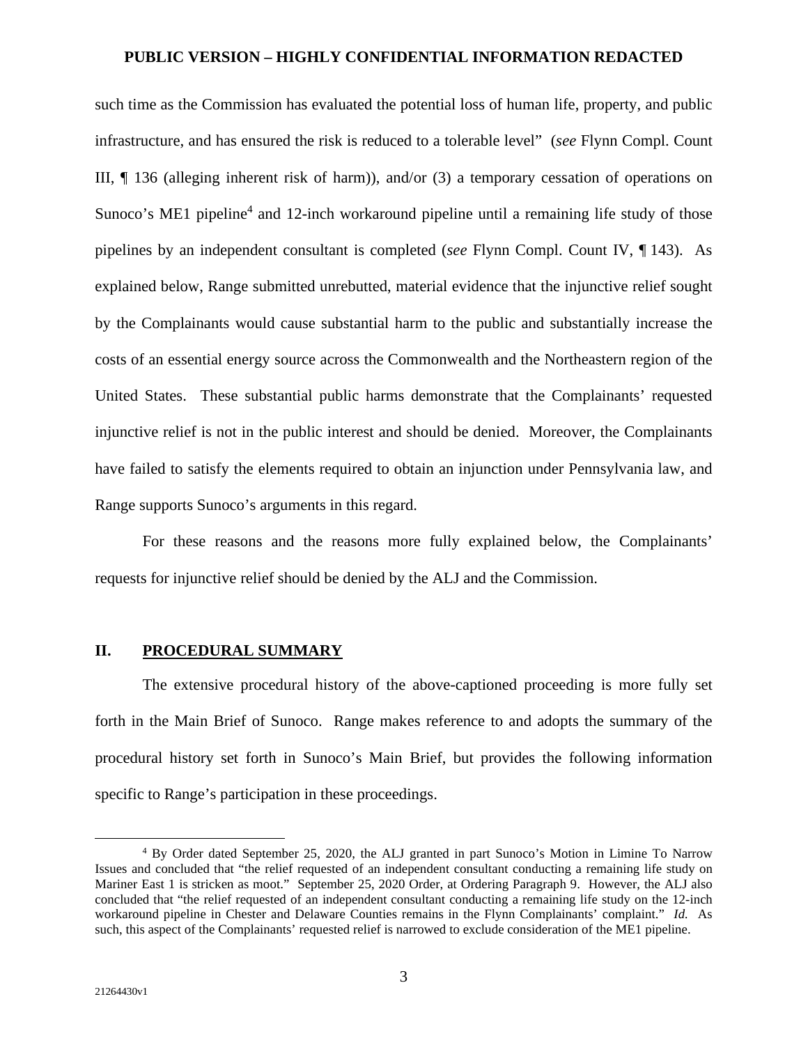such time as the Commission has evaluated the potential loss of human life, property, and public infrastructure, and has ensured the risk is reduced to a tolerable level" (*see* Flynn Compl. Count III, ¶ 136 (alleging inherent risk of harm)), and/or (3) a temporary cessation of operations on Sunoco's ME1 pipeline[4] and 12-inch workaround pipeline until a remaining life study of those pipelines by an independent consultant is completed (*see* Flynn Compl. Count IV, ¶ 143). As explained below, Range submitted unrebutted, material evidence that the injunctive relief sought by the Complainants would cause substantial harm to the public and substantially increase the costs of an essential energy source across the Commonwealth and the Northeastern region of the United States. These substantial public harms demonstrate that the Complainants' requested injunctive relief is not in the public interest and should be denied. Moreover, the Complainants have failed to satisfy the elements required to obtain an injunction under Pennsylvania law, and Range supports Sunoco's arguments in this regard.

For these reasons and the reasons more fully explained below, the Complainants' requests for injunctive relief should be denied by the ALJ and the Commission.

## II. PROCEDURAL SUMMARY

The extensive procedural history of the above-captioned proceeding is more fully set forth in the Main Brief of Sunoco. Range makes reference to and adopts the summary of the procedural history set forth in Sunoco's Main Brief, but provides the following information specific to Range's participation in these proceedings.

---

[4] By Order dated September 25, 2020, the ALJ granted in part Sunoco's Motion in Limine To Narrow Issues and concluded that "the relief requested of an independent consultant conducting a remaining life study on Mariner East 1 is stricken as moot." September 25, 2020 Order, at Ordering Paragraph 9. However, the ALJ also concluded that "the relief requested of an independent consultant conducting a remaining life study on the 12-inch workaround pipeline in Chester and Delaware Counties remains in the Flynn Complainants' complaint." *Id.* As such, this aspect of the Complainants' requested relief is narrowed to exclude consideration of the ME1 pipeline.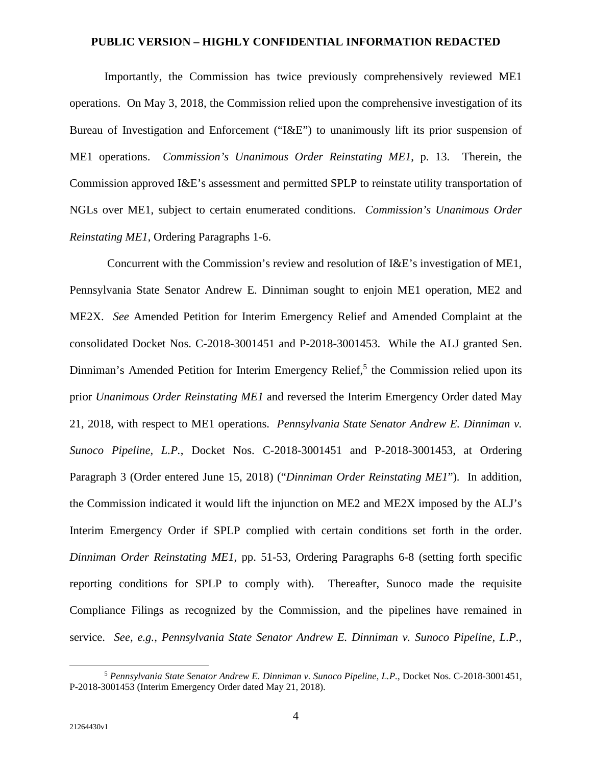Importantly, the Commission has twice previously comprehensively reviewed ME1 operations. On May 3, 2018, the Commission relied upon the comprehensive investigation of its Bureau of Investigation and Enforcement ("I&E") to unanimously lift its prior suspension of ME1 operations. *Commission's Unanimous Order Reinstating ME1*, p. 13. Therein, the Commission approved I&E's assessment and permitted SPLP to reinstate utility transportation of NGLs over ME1, subject to certain enumerated conditions. *Commission's Unanimous Order Reinstating ME1*, Ordering Paragraphs 1-6.

Concurrent with the Commission's review and resolution of I&E's investigation of ME1, Pennsylvania State Senator Andrew E. Dinniman sought to enjoin ME1 operation, ME2 and ME2X. *See* Amended Petition for Interim Emergency Relief and Amended Complaint at the consolidated Docket Nos. C-2018-3001451 and P-2018-3001453. While the ALJ granted Sen. Dinniman's Amended Petition for Interim Emergency Relief,[5] the Commission relied upon its prior *Unanimous Order Reinstating ME1* and reversed the Interim Emergency Order dated May 21, 2018, with respect to ME1 operations. *Pennsylvania State Senator Andrew E. Dinniman v. Sunoco Pipeline, L.P.*, Docket Nos. C-2018-3001451 and P-2018-3001453, at Ordering Paragraph 3 (Order entered June 15, 2018) ("*Dinniman Order Reinstating ME1*"). In addition, the Commission indicated it would lift the injunction on ME2 and ME2X imposed by the ALJ's Interim Emergency Order if SPLP complied with certain conditions set forth in the order. *Dinniman Order Reinstating ME1*, pp. 51-53, Ordering Paragraphs 6-8 (setting forth specific reporting conditions for SPLP to comply with). Thereafter, Sunoco made the requisite Compliance Filings as recognized by the Commission, and the pipelines have remained in service. *See, e.g.*, *Pennsylvania State Senator Andrew E. Dinniman v. Sunoco Pipeline, L.P.*,

---

[5] *Pennsylvania State Senator Andrew E. Dinniman v. Sunoco Pipeline, L.P.*, Docket Nos. C-2018-3001451, P-2018-3001453 (Interim Emergency Order dated May 21, 2018).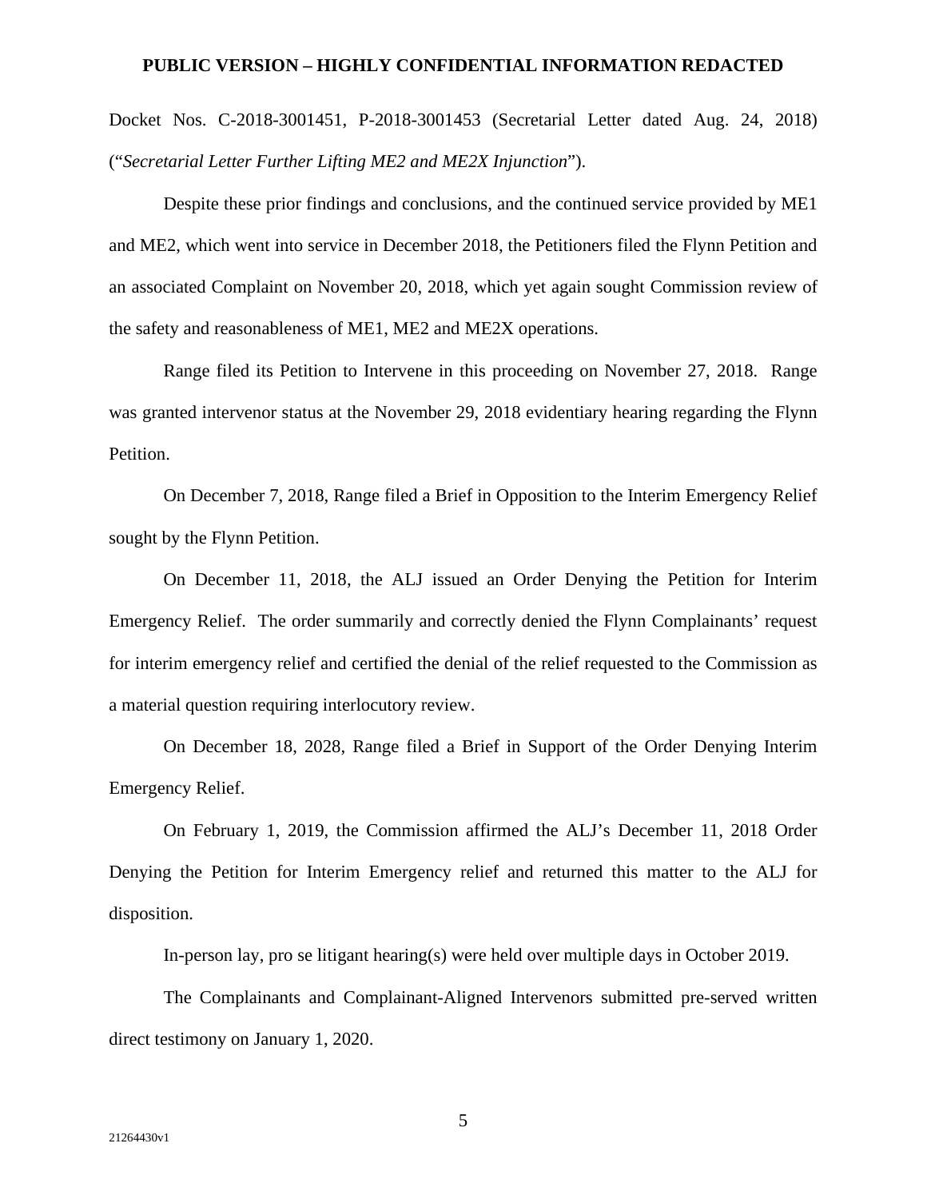Docket Nos. C-2018-3001451, P-2018-3001453 (Secretarial Letter dated Aug. 24, 2018) ("*Secretarial Letter Further Lifting ME2 and ME2X Injunction*").

Despite these prior findings and conclusions, and the continued service provided by ME1 and ME2, which went into service in December 2018, the Petitioners filed the Flynn Petition and an associated Complaint on November 20, 2018, which yet again sought Commission review of the safety and reasonableness of ME1, ME2 and ME2X operations.

Range filed its Petition to Intervene in this proceeding on November 27, 2018. Range was granted intervenor status at the November 29, 2018 evidentiary hearing regarding the Flynn Petition.

On December 7, 2018, Range filed a Brief in Opposition to the Interim Emergency Relief sought by the Flynn Petition.

On December 11, 2018, the ALJ issued an Order Denying the Petition for Interim Emergency Relief. The order summarily and correctly denied the Flynn Complainants' request for interim emergency relief and certified the denial of the relief requested to the Commission as a material question requiring interlocutory review.

On December 18, 2028, Range filed a Brief in Support of the Order Denying Interim Emergency Relief.

On February 1, 2019, the Commission affirmed the ALJ's December 11, 2018 Order Denying the Petition for Interim Emergency relief and returned this matter to the ALJ for disposition.

In-person lay, pro se litigant hearing(s) were held over multiple days in October 2019.

The Complainants and Complainant-Aligned Intervenors submitted pre-served written direct testimony on January 1, 2020.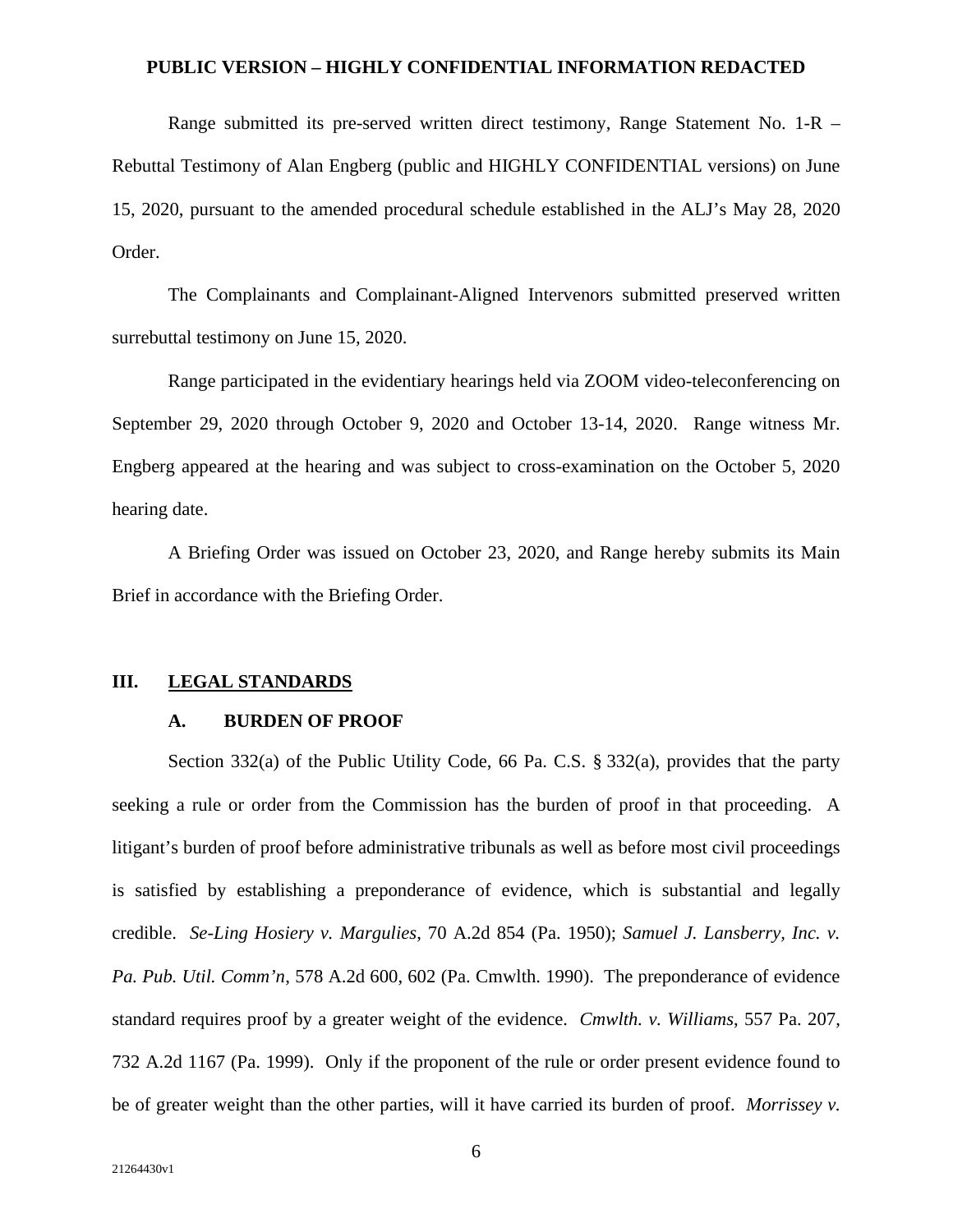Range submitted its pre-served written direct testimony, Range Statement No. 1-R – Rebuttal Testimony of Alan Engberg (public and HIGHLY CONFIDENTIAL versions) on June 15, 2020, pursuant to the amended procedural schedule established in the ALJ's May 28, 2020 Order.

The Complainants and Complainant-Aligned Intervenors submitted preserved written surrebuttal testimony on June 15, 2020.

Range participated in the evidentiary hearings held via ZOOM video-teleconferencing on September 29, 2020 through October 9, 2020 and October 13-14, 2020. Range witness Mr. Engberg appeared at the hearing and was subject to cross-examination on the October 5, 2020 hearing date.

A Briefing Order was issued on October 23, 2020, and Range hereby submits its Main Brief in accordance with the Briefing Order.

## III. LEGAL STANDARDS

### A. BURDEN OF PROOF

Section 332(a) of the Public Utility Code, 66 Pa. C.S. § 332(a), provides that the party seeking a rule or order from the Commission has the burden of proof in that proceeding. A litigant's burden of proof before administrative tribunals as well as before most civil proceedings is satisfied by establishing a preponderance of evidence, which is substantial and legally credible. *Se-Ling Hosiery v. Margulies*, 70 A.2d 854 (Pa. 1950); *Samuel J. Lansberry, Inc. v. Pa. Pub. Util. Comm'n*, 578 A.2d 600, 602 (Pa. Cmwlth. 1990). The preponderance of evidence standard requires proof by a greater weight of the evidence. *Cmwlth. v. Williams*, 557 Pa. 207, 732 A.2d 1167 (Pa. 1999). Only if the proponent of the rule or order present evidence found to be of greater weight than the other parties, will it have carried its burden of proof. *Morrissey v.*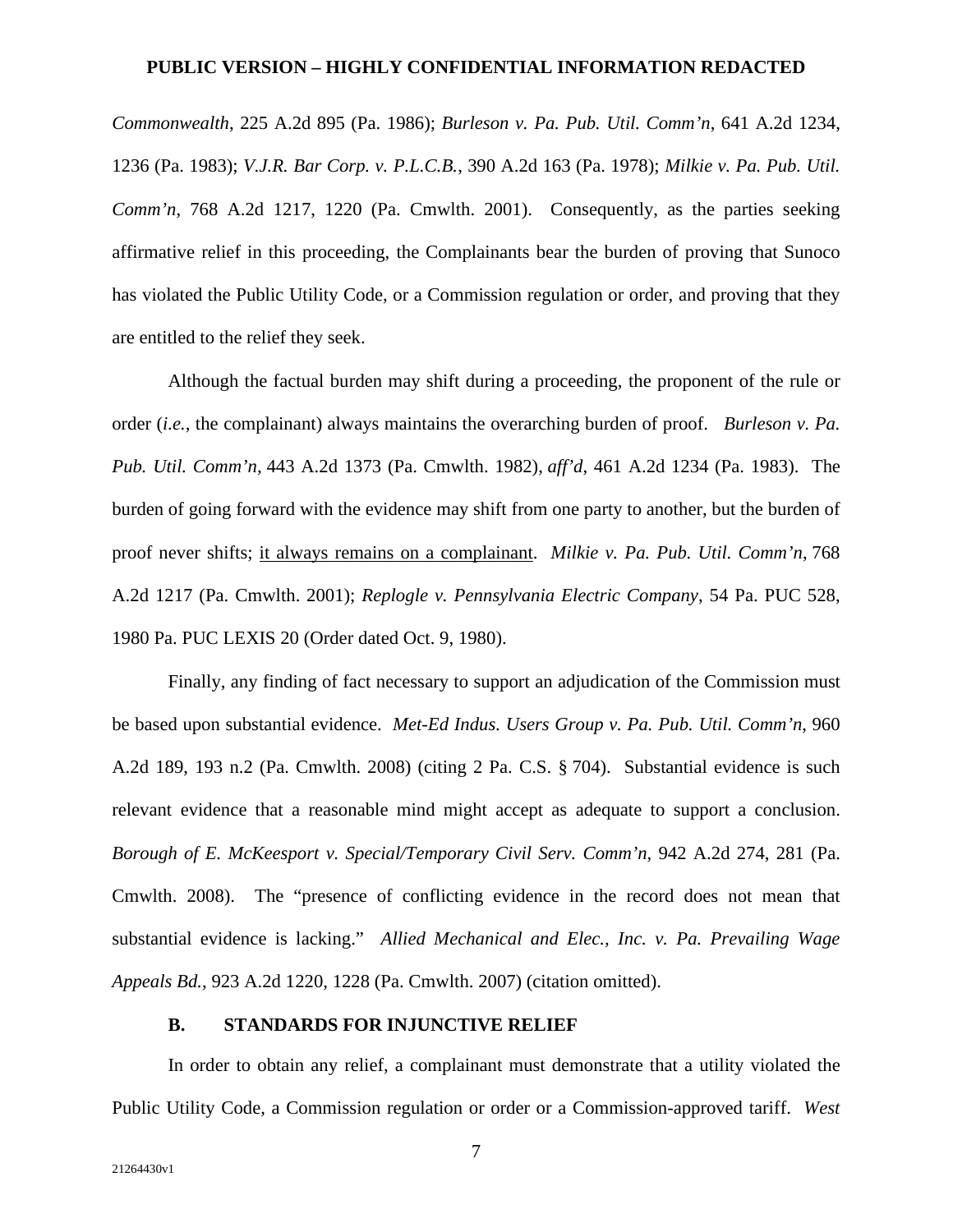*Commonwealth*, 225 A.2d 895 (Pa. 1986); *Burleson v. Pa. Pub. Util. Comm'n*, 641 A.2d 1234, 1236 (Pa. 1983); *V.J.R. Bar Corp. v. P.L.C.B.*, 390 A.2d 163 (Pa. 1978); *Milkie v. Pa. Pub. Util. Comm'n*, 768 A.2d 1217, 1220 (Pa. Cmwlth. 2001). Consequently, as the parties seeking affirmative relief in this proceeding, the Complainants bear the burden of proving that Sunoco has violated the Public Utility Code, or a Commission regulation or order, and proving that they are entitled to the relief they seek.

Although the factual burden may shift during a proceeding, the proponent of the rule or order (*i.e.*, the complainant) always maintains the overarching burden of proof. *Burleson v. Pa. Pub. Util. Comm'n,* 443 A.2d 1373 (Pa. Cmwlth. 1982), *aff'd*, 461 A.2d 1234 (Pa. 1983). The burden of going forward with the evidence may shift from one party to another, but the burden of proof never shifts; <u>it always remains on a complainant</u>. *Milkie v. Pa. Pub. Util. Comm'n*, 768 A.2d 1217 (Pa. Cmwlth. 2001); *Replogle v. Pennsylvania Electric Company*, 54 Pa. PUC 528, 1980 Pa. PUC LEXIS 20 (Order dated Oct. 9, 1980).

Finally, any finding of fact necessary to support an adjudication of the Commission must be based upon substantial evidence. *Met-Ed Indus. Users Group v. Pa. Pub. Util. Comm'n*, 960 A.2d 189, 193 n.2 (Pa. Cmwlth. 2008) (citing 2 Pa. C.S. § 704). Substantial evidence is such relevant evidence that a reasonable mind might accept as adequate to support a conclusion. *Borough of E. McKeesport v. Special/Temporary Civil Serv. Comm'n*, 942 A.2d 274, 281 (Pa. Cmwlth. 2008). The "presence of conflicting evidence in the record does not mean that substantial evidence is lacking." *Allied Mechanical and Elec., Inc. v. Pa. Prevailing Wage Appeals Bd.*, 923 A.2d 1220, 1228 (Pa. Cmwlth. 2007) (citation omitted).

### B. STANDARDS FOR INJUNCTIVE RELIEF

In order to obtain any relief, a complainant must demonstrate that a utility violated the Public Utility Code, a Commission regulation or order or a Commission-approved tariff. *West*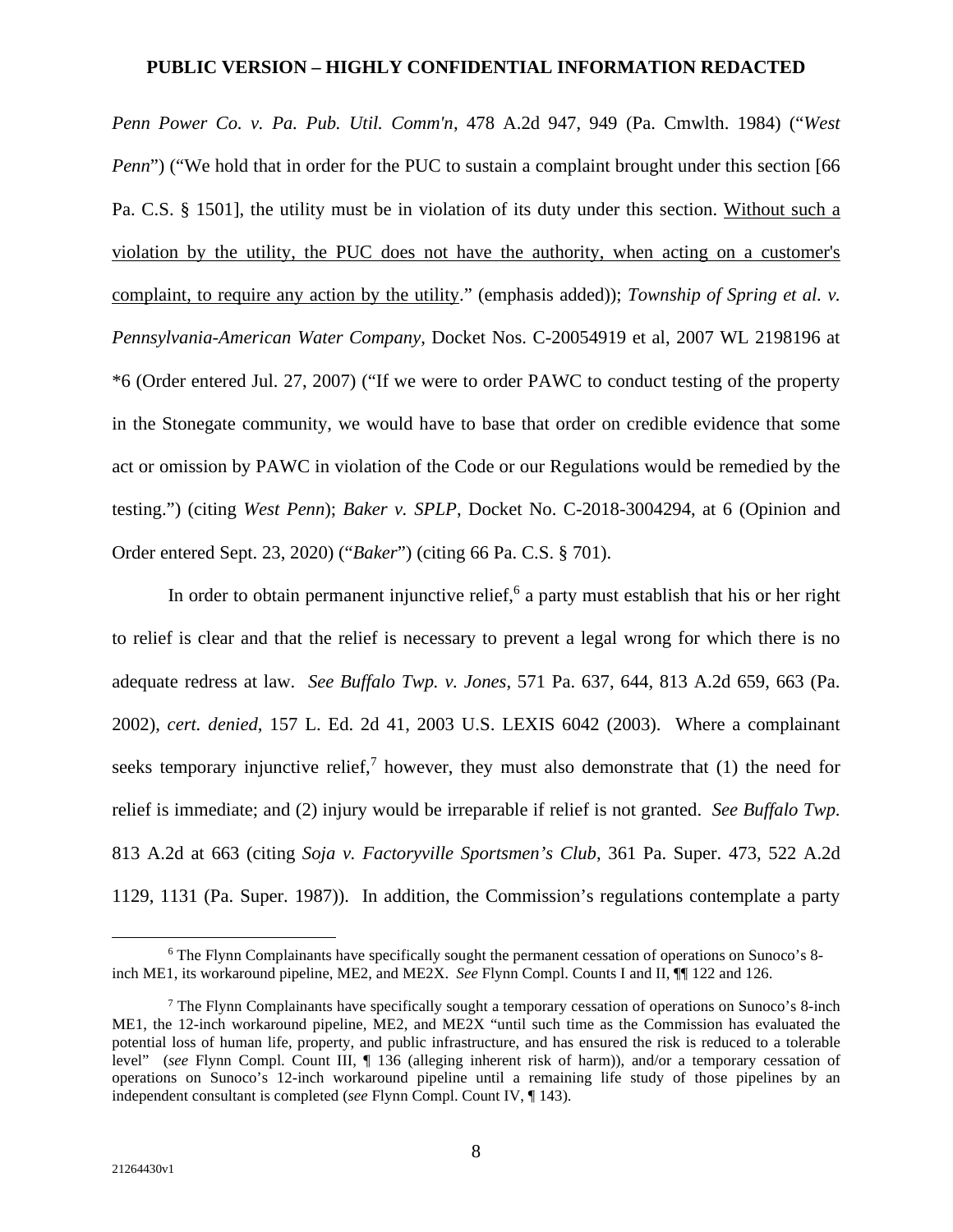*Penn Power Co. v. Pa. Pub. Util. Comm'n*, 478 A.2d 947, 949 (Pa. Cmwlth. 1984) ("*West Penn*") ("We hold that in order for the PUC to sustain a complaint brought under this section [66 Pa. C.S. § 1501], the utility must be in violation of its duty under this section. <u>Without such a violation by the utility, the PUC does not have the authority, when acting on a customer's complaint, to require any action by the utility</u>." (emphasis added)); *Township of Spring et al. v. Pennsylvania-American Water Company*, Docket Nos. C-20054919 et al, 2007 WL 2198196 at *6 (Order entered Jul. 27, 2007) ("If we were to order PAWC to conduct testing of the property in the Stonegate community, we would have to base that order on credible evidence that some act or omission by PAWC in violation of the Code or our Regulations would be remedied by the testing.") (citing *West Penn*); *Baker v. SPLP*, Docket No. C-2018-3004294, at 6 (Opinion and Order entered Sept. 23, 2020) ("*Baker*") (citing 66 Pa. C.S. § 701).

In order to obtain permanent injunctive relief,[6] a party must establish that his or her right to relief is clear and that the relief is necessary to prevent a legal wrong for which there is no adequate redress at law. *See Buffalo Twp. v. Jones*, 571 Pa. 637, 644, 813 A.2d 659, 663 (Pa. 2002), *cert. denied*, 157 L. Ed. 2d 41, 2003 U.S. LEXIS 6042 (2003). Where a complainant seeks temporary injunctive relief,[7] however, they must also demonstrate that (1) the need for relief is immediate; and (2) injury would be irreparable if relief is not granted. *See Buffalo Twp.* 813 A.2d at 663 (citing *Soja v. Factoryville Sportsmen's Club*, 361 Pa. Super. 473, 522 A.2d 1129, 1131 (Pa. Super. 1987)). In addition, the Commission's regulations contemplate a party

---

[6] The Flynn Complainants have specifically sought the permanent cessation of operations on Sunoco's 8-inch ME1, its workaround pipeline, ME2, and ME2X. *See* Flynn Compl. Counts I and II, ¶¶ 122 and 126.

[7] The Flynn Complainants have specifically sought a temporary cessation of operations on Sunoco's 8-inch ME1, the 12-inch workaround pipeline, ME2, and ME2X "until such time as the Commission has evaluated the potential loss of human life, property, and public infrastructure, and has ensured the risk is reduced to a tolerable level" (*see* Flynn Compl. Count III, ¶ 136 (alleging inherent risk of harm)), and/or a temporary cessation of operations on Sunoco's 12-inch workaround pipeline until a remaining life study of those pipelines by an independent consultant is completed (*see* Flynn Compl. Count IV, ¶ 143).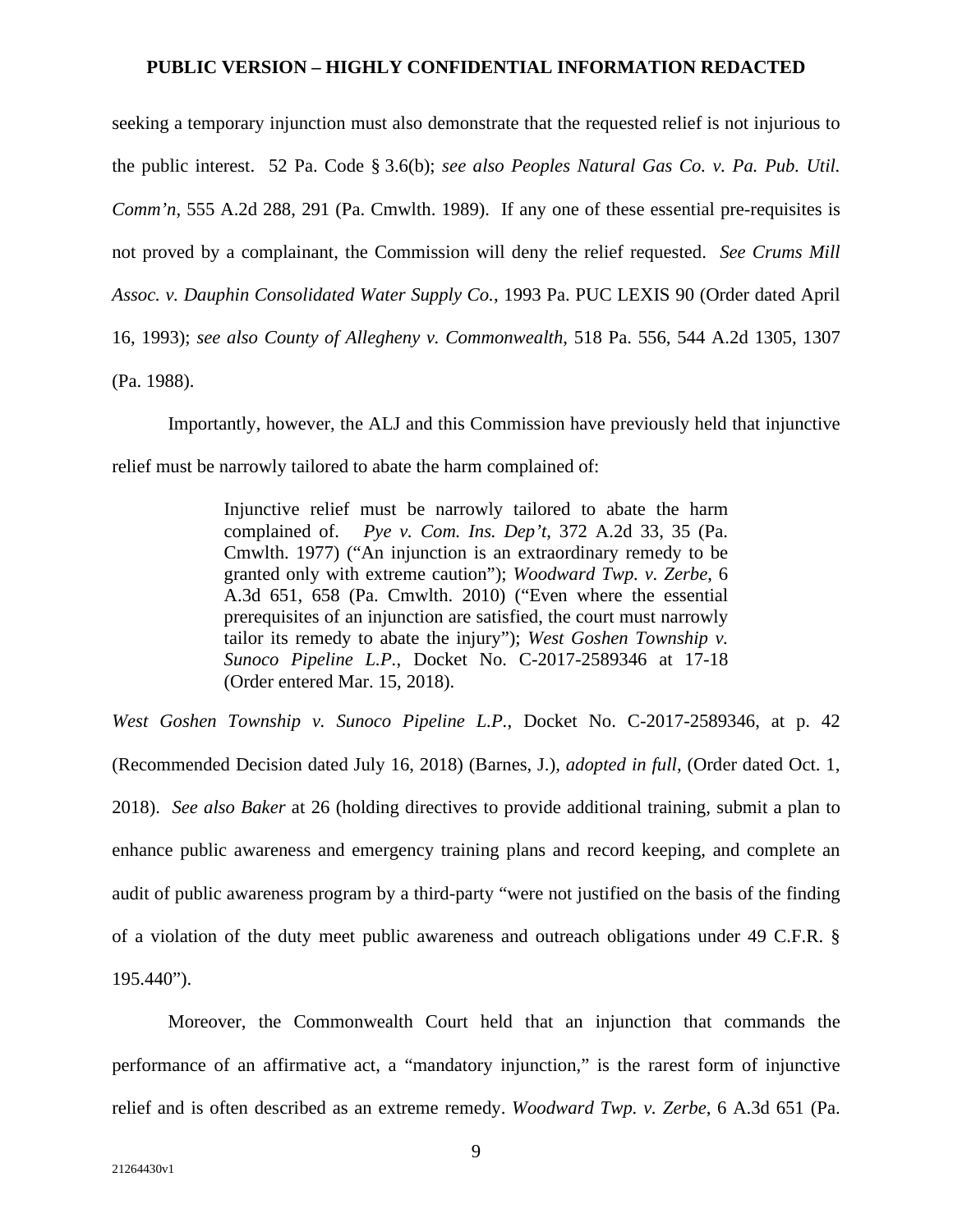seeking a temporary injunction must also demonstrate that the requested relief is not injurious to the public interest. 52 Pa. Code § 3.6(b); *see also Peoples Natural Gas Co. v. Pa. Pub. Util. Comm'n*, 555 A.2d 288, 291 (Pa. Cmwlth. 1989). If any one of these essential pre-requisites is not proved by a complainant, the Commission will deny the relief requested. *See Crums Mill Assoc. v. Dauphin Consolidated Water Supply Co.*, 1993 Pa. PUC LEXIS 90 (Order dated April 16, 1993); *see also County of Allegheny v. Commonwealth*, 518 Pa. 556, 544 A.2d 1305, 1307 (Pa. 1988).

Importantly, however, the ALJ and this Commission have previously held that injunctive relief must be narrowly tailored to abate the harm complained of:

> Injunctive relief must be narrowly tailored to abate the harm complained of. *Pye v. Com. Ins. Dep't*, 372 A.2d 33, 35 (Pa. Cmwlth. 1977) ("An injunction is an extraordinary remedy to be granted only with extreme caution"); *Woodward Twp. v. Zerbe*, 6 A.3d 651, 658 (Pa. Cmwlth. 2010) ("Even where the essential prerequisites of an injunction are satisfied, the court must narrowly tailor its remedy to abate the injury"); *West Goshen Township v. Sunoco Pipeline L.P.*, Docket No. C-2017-2589346 at 17-18 (Order entered Mar. 15, 2018).

*West Goshen Township v. Sunoco Pipeline L.P.*, Docket No. C-2017-2589346, at p. 42 (Recommended Decision dated July 16, 2018) (Barnes, J.), *adopted in full*, (Order dated Oct. 1, 2018). *See also Baker* at 26 (holding directives to provide additional training, submit a plan to enhance public awareness and emergency training plans and record keeping, and complete an audit of public awareness program by a third-party "were not justified on the basis of the finding of a violation of the duty meet public awareness and outreach obligations under 49 C.F.R. § 195.440").

Moreover, the Commonwealth Court held that an injunction that commands the performance of an affirmative act, a "mandatory injunction," is the rarest form of injunctive relief and is often described as an extreme remedy. *Woodward Twp. v. Zerbe*, 6 A.3d 651 (Pa.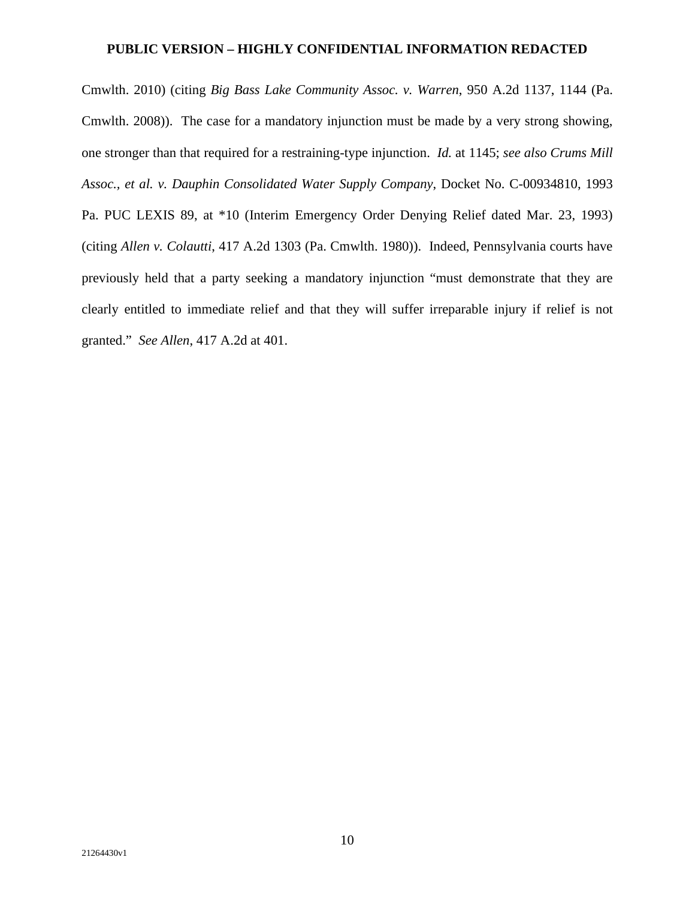Cmwlth. 2010) (citing *Big Bass Lake Community Assoc. v. Warren*, 950 A.2d 1137, 1144 (Pa. Cmwlth. 2008)). The case for a mandatory injunction must be made by a very strong showing, one stronger than that required for a restraining-type injunction. *Id.* at 1145; *see also Crums Mill Assoc., et al. v. Dauphin Consolidated Water Supply Company*, Docket No. C-00934810, 1993 Pa. PUC LEXIS 89, at *10 (Interim Emergency Order Denying Relief dated Mar. 23, 1993) (citing *Allen v. Colautti*, 417 A.2d 1303 (Pa. Cmwlth. 1980)). Indeed, Pennsylvania courts have previously held that a party seeking a mandatory injunction "must demonstrate that they are clearly entitled to immediate relief and that they will suffer irreparable injury if relief is not granted." *See Allen*, 417 A.2d at 401.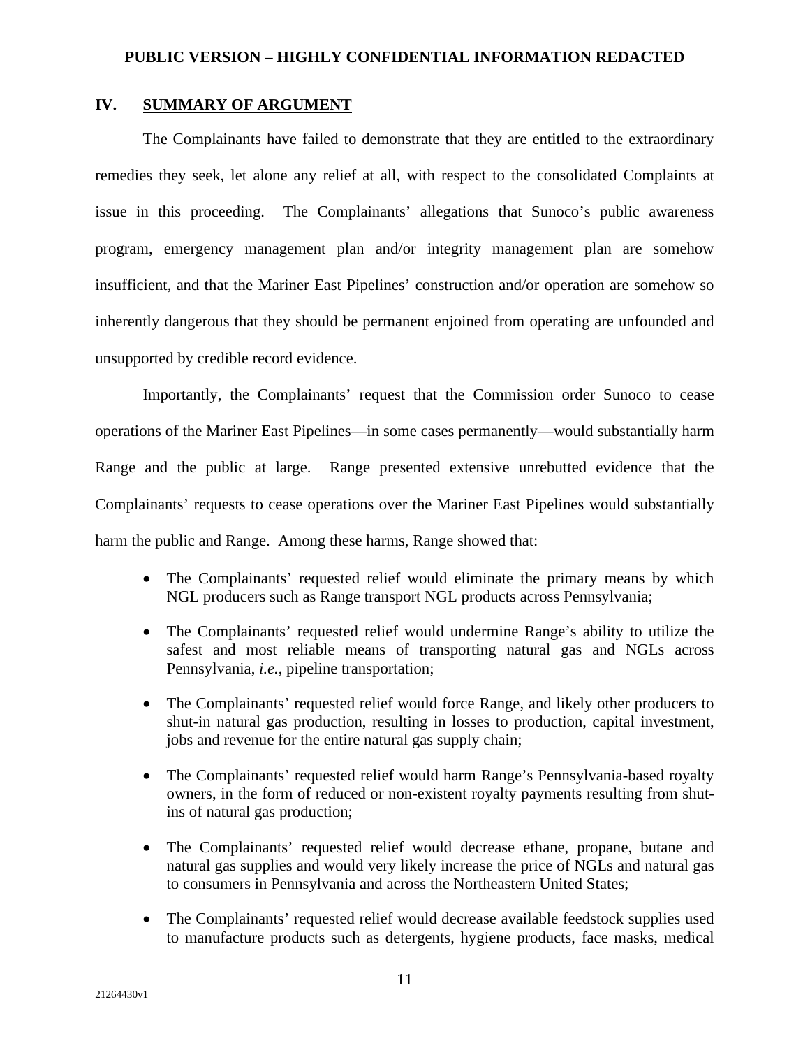## IV. SUMMARY OF ARGUMENT

The Complainants have failed to demonstrate that they are entitled to the extraordinary remedies they seek, let alone any relief at all, with respect to the consolidated Complaints at issue in this proceeding. The Complainants' allegations that Sunoco's public awareness program, emergency management plan and/or integrity management plan are somehow insufficient, and that the Mariner East Pipelines' construction and/or operation are somehow so inherently dangerous that they should be permanent enjoined from operating are unfounded and unsupported by credible record evidence.

Importantly, the Complainants' request that the Commission order Sunoco to cease operations of the Mariner East Pipelines—in some cases permanently—would substantially harm Range and the public at large. Range presented extensive unrebutted evidence that the Complainants' requests to cease operations over the Mariner East Pipelines would substantially harm the public and Range. Among these harms, Range showed that:

- The Complainants' requested relief would eliminate the primary means by which NGL producers such as Range transport NGL products across Pennsylvania;
- The Complainants' requested relief would undermine Range's ability to utilize the safest and most reliable means of transporting natural gas and NGLs across Pennsylvania, *i.e.*, pipeline transportation;
- The Complainants' requested relief would force Range, and likely other producers to shut-in natural gas production, resulting in losses to production, capital investment, jobs and revenue for the entire natural gas supply chain;
- The Complainants' requested relief would harm Range's Pennsylvania-based royalty owners, in the form of reduced or non-existent royalty payments resulting from shut-ins of natural gas production;
- The Complainants' requested relief would decrease ethane, propane, butane and natural gas supplies and would very likely increase the price of NGLs and natural gas to consumers in Pennsylvania and across the Northeastern United States;
- The Complainants' requested relief would decrease available feedstock supplies used to manufacture products such as detergents, hygiene products, face masks, medical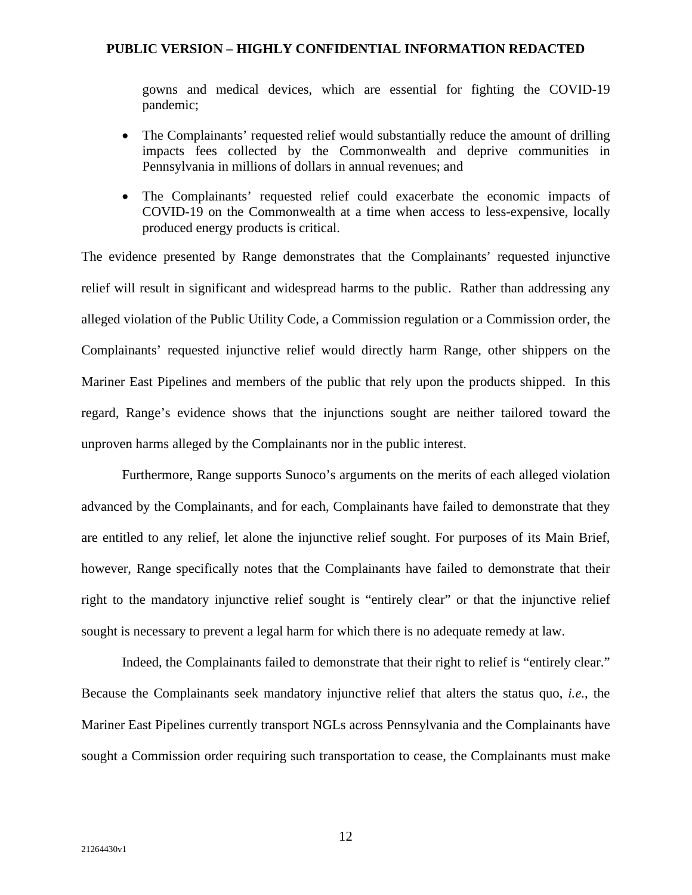gowns and medical devices, which are essential for fighting the COVID-19 pandemic;

- The Complainants' requested relief would substantially reduce the amount of drilling impacts fees collected by the Commonwealth and deprive communities in Pennsylvania in millions of dollars in annual revenues; and
- The Complainants' requested relief could exacerbate the economic impacts of COVID-19 on the Commonwealth at a time when access to less-expensive, locally produced energy products is critical.

The evidence presented by Range demonstrates that the Complainants' requested injunctive relief will result in significant and widespread harms to the public. Rather than addressing any alleged violation of the Public Utility Code, a Commission regulation or a Commission order, the Complainants' requested injunctive relief would directly harm Range, other shippers on the Mariner East Pipelines and members of the public that rely upon the products shipped. In this regard, Range's evidence shows that the injunctions sought are neither tailored toward the unproven harms alleged by the Complainants nor in the public interest.

Furthermore, Range supports Sunoco's arguments on the merits of each alleged violation advanced by the Complainants, and for each, Complainants have failed to demonstrate that they are entitled to any relief, let alone the injunctive relief sought. For purposes of its Main Brief, however, Range specifically notes that the Complainants have failed to demonstrate that their right to the mandatory injunctive relief sought is "entirely clear" or that the injunctive relief sought is necessary to prevent a legal harm for which there is no adequate remedy at law.

Indeed, the Complainants failed to demonstrate that their right to relief is "entirely clear." Because the Complainants seek mandatory injunctive relief that alters the status quo, *i.e.*, the Mariner East Pipelines currently transport NGLs across Pennsylvania and the Complainants have sought a Commission order requiring such transportation to cease, the Complainants must make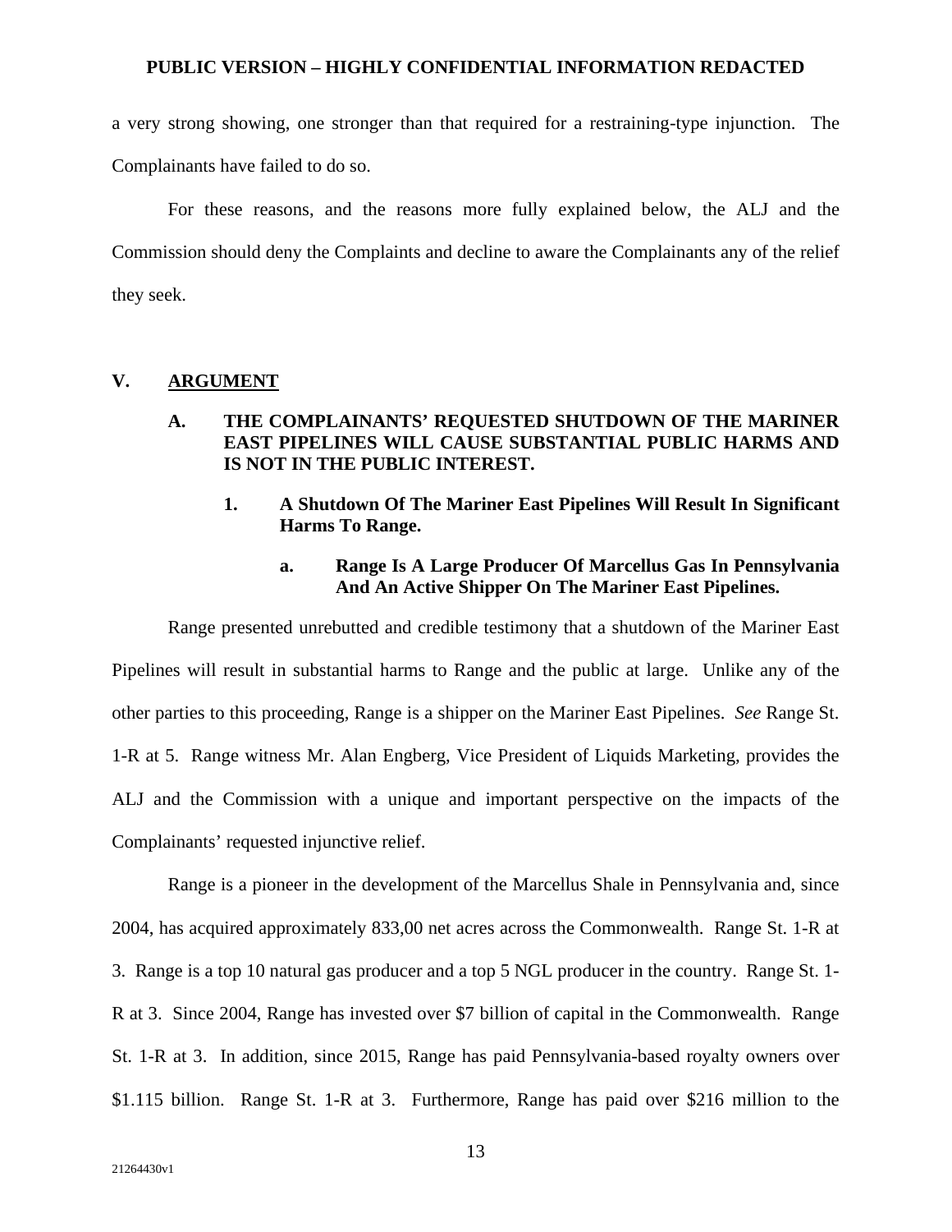a very strong showing, one stronger than that required for a restraining-type injunction. The Complainants have failed to do so.

For these reasons, and the reasons more fully explained below, the ALJ and the Commission should deny the Complaints and decline to aware the Complainants any of the relief they seek.

## V. ARGUMENT

### A. THE COMPLAINANTS' REQUESTED SHUTDOWN OF THE MARINER EAST PIPELINES WILL CAUSE SUBSTANTIAL PUBLIC HARMS AND IS NOT IN THE PUBLIC INTEREST.

#### 1. A Shutdown Of The Mariner East Pipelines Will Result In Significant Harms To Range.

##### a. Range Is A Large Producer Of Marcellus Gas In Pennsylvania And An Active Shipper On The Mariner East Pipelines.

Range presented unrebutted and credible testimony that a shutdown of the Mariner East Pipelines will result in substantial harms to Range and the public at large. Unlike any of the other parties to this proceeding, Range is a shipper on the Mariner East Pipelines. *See* Range St. 1-R at 5. Range witness Mr. Alan Engberg, Vice President of Liquids Marketing, provides the ALJ and the Commission with a unique and important perspective on the impacts of the Complainants' requested injunctive relief.

Range is a pioneer in the development of the Marcellus Shale in Pennsylvania and, since 2004, has acquired approximately 833,00 net acres across the Commonwealth. Range St. 1-R at 3. Range is a top 10 natural gas producer and a top 5 NGL producer in the country. Range St. 1-R at 3. Since 2004, Range has invested over $7 billion of capital in the Commonwealth. Range St. 1-R at 3. In addition, since 2015, Range has paid Pennsylvania-based royalty owners over $1.115 billion. Range St. 1-R at 3. Furthermore, Range has paid over $216 million to the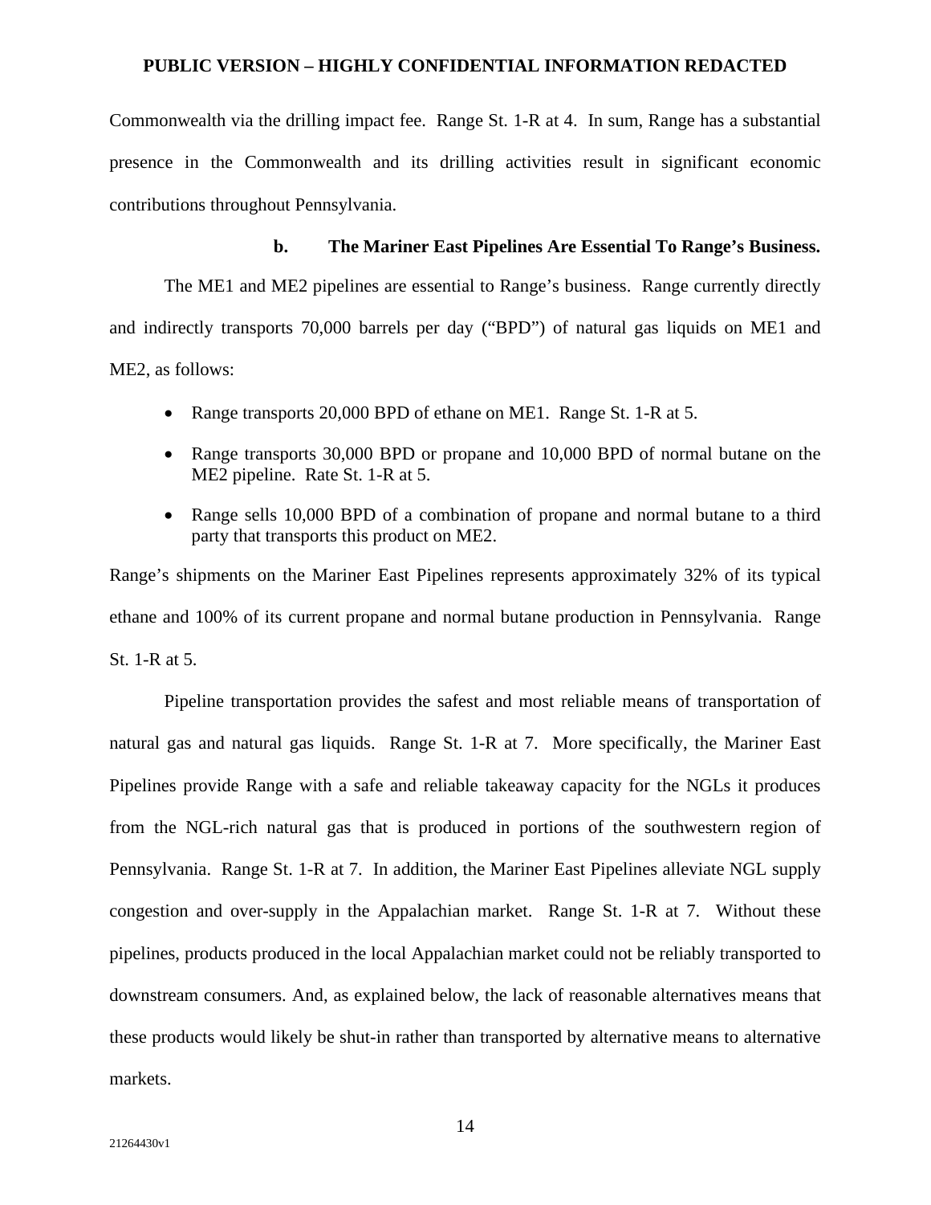Commonwealth via the drilling impact fee. Range St. 1-R at 4. In sum, Range has a substantial presence in the Commonwealth and its drilling activities result in significant economic contributions throughout Pennsylvania.

**b. The Mariner East Pipelines Are Essential To Range's Business.**

The ME1 and ME2 pipelines are essential to Range's business. Range currently directly and indirectly transports 70,000 barrels per day ("BPD") of natural gas liquids on ME1 and ME2, as follows:

- Range transports 20,000 BPD of ethane on ME1. Range St. 1-R at 5.
- Range transports 30,000 BPD or propane and 10,000 BPD of normal butane on the ME2 pipeline. Rate St. 1-R at 5.
- Range sells 10,000 BPD of a combination of propane and normal butane to a third party that transports this product on ME2.

Range's shipments on the Mariner East Pipelines represents approximately 32% of its typical ethane and 100% of its current propane and normal butane production in Pennsylvania. Range St. 1-R at 5.

Pipeline transportation provides the safest and most reliable means of transportation of natural gas and natural gas liquids. Range St. 1-R at 7. More specifically, the Mariner East Pipelines provide Range with a safe and reliable takeaway capacity for the NGLs it produces from the NGL-rich natural gas that is produced in portions of the southwestern region of Pennsylvania. Range St. 1-R at 7. In addition, the Mariner East Pipelines alleviate NGL supply congestion and over-supply in the Appalachian market. Range St. 1-R at 7. Without these pipelines, products produced in the local Appalachian market could not be reliably transported to downstream consumers. And, as explained below, the lack of reasonable alternatives means that these products would likely be shut-in rather than transported by alternative means to alternative markets.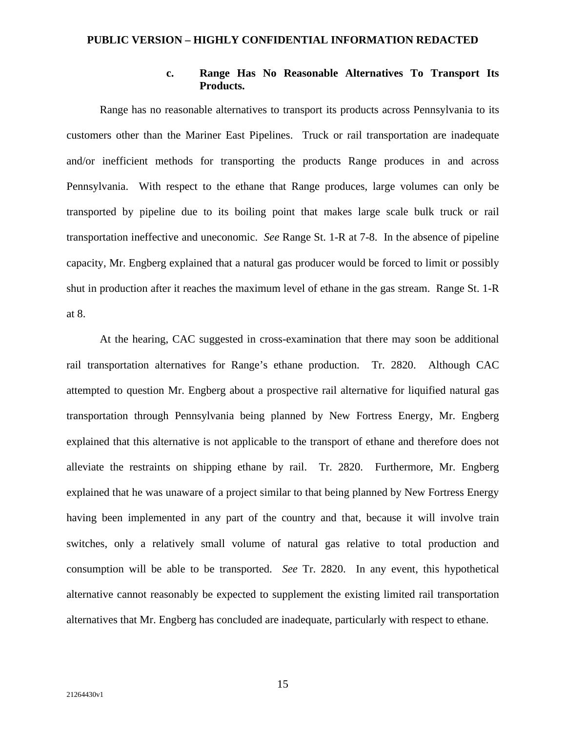c. **Range Has No Reasonable Alternatives To Transport Its Products.**

Range has no reasonable alternatives to transport its products across Pennsylvania to its customers other than the Mariner East Pipelines. Truck or rail transportation are inadequate and/or inefficient methods for transporting the products Range produces in and across Pennsylvania. With respect to the ethane that Range produces, large volumes can only be transported by pipeline due to its boiling point that makes large scale bulk truck or rail transportation ineffective and uneconomic. *See* Range St. 1-R at 7-8. In the absence of pipeline capacity, Mr. Engberg explained that a natural gas producer would be forced to limit or possibly shut in production after it reaches the maximum level of ethane in the gas stream. Range St. 1-R at 8.

At the hearing, CAC suggested in cross-examination that there may soon be additional rail transportation alternatives for Range's ethane production. Tr. 2820. Although CAC attempted to question Mr. Engberg about a prospective rail alternative for liquified natural gas transportation through Pennsylvania being planned by New Fortress Energy, Mr. Engberg explained that this alternative is not applicable to the transport of ethane and therefore does not alleviate the restraints on shipping ethane by rail. Tr. 2820. Furthermore, Mr. Engberg explained that he was unaware of a project similar to that being planned by New Fortress Energy having been implemented in any part of the country and that, because it will involve train switches, only a relatively small volume of natural gas relative to total production and consumption will be able to be transported. *See* Tr. 2820. In any event, this hypothetical alternative cannot reasonably be expected to supplement the existing limited rail transportation alternatives that Mr. Engberg has concluded are inadequate, particularly with respect to ethane.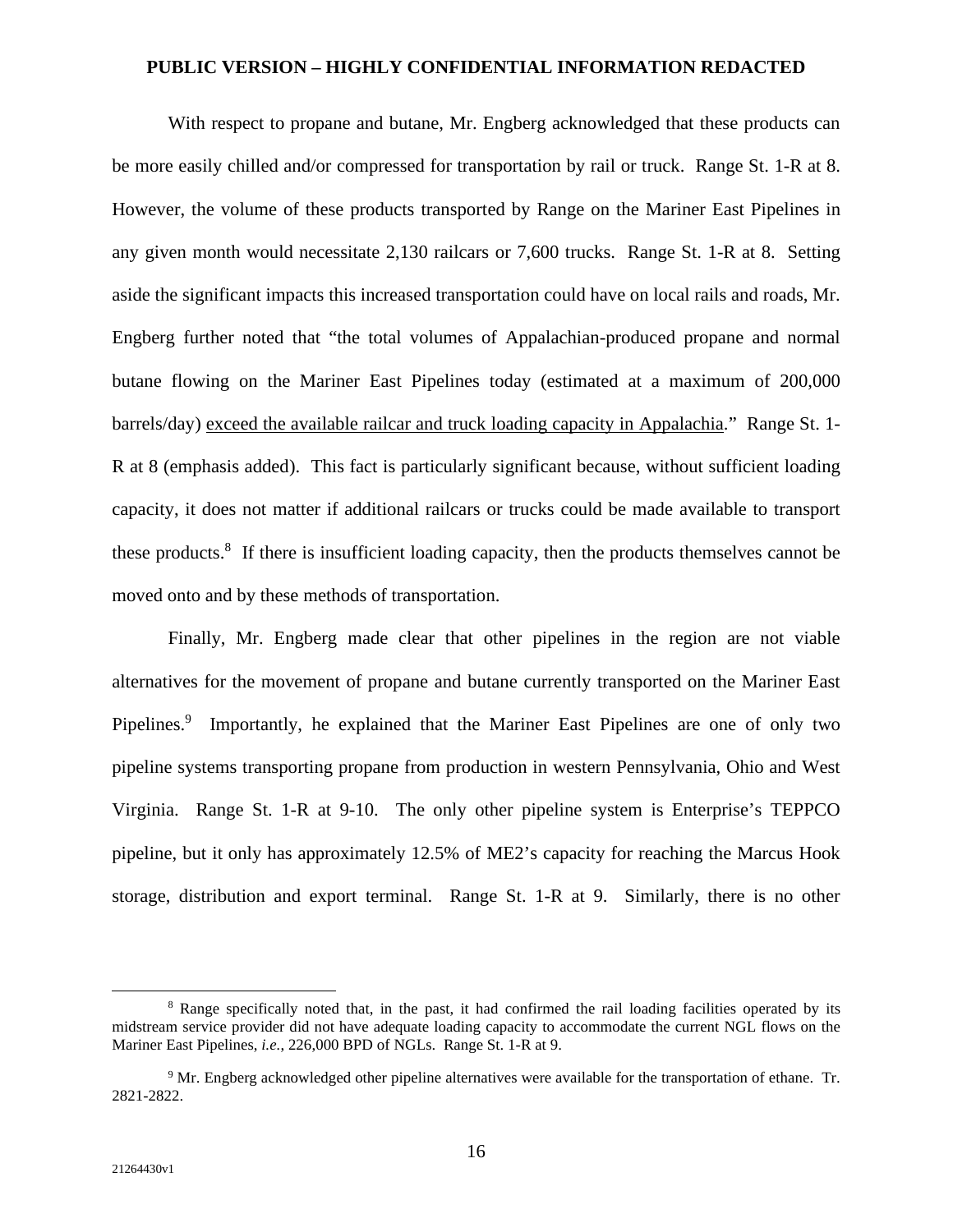With respect to propane and butane, Mr. Engberg acknowledged that these products can be more easily chilled and/or compressed for transportation by rail or truck. Range St. 1-R at 8. However, the volume of these products transported by Range on the Mariner East Pipelines in any given month would necessitate 2,130 railcars or 7,600 trucks. Range St. 1-R at 8. Setting aside the significant impacts this increased transportation could have on local rails and roads, Mr. Engberg further noted that "the total volumes of Appalachian-produced propane and normal butane flowing on the Mariner East Pipelines today (estimated at a maximum of 200,000 barrels/day) <u>exceed the available railcar and truck loading capacity in Appalachia</u>." Range St. 1-R at 8 (emphasis added). This fact is particularly significant because, without sufficient loading capacity, it does not matter if additional railcars or trucks could be made available to transport these products.[8] If there is insufficient loading capacity, then the products themselves cannot be moved onto and by these methods of transportation.

Finally, Mr. Engberg made clear that other pipelines in the region are not viable alternatives for the movement of propane and butane currently transported on the Mariner East Pipelines.[9] Importantly, he explained that the Mariner East Pipelines are one of only two pipeline systems transporting propane from production in western Pennsylvania, Ohio and West Virginia. Range St. 1-R at 9-10. The only other pipeline system is Enterprise's TEPPCO pipeline, but it only has approximately 12.5% of ME2's capacity for reaching the Marcus Hook storage, distribution and export terminal. Range St. 1-R at 9. Similarly, there is no other

---

[8] Range specifically noted that, in the past, it had confirmed the rail loading facilities operated by its midstream service provider did not have adequate loading capacity to accommodate the current NGL flows on the Mariner East Pipelines, *i.e.*, 226,000 BPD of NGLs. Range St. 1-R at 9.

[9] Mr. Engberg acknowledged other pipeline alternatives were available for the transportation of ethane. Tr. 2821-2822.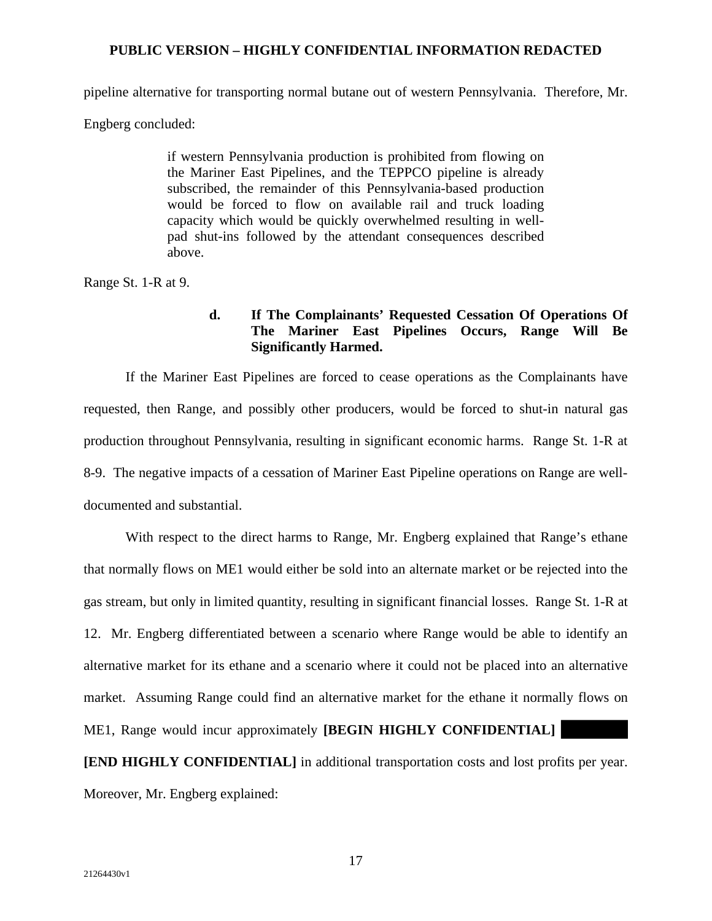pipeline alternative for transporting normal butane out of western Pennsylvania. Therefore, Mr. Engberg concluded:

> if western Pennsylvania production is prohibited from flowing on the Mariner East Pipelines, and the TEPPCO pipeline is already subscribed, the remainder of this Pennsylvania-based production would be forced to flow on available rail and truck loading capacity which would be quickly overwhelmed resulting in well-pad shut-ins followed by the attendant consequences described above.

Range St. 1-R at 9.

#### d. If The Complainants' Requested Cessation Of Operations Of The Mariner East Pipelines Occurs, Range Will Be Significantly Harmed.

If the Mariner East Pipelines are forced to cease operations as the Complainants have requested, then Range, and possibly other producers, would be forced to shut-in natural gas production throughout Pennsylvania, resulting in significant economic harms. Range St. 1-R at 8-9. The negative impacts of a cessation of Mariner East Pipeline operations on Range are well-documented and substantial.

With respect to the direct harms to Range, Mr. Engberg explained that Range's ethane that normally flows on ME1 would either be sold into an alternate market or be rejected into the gas stream, but only in limited quantity, resulting in significant financial losses. Range St. 1-R at 12. Mr. Engberg differentiated between a scenario where Range would be able to identify an alternative market for its ethane and a scenario where it could not be placed into an alternative market. Assuming Range could find an alternative market for the ethane it normally flows on ME1, Range would incur approximately **[BEGIN HIGHLY CONFIDENTIAL]** ████████ **[END HIGHLY CONFIDENTIAL]** in additional transportation costs and lost profits per year. Moreover, Mr. Engberg explained: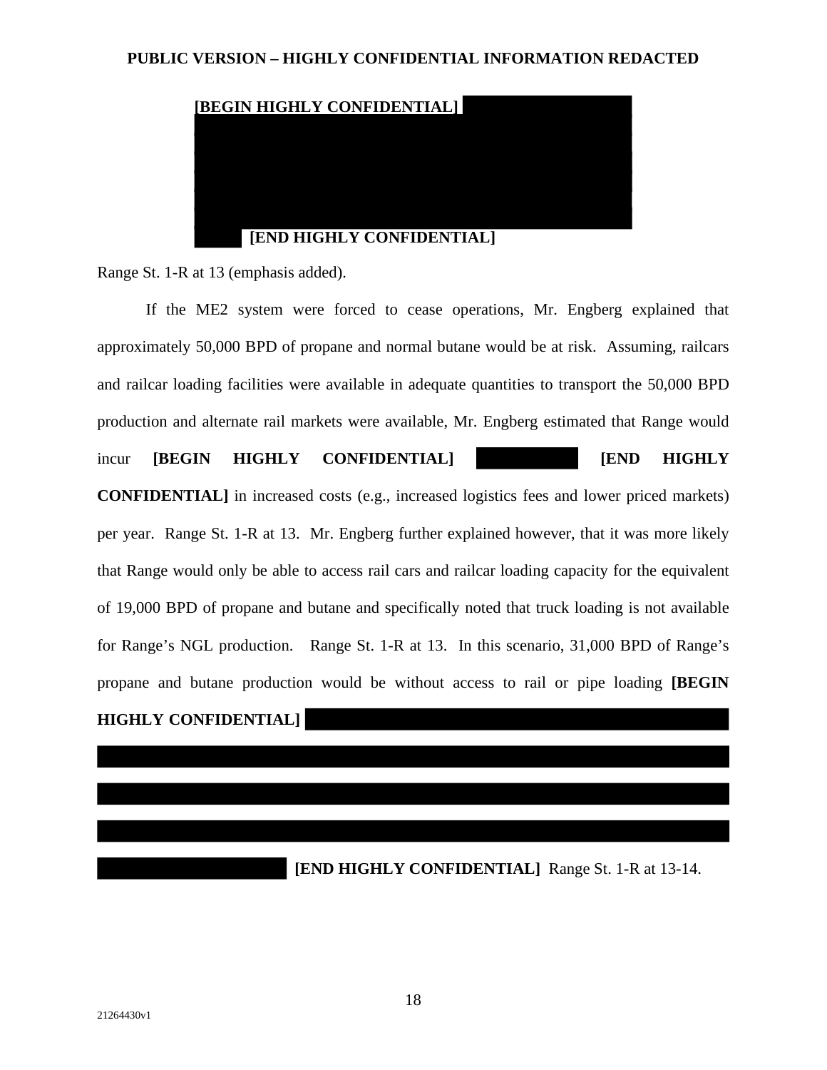**PUBLIC VERSION – HIGHLY CONFIDENTIAL INFORMATION REDACTED**

> **[BEGIN HIGHLY CONFIDENTIAL]** **[END HIGHLY CONFIDENTIAL]**

Range St. 1-R at 13 (emphasis added).

If the ME2 system were forced to cease operations, Mr. Engberg explained that approximately 50,000 BPD of propane and normal butane would be at risk. Assuming, railcars and railcar loading facilities were available in adequate quantities to transport the 50,000 BPD production and alternate rail markets were available, Mr. Engberg estimated that Range would incur **[BEGIN HIGHLY CONFIDENTIAL]** **[END HIGHLY CONFIDENTIAL]** in increased costs (e.g., increased logistics fees and lower priced markets) per year. Range St. 1-R at 13. Mr. Engberg further explained however, that it was more likely that Range would only be able to access rail cars and railcar loading capacity for the equivalent of 19,000 BPD of propane and butane and specifically noted that truck loading is not available for Range's NGL production. Range St. 1-R at 13. In this scenario, 31,000 BPD of Range's propane and butane production would be without access to rail or pipe loading **[BEGIN HIGHLY CONFIDENTIAL]** **[END HIGHLY CONFIDENTIAL]** Range St. 1-R at 13-14.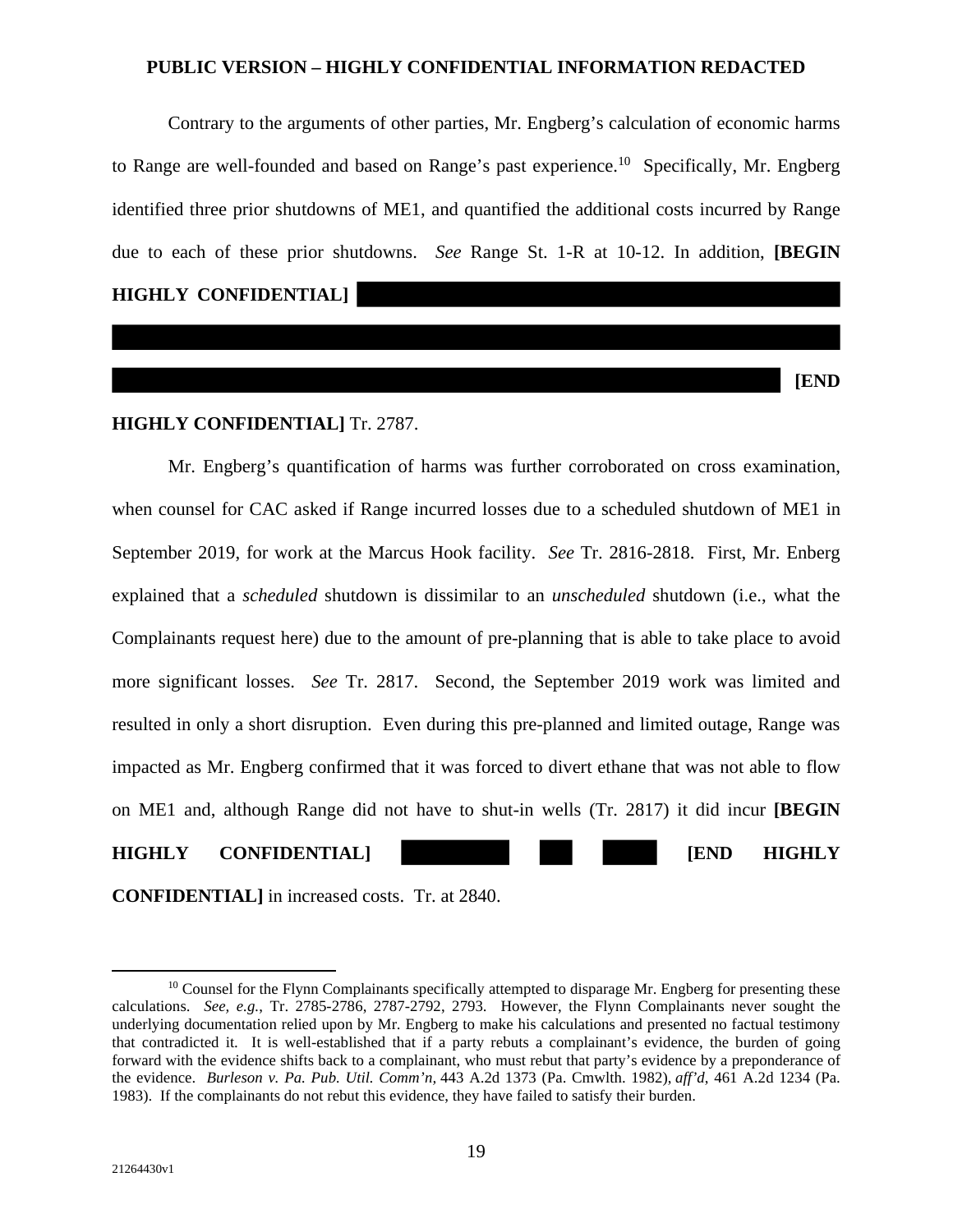Contrary to the arguments of other parties, Mr. Engberg's calculation of economic harms to Range are well-founded and based on Range's past experience.[10] Specifically, Mr. Engberg identified three prior shutdowns of ME1, and quantified the additional costs incurred by Range due to each of these prior shutdowns. *See* Range St. 1-R at 10-12. In addition, **[BEGIN HIGHLY CONFIDENTIAL]** ████████████████████████████████████████ **[END HIGHLY CONFIDENTIAL]** Tr. 2787.

Mr. Engberg's quantification of harms was further corroborated on cross examination, when counsel for CAC asked if Range incurred losses due to a scheduled shutdown of ME1 in September 2019, for work at the Marcus Hook facility. *See* Tr. 2816-2818. First, Mr. Enberg explained that a *scheduled* shutdown is dissimilar to an *unscheduled* shutdown (i.e., what the Complainants request here) due to the amount of pre-planning that is able to take place to avoid more significant losses. *See* Tr. 2817. Second, the September 2019 work was limited and resulted in only a short disruption. Even during this pre-planned and limited outage, Range was impacted as Mr. Engberg confirmed that it was forced to divert ethane that was not able to flow on ME1 and, although Range did not have to shut-in wells (Tr. 2817) it did incur **[BEGIN HIGHLY CONFIDENTIAL]** ██████ ██ ████ **[END HIGHLY CONFIDENTIAL]** in increased costs. Tr. at 2840.

---

[10] Counsel for the Flynn Complainants specifically attempted to disparage Mr. Engberg for presenting these calculations. *See, e.g.,* Tr. 2785-2786, 2787-2792, 2793. However, the Flynn Complainants never sought the underlying documentation relied upon by Mr. Engberg to make his calculations and presented no factual testimony that contradicted it. It is well-established that if a party rebuts a complainant's evidence, the burden of going forward with the evidence shifts back to a complainant, who must rebut that party's evidence by a preponderance of the evidence. *Burleson v. Pa. Pub. Util. Comm'n,* 443 A.2d 1373 (Pa. Cmwlth. 1982), *aff'd,* 461 A.2d 1234 (Pa. 1983). If the complainants do not rebut this evidence, they have failed to satisfy their burden.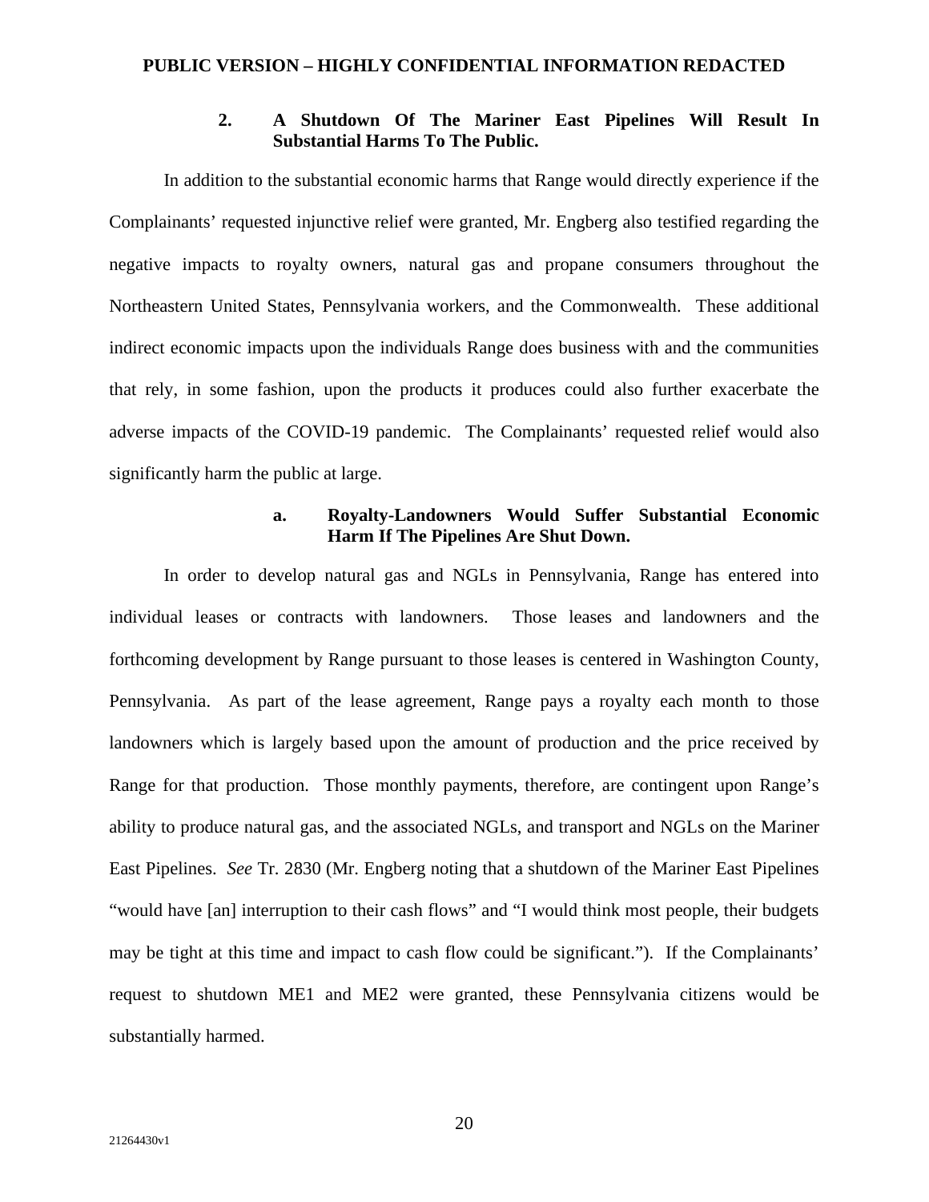**PUBLIC VERSION – HIGHLY CONFIDENTIAL INFORMATION REDACTED**

### 2. A Shutdown Of The Mariner East Pipelines Will Result In Substantial Harms To The Public.

In addition to the substantial economic harms that Range would directly experience if the Complainants' requested injunctive relief were granted, Mr. Engberg also testified regarding the negative impacts to royalty owners, natural gas and propane consumers throughout the Northeastern United States, Pennsylvania workers, and the Commonwealth. These additional indirect economic impacts upon the individuals Range does business with and the communities that rely, in some fashion, upon the products it produces could also further exacerbate the adverse impacts of the COVID-19 pandemic. The Complainants' requested relief would also significantly harm the public at large.

#### a. Royalty-Landowners Would Suffer Substantial Economic Harm If The Pipelines Are Shut Down.

In order to develop natural gas and NGLs in Pennsylvania, Range has entered into individual leases or contracts with landowners. Those leases and landowners and the forthcoming development by Range pursuant to those leases is centered in Washington County, Pennsylvania. As part of the lease agreement, Range pays a royalty each month to those landowners which is largely based upon the amount of production and the price received by Range for that production. Those monthly payments, therefore, are contingent upon Range's ability to produce natural gas, and the associated NGLs, and transport and NGLs on the Mariner East Pipelines. *See* Tr. 2830 (Mr. Engberg noting that a shutdown of the Mariner East Pipelines "would have [an] interruption to their cash flows" and "I would think most people, their budgets may be tight at this time and impact to cash flow could be significant."). If the Complainants' request to shutdown ME1 and ME2 were granted, these Pennsylvania citizens would be substantially harmed.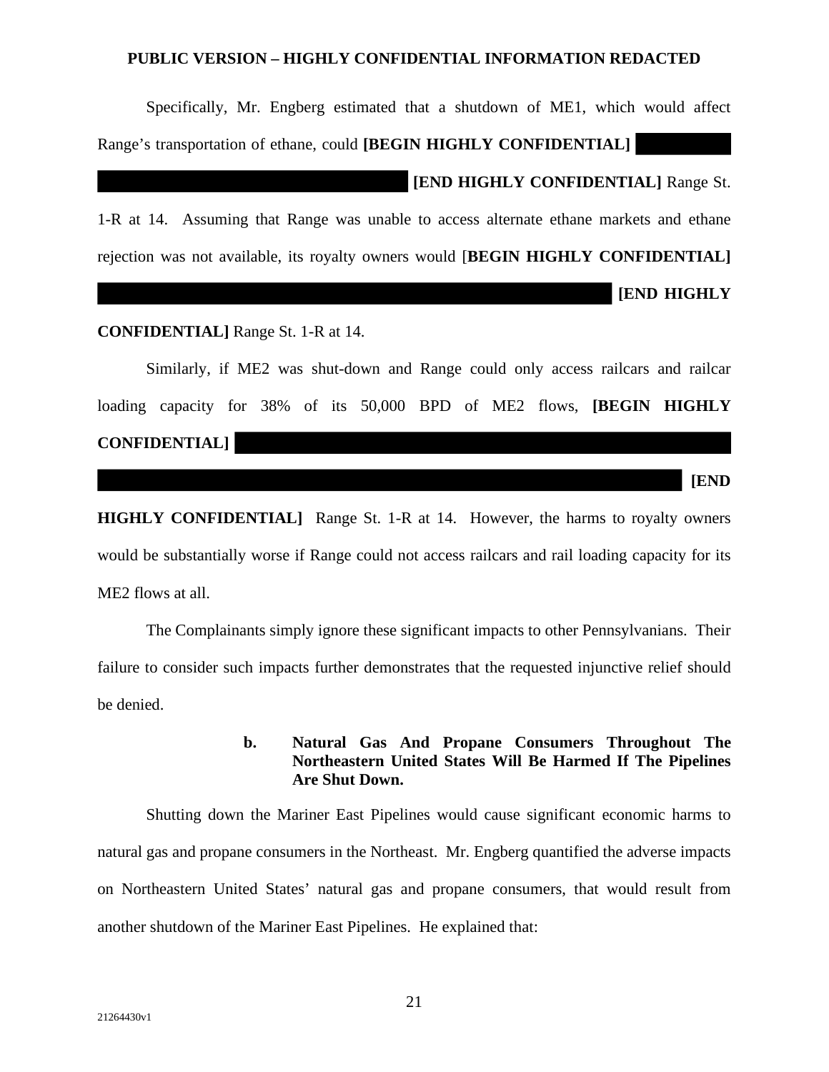**PUBLIC VERSION – HIGHLY CONFIDENTIAL INFORMATION REDACTED**

Specifically, Mr. Engberg estimated that a shutdown of ME1, which would affect Range's transportation of ethane, could **[BEGIN HIGHLY CONFIDENTIAL]** ████████████████████████ **[END HIGHLY CONFIDENTIAL]** Range St. 1-R at 14. Assuming that Range was unable to access alternate ethane markets and ethane rejection was not available, its royalty owners would [**BEGIN HIGHLY CONFIDENTIAL]** ████████████████████████████████████████ **[END HIGHLY CONFIDENTIAL]** Range St. 1-R at 14.

Similarly, if ME2 was shut-down and Range could only access railcars and railcar loading capacity for 38% of its 50,000 BPD of ME2 flows, **[BEGIN HIGHLY CONFIDENTIAL]** ████████████████████████████████████████████████████████████████ **[END HIGHLY CONFIDENTIAL]** Range St. 1-R at 14. However, the harms to royalty owners would be substantially worse if Range could not access railcars and rail loading capacity for its ME2 flows at all.

The Complainants simply ignore these significant impacts to other Pennsylvanians. Their failure to consider such impacts further demonstrates that the requested injunctive relief should be denied.

**b. Natural Gas And Propane Consumers Throughout The Northeastern United States Will Be Harmed If The Pipelines Are Shut Down.**

Shutting down the Mariner East Pipelines would cause significant economic harms to natural gas and propane consumers in the Northeast. Mr. Engberg quantified the adverse impacts on Northeastern United States' natural gas and propane consumers, that would result from another shutdown of the Mariner East Pipelines. He explained that: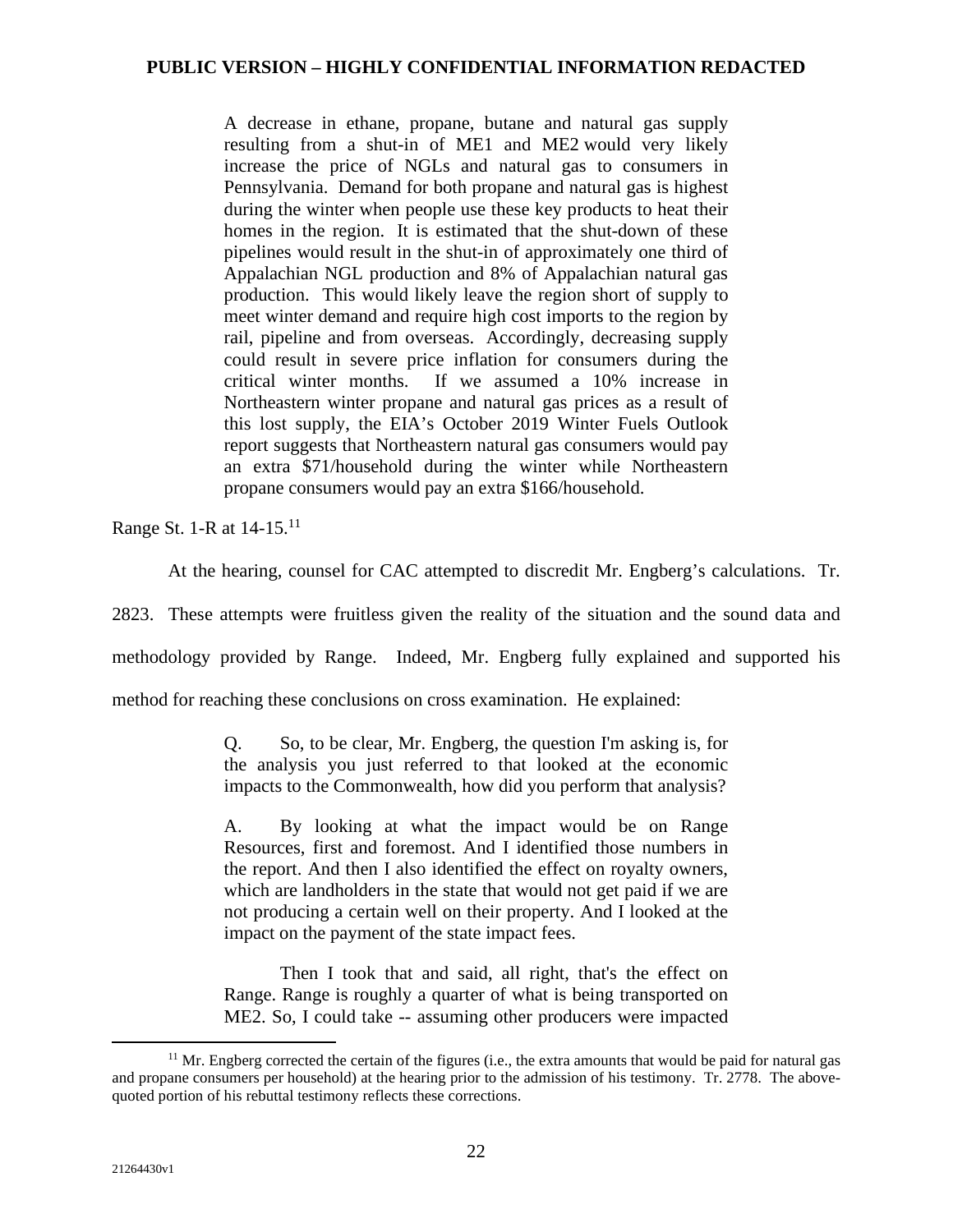> A decrease in ethane, propane, butane and natural gas supply resulting from a shut-in of ME1 and ME2 would very likely increase the price of NGLs and natural gas to consumers in Pennsylvania. Demand for both propane and natural gas is highest during the winter when people use these key products to heat their homes in the region. It is estimated that the shut-down of these pipelines would result in the shut-in of approximately one third of Appalachian NGL production and 8% of Appalachian natural gas production. This would likely leave the region short of supply to meet winter demand and require high cost imports to the region by rail, pipeline and from overseas. Accordingly, decreasing supply could result in severe price inflation for consumers during the critical winter months. If we assumed a 10% increase in Northeastern winter propane and natural gas prices as a result of this lost supply, the EIA's October 2019 Winter Fuels Outlook report suggests that Northeastern natural gas consumers would pay an extra $71/household during the winter while Northeastern propane consumers would pay an extra $166/household.

Range St. 1-R at 14-15.[11]

At the hearing, counsel for CAC attempted to discredit Mr. Engberg's calculations. Tr. 2823. These attempts were fruitless given the reality of the situation and the sound data and methodology provided by Range. Indeed, Mr. Engberg fully explained and supported his method for reaching these conclusions on cross examination. He explained:

> Q. So, to be clear, Mr. Engberg, the question I'm asking is, for the analysis you just referred to that looked at the economic impacts to the Commonwealth, how did you perform that analysis?
>
> A. By looking at what the impact would be on Range Resources, first and foremost. And I identified those numbers in the report. And then I also identified the effect on royalty owners, which are landholders in the state that would not get paid if we are not producing a certain well on their property. And I looked at the impact on the payment of the state impact fees.
>
> Then I took that and said, all right, that's the effect on Range. Range is roughly a quarter of what is being transported on ME2. So, I could take -- assuming other producers were impacted

[11] Mr. Engberg corrected the certain of the figures (i.e., the extra amounts that would be paid for natural gas and propane consumers per household) at the hearing prior to the admission of his testimony. Tr. 2778. The above-quoted portion of his rebuttal testimony reflects these corrections.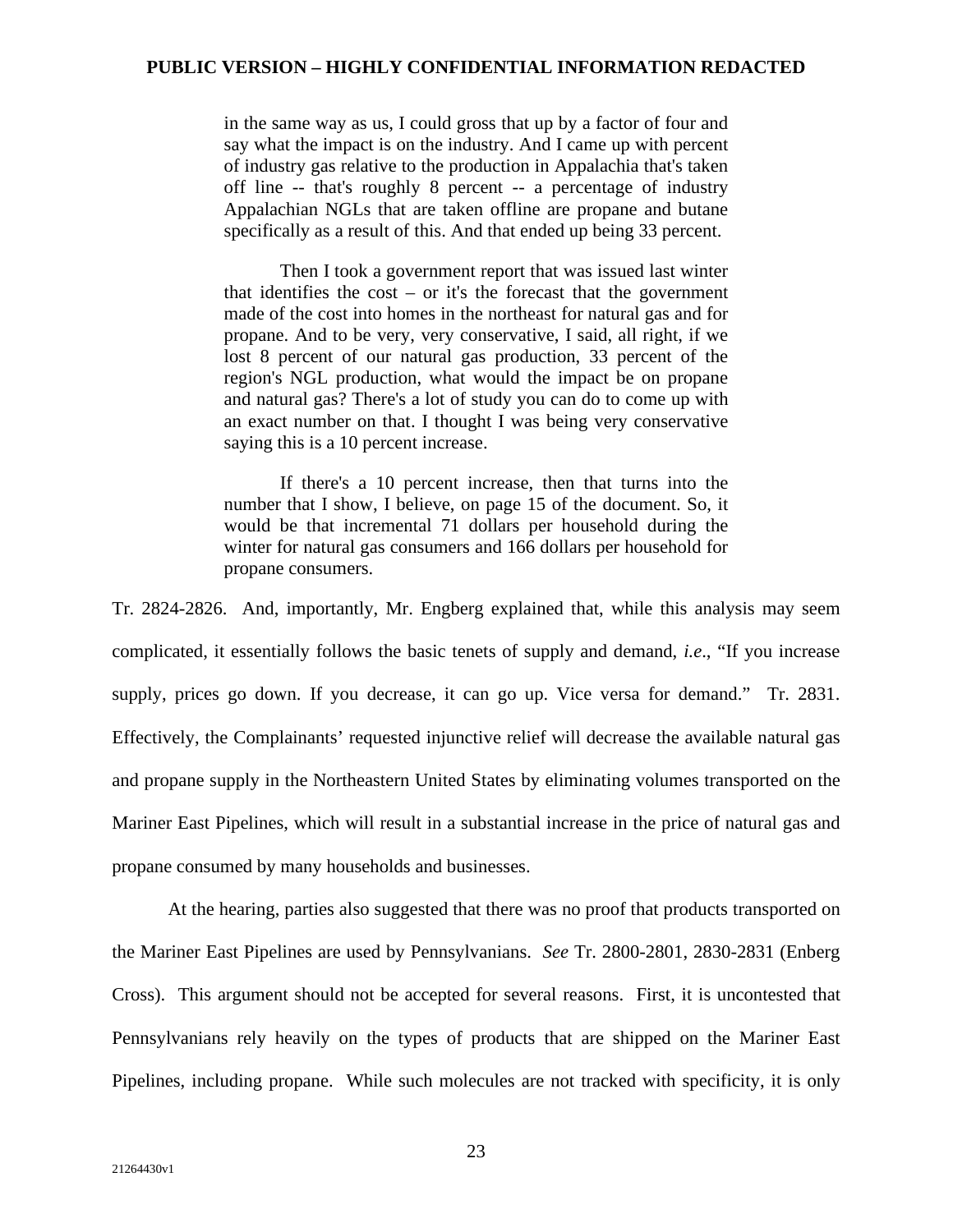> in the same way as us, I could gross that up by a factor of four and say what the impact is on the industry. And I came up with percent of industry gas relative to the production in Appalachia that's taken off line -- that's roughly 8 percent -- a percentage of industry Appalachian NGLs that are taken offline are propane and butane specifically as a result of this. And that ended up being 33 percent.
>
> Then I took a government report that was issued last winter that identifies the cost – or it's the forecast that the government made of the cost into homes in the northeast for natural gas and for propane. And to be very, very conservative, I said, all right, if we lost 8 percent of our natural gas production, 33 percent of the region's NGL production, what would the impact be on propane and natural gas? There's a lot of study you can do to come up with an exact number on that. I thought I was being very conservative saying this is a 10 percent increase.
>
> If there's a 10 percent increase, then that turns into the number that I show, I believe, on page 15 of the document. So, it would be that incremental 71 dollars per household during the winter for natural gas consumers and 166 dollars per household for propane consumers.

Tr. 2824-2826. And, importantly, Mr. Engberg explained that, while this analysis may seem complicated, it essentially follows the basic tenets of supply and demand, *i.e*., "If you increase supply, prices go down. If you decrease, it can go up. Vice versa for demand." Tr. 2831. Effectively, the Complainants' requested injunctive relief will decrease the available natural gas and propane supply in the Northeastern United States by eliminating volumes transported on the Mariner East Pipelines, which will result in a substantial increase in the price of natural gas and propane consumed by many households and businesses.

At the hearing, parties also suggested that there was no proof that products transported on the Mariner East Pipelines are used by Pennsylvanians. *See* Tr. 2800-2801, 2830-2831 (Enberg Cross). This argument should not be accepted for several reasons. First, it is uncontested that Pennsylvanians rely heavily on the types of products that are shipped on the Mariner East Pipelines, including propane. While such molecules are not tracked with specificity, it is only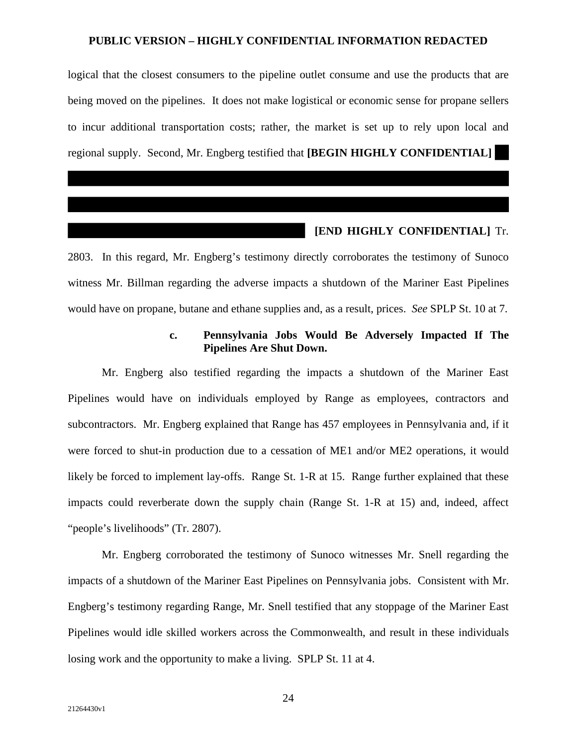logical that the closest consumers to the pipeline outlet consume and use the products that are being moved on the pipelines. It does not make logistical or economic sense for propane sellers to incur additional transportation costs; rather, the market is set up to rely upon local and regional supply. Second, Mr. Engberg testified that **[BEGIN HIGHLY CONFIDENTIAL]** ██████████████████████████████████████████████████████████████████████████████████████████████████████████████████████████████████████████ **[END HIGHLY CONFIDENTIAL]** Tr. 2803. In this regard, Mr. Engberg's testimony directly corroborates the testimony of Sunoco witness Mr. Billman regarding the adverse impacts a shutdown of the Mariner East Pipelines would have on propane, butane and ethane supplies and, as a result, prices. *See* SPLP St. 10 at 7.

#### c. Pennsylvania Jobs Would Be Adversely Impacted If The Pipelines Are Shut Down.

Mr. Engberg also testified regarding the impacts a shutdown of the Mariner East Pipelines would have on individuals employed by Range as employees, contractors and subcontractors. Mr. Engberg explained that Range has 457 employees in Pennsylvania and, if it were forced to shut-in production due to a cessation of ME1 and/or ME2 operations, it would likely be forced to implement lay-offs. Range St. 1-R at 15. Range further explained that these impacts could reverberate down the supply chain (Range St. 1-R at 15) and, indeed, affect "people's livelihoods" (Tr. 2807).

Mr. Engberg corroborated the testimony of Sunoco witnesses Mr. Snell regarding the impacts of a shutdown of the Mariner East Pipelines on Pennsylvania jobs. Consistent with Mr. Engberg's testimony regarding Range, Mr. Snell testified that any stoppage of the Mariner East Pipelines would idle skilled workers across the Commonwealth, and result in these individuals losing work and the opportunity to make a living. SPLP St. 11 at 4.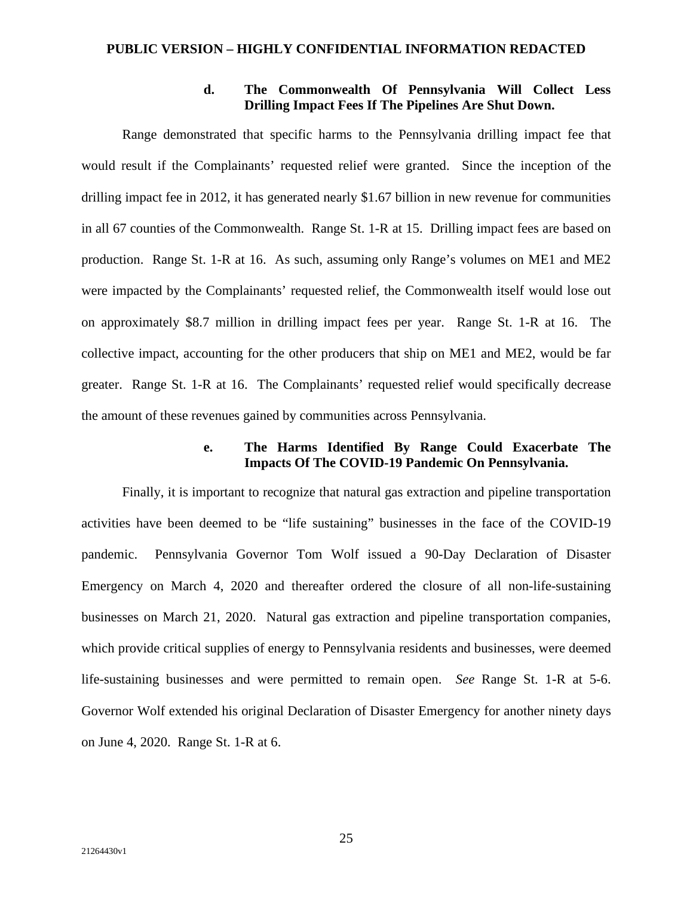**PUBLIC VERSION – HIGHLY CONFIDENTIAL INFORMATION REDACTED**

#### d. The Commonwealth Of Pennsylvania Will Collect Less Drilling Impact Fees If The Pipelines Are Shut Down.

Range demonstrated that specific harms to the Pennsylvania drilling impact fee that would result if the Complainants' requested relief were granted. Since the inception of the drilling impact fee in 2012, it has generated nearly $1.67 billion in new revenue for communities in all 67 counties of the Commonwealth. Range St. 1-R at 15. Drilling impact fees are based on production. Range St. 1-R at 16. As such, assuming only Range's volumes on ME1 and ME2 were impacted by the Complainants' requested relief, the Commonwealth itself would lose out on approximately $8.7 million in drilling impact fees per year. Range St. 1-R at 16. The collective impact, accounting for the other producers that ship on ME1 and ME2, would be far greater. Range St. 1-R at 16. The Complainants' requested relief would specifically decrease the amount of these revenues gained by communities across Pennsylvania.

#### e. The Harms Identified By Range Could Exacerbate The Impacts Of The COVID-19 Pandemic On Pennsylvania.

Finally, it is important to recognize that natural gas extraction and pipeline transportation activities have been deemed to be "life sustaining" businesses in the face of the COVID-19 pandemic. Pennsylvania Governor Tom Wolf issued a 90-Day Declaration of Disaster Emergency on March 4, 2020 and thereafter ordered the closure of all non-life-sustaining businesses on March 21, 2020. Natural gas extraction and pipeline transportation companies, which provide critical supplies of energy to Pennsylvania residents and businesses, were deemed life-sustaining businesses and were permitted to remain open. *See* Range St. 1-R at 5-6. Governor Wolf extended his original Declaration of Disaster Emergency for another ninety days on June 4, 2020. Range St. 1-R at 6.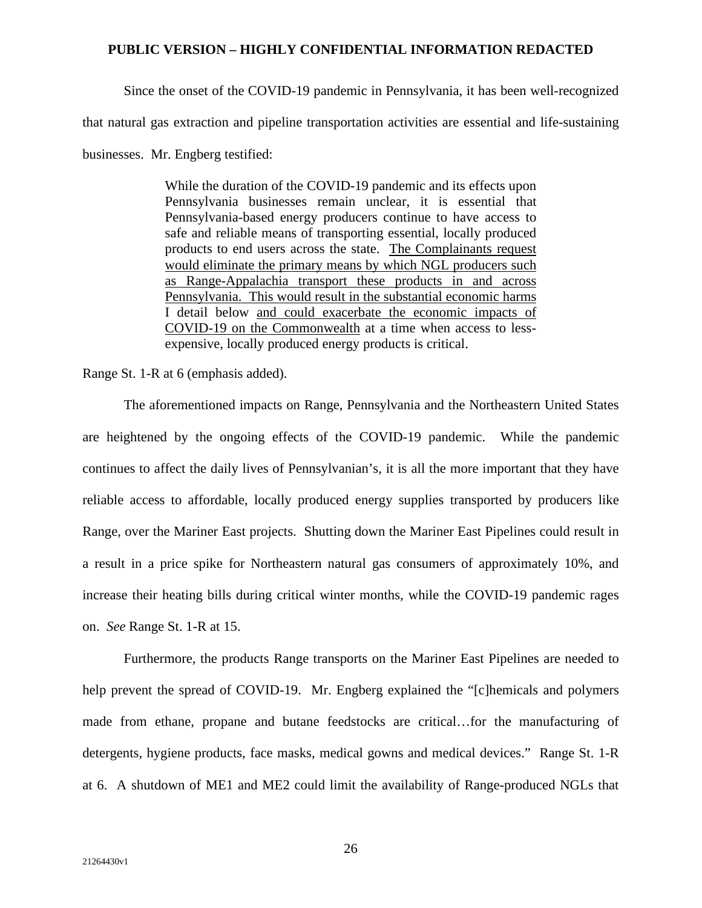Since the onset of the COVID-19 pandemic in Pennsylvania, it has been well-recognized that natural gas extraction and pipeline transportation activities are essential and life-sustaining businesses. Mr. Engberg testified:

> While the duration of the COVID-19 pandemic and its effects upon Pennsylvania businesses remain unclear, it is essential that Pennsylvania-based energy producers continue to have access to safe and reliable means of transporting essential, locally produced products to end users across the state. <u>The Complainants request would eliminate the primary means by which NGL producers such as Range-Appalachia transport these products in and across Pennsylvania. This would result in the substantial economic harms</u> I detail below <u>and could exacerbate the economic impacts of COVID-19 on the Commonwealth</u> at a time when access to less-expensive, locally produced energy products is critical.

Range St. 1-R at 6 (emphasis added).

The aforementioned impacts on Range, Pennsylvania and the Northeastern United States are heightened by the ongoing effects of the COVID-19 pandemic. While the pandemic continues to affect the daily lives of Pennsylvanian's, it is all the more important that they have reliable access to affordable, locally produced energy supplies transported by producers like Range, over the Mariner East projects. Shutting down the Mariner East Pipelines could result in a result in a price spike for Northeastern natural gas consumers of approximately 10%, and increase their heating bills during critical winter months, while the COVID-19 pandemic rages on. *See* Range St. 1-R at 15.

Furthermore, the products Range transports on the Mariner East Pipelines are needed to help prevent the spread of COVID-19. Mr. Engberg explained the "[c]hemicals and polymers made from ethane, propane and butane feedstocks are critical…for the manufacturing of detergents, hygiene products, face masks, medical gowns and medical devices." Range St. 1-R at 6. A shutdown of ME1 and ME2 could limit the availability of Range-produced NGLs that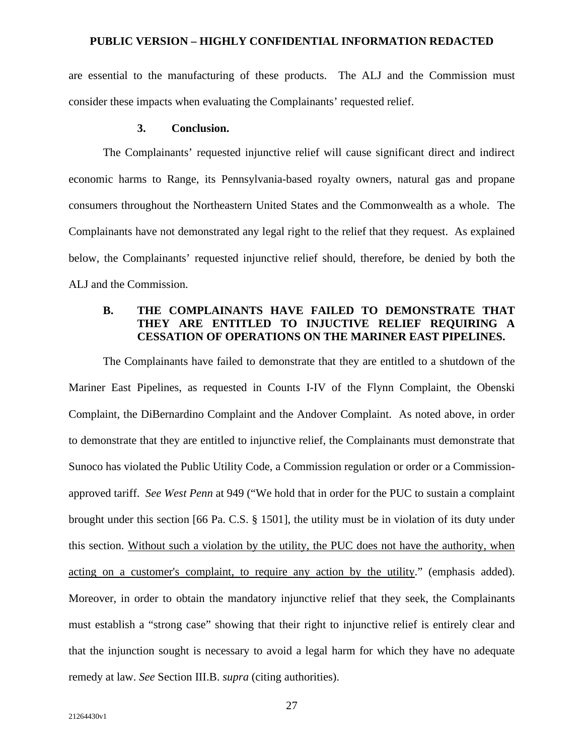are essential to the manufacturing of these products. The ALJ and the Commission must consider these impacts when evaluating the Complainants' requested relief.

### 3. Conclusion.

The Complainants' requested injunctive relief will cause significant direct and indirect economic harms to Range, its Pennsylvania-based royalty owners, natural gas and propane consumers throughout the Northeastern United States and the Commonwealth as a whole. The Complainants have not demonstrated any legal right to the relief that they request. As explained below, the Complainants' requested injunctive relief should, therefore, be denied by both the ALJ and the Commission.

## B. THE COMPLAINANTS HAVE FAILED TO DEMONSTRATE THAT THEY ARE ENTITLED TO INJUCTIVE RELIEF REQUIRING A CESSATION OF OPERATIONS ON THE MARINER EAST PIPELINES.

The Complainants have failed to demonstrate that they are entitled to a shutdown of the Mariner East Pipelines, as requested in Counts I-IV of the Flynn Complaint, the Obenski Complaint, the DiBernardino Complaint and the Andover Complaint. As noted above, in order to demonstrate that they are entitled to injunctive relief, the Complainants must demonstrate that Sunoco has violated the Public Utility Code, a Commission regulation or order or a Commission-approved tariff. *See West Penn* at 949 ("We hold that in order for the PUC to sustain a complaint brought under this section [66 Pa. C.S. § 1501], the utility must be in violation of its duty under this section. <u>Without such a violation by the utility, the PUC does not have the authority, when acting on a customer's complaint, to require any action by the utility</u>." (emphasis added). Moreover, in order to obtain the mandatory injunctive relief that they seek, the Complainants must establish a "strong case" showing that their right to injunctive relief is entirely clear and that the injunction sought is necessary to avoid a legal harm for which they have no adequate remedy at law. *See* Section III.B. *supra* (citing authorities).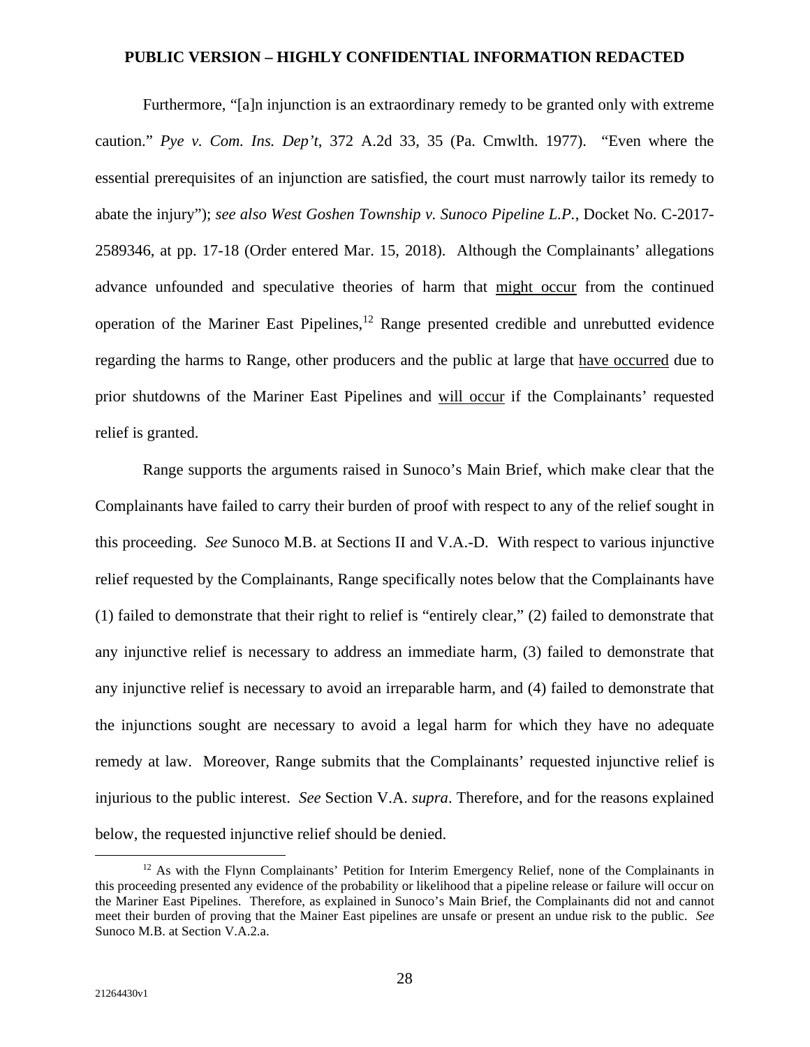Furthermore, "[a]n injunction is an extraordinary remedy to be granted only with extreme caution." *Pye v. Com. Ins. Dep't*, 372 A.2d 33, 35 (Pa. Cmwlth. 1977). "Even where the essential prerequisites of an injunction are satisfied, the court must narrowly tailor its remedy to abate the injury"); *see also West Goshen Township v. Sunoco Pipeline L.P.*, Docket No. C-2017-2589346, at pp. 17-18 (Order entered Mar. 15, 2018). Although the Complainants' allegations advance unfounded and speculative theories of harm that might occur from the continued operation of the Mariner East Pipelines,[12] Range presented credible and unrebutted evidence regarding the harms to Range, other producers and the public at large that have occurred due to prior shutdowns of the Mariner East Pipelines and will occur if the Complainants' requested relief is granted.

Range supports the arguments raised in Sunoco's Main Brief, which make clear that the Complainants have failed to carry their burden of proof with respect to any of the relief sought in this proceeding. *See* Sunoco M.B. at Sections II and V.A.-D. With respect to various injunctive relief requested by the Complainants, Range specifically notes below that the Complainants have (1) failed to demonstrate that their right to relief is "entirely clear," (2) failed to demonstrate that any injunctive relief is necessary to address an immediate harm, (3) failed to demonstrate that any injunctive relief is necessary to avoid an irreparable harm, and (4) failed to demonstrate that the injunctions sought are necessary to avoid a legal harm for which they have no adequate remedy at law. Moreover, Range submits that the Complainants' requested injunctive relief is injurious to the public interest. *See* Section V.A. *supra*. Therefore, and for the reasons explained below, the requested injunctive relief should be denied.

[12] As with the Flynn Complainants' Petition for Interim Emergency Relief, none of the Complainants in this proceeding presented any evidence of the probability or likelihood that a pipeline release or failure will occur on the Mariner East Pipelines. Therefore, as explained in Sunoco's Main Brief, the Complainants did not and cannot meet their burden of proving that the Mainer East pipelines are unsafe or present an undue risk to the public. *See* Sunoco M.B. at Section V.A.2.a.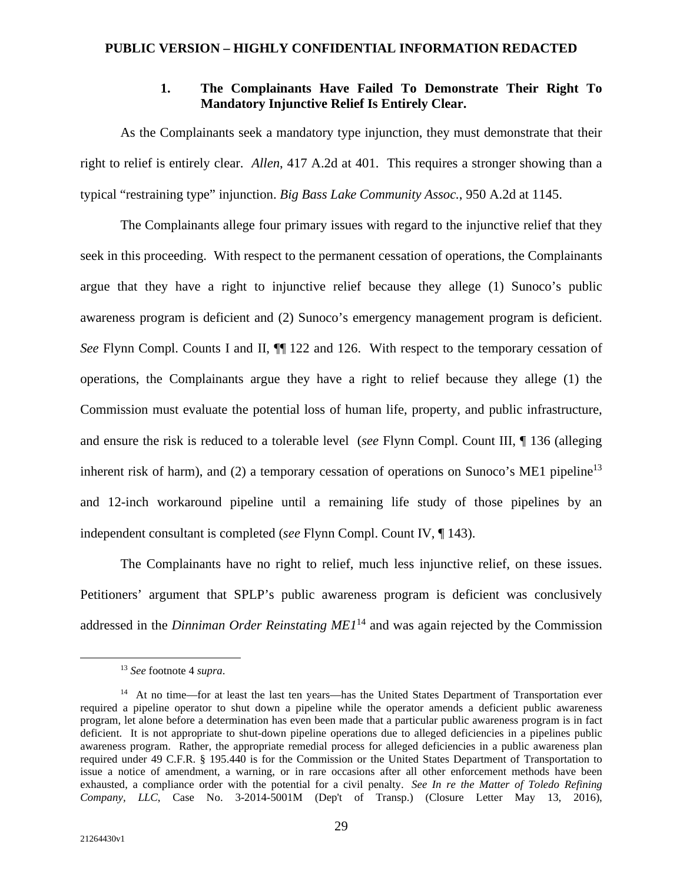**PUBLIC VERSION – HIGHLY CONFIDENTIAL INFORMATION REDACTED**

### 1. The Complainants Have Failed To Demonstrate Their Right To Mandatory Injunctive Relief Is Entirely Clear.

As the Complainants seek a mandatory type injunction, they must demonstrate that their right to relief is entirely clear. *Allen*, 417 A.2d at 401. This requires a stronger showing than a typical "restraining type" injunction. *Big Bass Lake Community Assoc.*, 950 A.2d at 1145.

The Complainants allege four primary issues with regard to the injunctive relief that they seek in this proceeding. With respect to the permanent cessation of operations, the Complainants argue that they have a right to injunctive relief because they allege (1) Sunoco's public awareness program is deficient and (2) Sunoco's emergency management program is deficient. *See* Flynn Compl. Counts I and II, ¶¶ 122 and 126. With respect to the temporary cessation of operations, the Complainants argue they have a right to relief because they allege (1) the Commission must evaluate the potential loss of human life, property, and public infrastructure, and ensure the risk is reduced to a tolerable level (*see* Flynn Compl. Count III, ¶ 136 (alleging inherent risk of harm), and (2) a temporary cessation of operations on Sunoco's ME1 pipeline[13] and 12-inch workaround pipeline until a remaining life study of those pipelines by an independent consultant is completed (*see* Flynn Compl. Count IV, ¶ 143).

The Complainants have no right to relief, much less injunctive relief, on these issues. Petitioners' argument that SPLP's public awareness program is deficient was conclusively addressed in the *Dinniman Order Reinstating ME1*[14] and was again rejected by the Commission

---

[13] *See* footnote 4 *supra*.

[14] At no time—for at least the last ten years—has the United States Department of Transportation ever required a pipeline operator to shut down a pipeline while the operator amends a deficient public awareness program, let alone before a determination has even been made that a particular public awareness program is in fact deficient. It is not appropriate to shut-down pipeline operations due to alleged deficiencies in a pipelines public awareness program. Rather, the appropriate remedial process for alleged deficiencies in a public awareness plan required under 49 C.F.R. § 195.440 is for the Commission or the United States Department of Transportation to issue a notice of amendment, a warning, or in rare occasions after all other enforcement methods have been exhausted, a compliance order with the potential for a civil penalty. *See In re the Matter of Toledo Refining Company, LLC,* Case No. 3-2014-5001M (Dep't of Transp.) (Closure Letter May 13, 2016),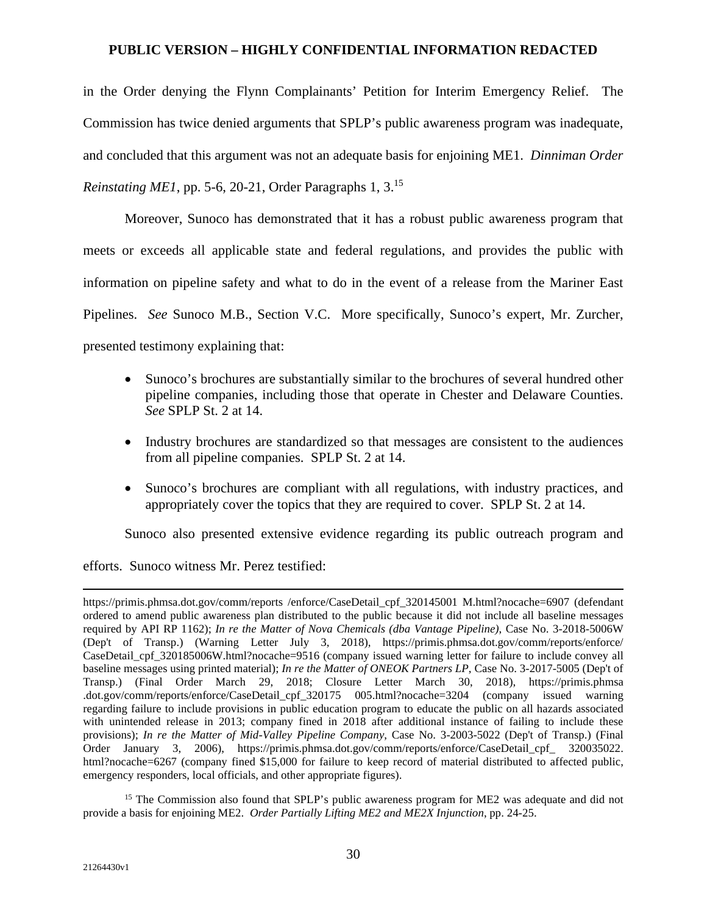in the Order denying the Flynn Complainants' Petition for Interim Emergency Relief. The Commission has twice denied arguments that SPLP's public awareness program was inadequate, and concluded that this argument was not an adequate basis for enjoining ME1. *Dinniman Order Reinstating ME1*, pp. 5-6, 20-21, Order Paragraphs 1, 3.[15]

Moreover, Sunoco has demonstrated that it has a robust public awareness program that meets or exceeds all applicable state and federal regulations, and provides the public with information on pipeline safety and what to do in the event of a release from the Mariner East Pipelines. *See* Sunoco M.B., Section V.C. More specifically, Sunoco's expert, Mr. Zurcher, presented testimony explaining that:

- Sunoco's brochures are substantially similar to the brochures of several hundred other pipeline companies, including those that operate in Chester and Delaware Counties. *See* SPLP St. 2 at 14.
- Industry brochures are standardized so that messages are consistent to the audiences from all pipeline companies. SPLP St. 2 at 14.
- Sunoco's brochures are compliant with all regulations, with industry practices, and appropriately cover the topics that they are required to cover. SPLP St. 2 at 14.

Sunoco also presented extensive evidence regarding its public outreach program and efforts. Sunoco witness Mr. Perez testified:

---

https://primis.phmsa.dot.gov/comm/reports /enforce/CaseDetail_cpf_320145001 M.html?nocache=6907 (defendant ordered to amend public awareness plan distributed to the public because it did not include all baseline messages required by API RP 1162); *In re the Matter of Nova Chemicals (dba Vantage Pipeline)*, Case No. 3-2018-5006W (Dep't of Transp.) (Warning Letter July 3, 2018), https://primis.phmsa.dot.gov/comm/reports/enforce/CaseDetail_cpf_320185006W.html?nocache=9516 (company issued warning letter for failure to include convey all baseline messages using printed material); *In re the Matter of ONEOK Partners LP*, Case No. 3-2017-5005 (Dep't of Transp.) (Final Order March 29, 2018; Closure Letter March 30, 2018), https://primis.phmsa .dot.gov/comm/reports/enforce/CaseDetail_cpf_320175 005.html?nocache=3204 (company issued warning regarding failure to include provisions in public education program to educate the public on all hazards associated with unintended release in 2013; company fined in 2018 after additional instance of failing to include these provisions); *In re the Matter of Mid-Valley Pipeline Company*, Case No. 3-2003-5022 (Dep't of Transp.) (Final Order January 3, 2006), https://primis.phmsa.dot.gov/comm/reports/enforce/CaseDetail_cpf_ 320035022. html?nocache=6267 (company fined $15,000 for failure to keep record of material distributed to affected public, emergency responders, local officials, and other appropriate figures).

[15] The Commission also found that SPLP's public awareness program for ME2 was adequate and did not provide a basis for enjoining ME2. *Order Partially Lifting ME2 and ME2X Injunction*, pp. 24-25.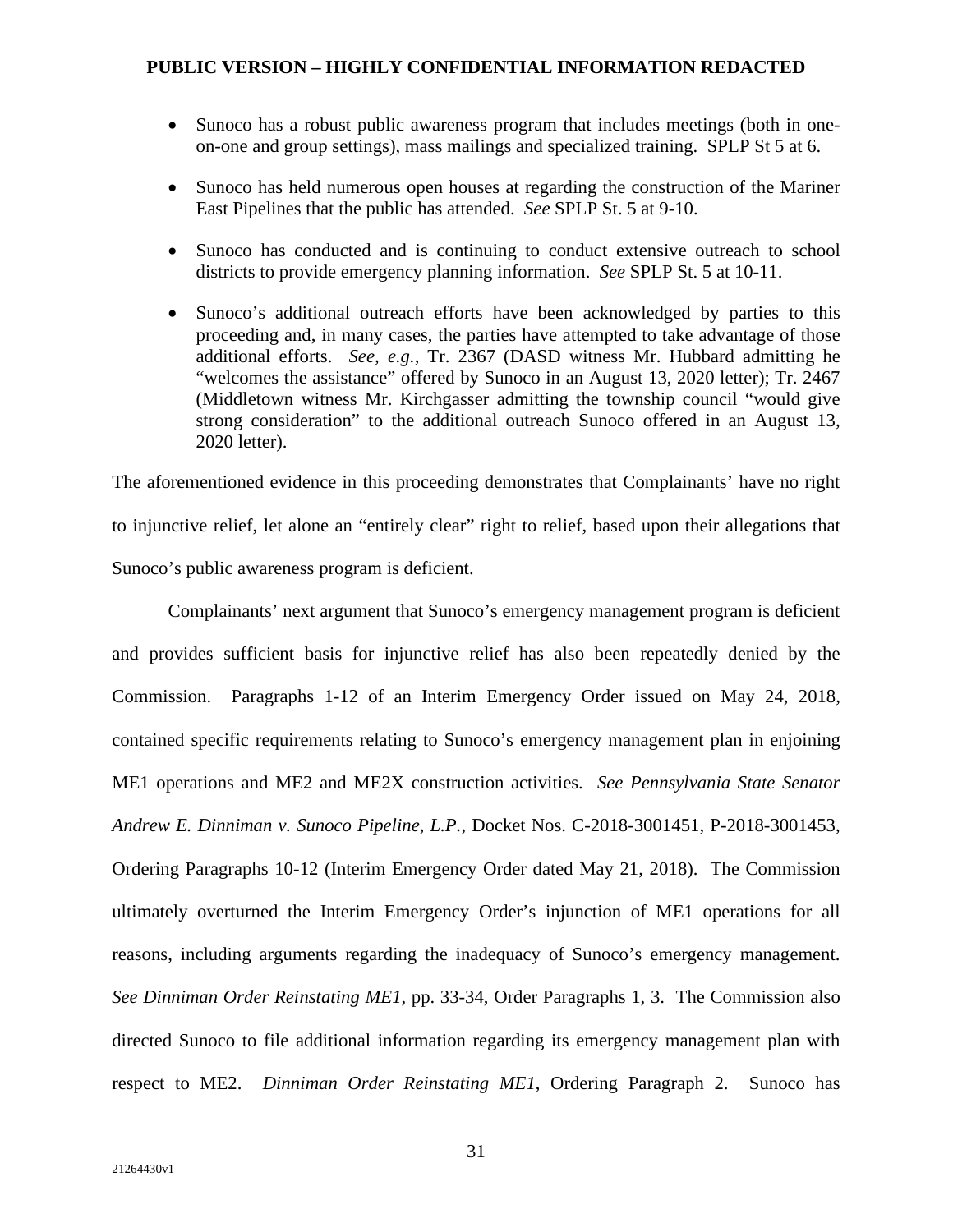- Sunoco has a robust public awareness program that includes meetings (both in one-on-one and group settings), mass mailings and specialized training. SPLP St 5 at 6.
- Sunoco has held numerous open houses at regarding the construction of the Mariner East Pipelines that the public has attended. *See* SPLP St. 5 at 9-10.
- Sunoco has conducted and is continuing to conduct extensive outreach to school districts to provide emergency planning information. *See* SPLP St. 5 at 10-11.
- Sunoco's additional outreach efforts have been acknowledged by parties to this proceeding and, in many cases, the parties have attempted to take advantage of those additional efforts. *See, e.g.*, Tr. 2367 (DASD witness Mr. Hubbard admitting he "welcomes the assistance" offered by Sunoco in an August 13, 2020 letter); Tr. 2467 (Middletown witness Mr. Kirchgasser admitting the township council "would give strong consideration" to the additional outreach Sunoco offered in an August 13, 2020 letter).

The aforementioned evidence in this proceeding demonstrates that Complainants' have no right to injunctive relief, let alone an "entirely clear" right to relief, based upon their allegations that Sunoco's public awareness program is deficient.

Complainants' next argument that Sunoco's emergency management program is deficient and provides sufficient basis for injunctive relief has also been repeatedly denied by the Commission. Paragraphs 1-12 of an Interim Emergency Order issued on May 24, 2018, contained specific requirements relating to Sunoco's emergency management plan in enjoining ME1 operations and ME2 and ME2X construction activities. *See Pennsylvania State Senator Andrew E. Dinniman v. Sunoco Pipeline, L.P.*, Docket Nos. C-2018-3001451, P-2018-3001453, Ordering Paragraphs 10-12 (Interim Emergency Order dated May 21, 2018). The Commission ultimately overturned the Interim Emergency Order's injunction of ME1 operations for all reasons, including arguments regarding the inadequacy of Sunoco's emergency management. *See Dinniman Order Reinstating ME1*, pp. 33-34, Order Paragraphs 1, 3. The Commission also directed Sunoco to file additional information regarding its emergency management plan with respect to ME2. *Dinniman Order Reinstating ME1*, Ordering Paragraph 2. Sunoco has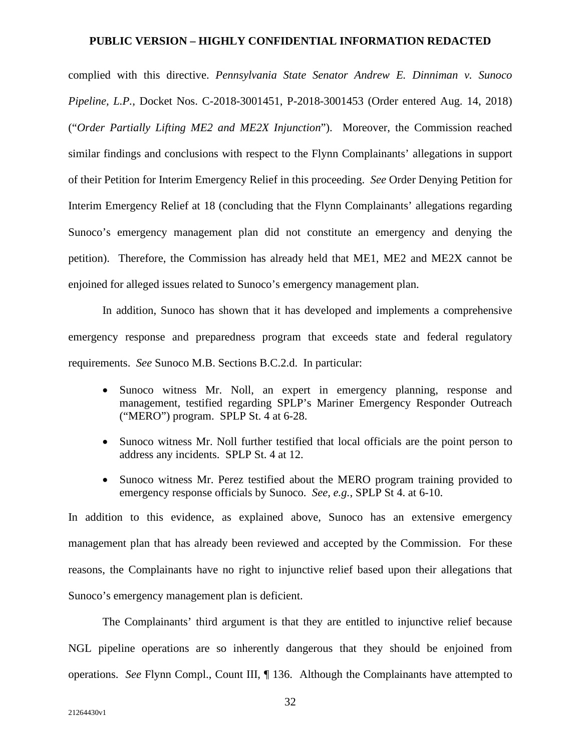complied with this directive. *Pennsylvania State Senator Andrew E. Dinniman v. Sunoco Pipeline, L.P.*, Docket Nos. C-2018-3001451, P-2018-3001453 (Order entered Aug. 14, 2018) ("*Order Partially Lifting ME2 and ME2X Injunction*"). Moreover, the Commission reached similar findings and conclusions with respect to the Flynn Complainants' allegations in support of their Petition for Interim Emergency Relief in this proceeding. *See* Order Denying Petition for Interim Emergency Relief at 18 (concluding that the Flynn Complainants' allegations regarding Sunoco's emergency management plan did not constitute an emergency and denying the petition). Therefore, the Commission has already held that ME1, ME2 and ME2X cannot be enjoined for alleged issues related to Sunoco's emergency management plan.

In addition, Sunoco has shown that it has developed and implements a comprehensive emergency response and preparedness program that exceeds state and federal regulatory requirements. *See* Sunoco M.B. Sections B.C.2.d. In particular:

- Sunoco witness Mr. Noll, an expert in emergency planning, response and management, testified regarding SPLP's Mariner Emergency Responder Outreach ("MERO") program. SPLP St. 4 at 6-28.
- Sunoco witness Mr. Noll further testified that local officials are the point person to address any incidents. SPLP St. 4 at 12.
- Sunoco witness Mr. Perez testified about the MERO program training provided to emergency response officials by Sunoco. *See, e.g.*, SPLP St 4. at 6-10.

In addition to this evidence, as explained above, Sunoco has an extensive emergency management plan that has already been reviewed and accepted by the Commission. For these reasons, the Complainants have no right to injunctive relief based upon their allegations that Sunoco's emergency management plan is deficient.

The Complainants' third argument is that they are entitled to injunctive relief because NGL pipeline operations are so inherently dangerous that they should be enjoined from operations. *See* Flynn Compl., Count III, ¶ 136. Although the Complainants have attempted to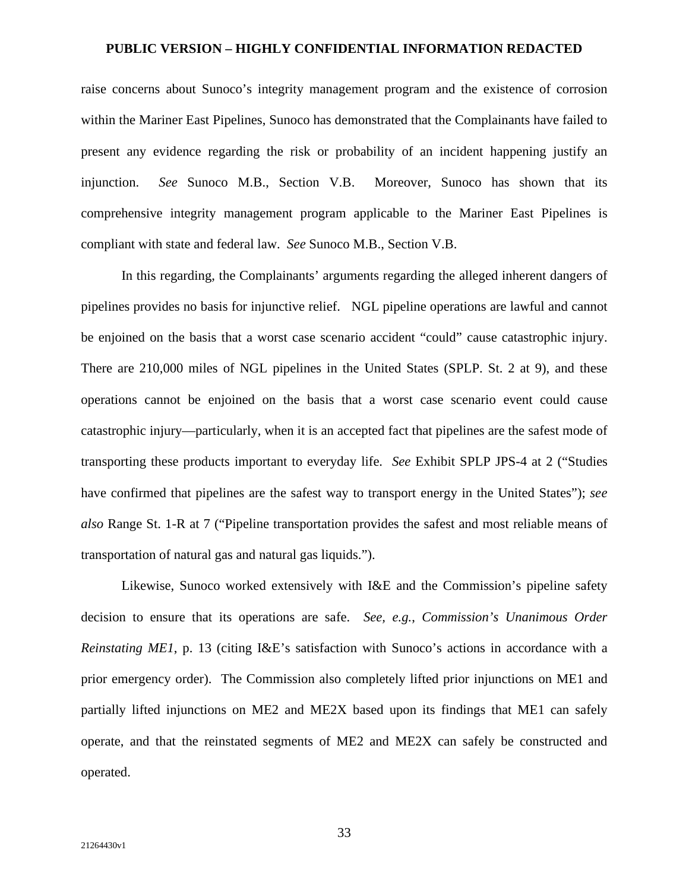raise concerns about Sunoco's integrity management program and the existence of corrosion within the Mariner East Pipelines, Sunoco has demonstrated that the Complainants have failed to present any evidence regarding the risk or probability of an incident happening justify an injunction. *See* Sunoco M.B., Section V.B. Moreover, Sunoco has shown that its comprehensive integrity management program applicable to the Mariner East Pipelines is compliant with state and federal law. *See* Sunoco M.B., Section V.B.

In this regarding, the Complainants' arguments regarding the alleged inherent dangers of pipelines provides no basis for injunctive relief. NGL pipeline operations are lawful and cannot be enjoined on the basis that a worst case scenario accident "could" cause catastrophic injury. There are 210,000 miles of NGL pipelines in the United States (SPLP. St. 2 at 9), and these operations cannot be enjoined on the basis that a worst case scenario event could cause catastrophic injury—particularly, when it is an accepted fact that pipelines are the safest mode of transporting these products important to everyday life. *See* Exhibit SPLP JPS-4 at 2 ("Studies have confirmed that pipelines are the safest way to transport energy in the United States"); *see also* Range St. 1-R at 7 ("Pipeline transportation provides the safest and most reliable means of transportation of natural gas and natural gas liquids.").

Likewise, Sunoco worked extensively with I&E and the Commission's pipeline safety decision to ensure that its operations are safe. *See, e.g.*, *Commission's Unanimous Order Reinstating ME1*, p. 13 (citing I&E's satisfaction with Sunoco's actions in accordance with a prior emergency order). The Commission also completely lifted prior injunctions on ME1 and partially lifted injunctions on ME2 and ME2X based upon its findings that ME1 can safely operate, and that the reinstated segments of ME2 and ME2X can safely be constructed and operated.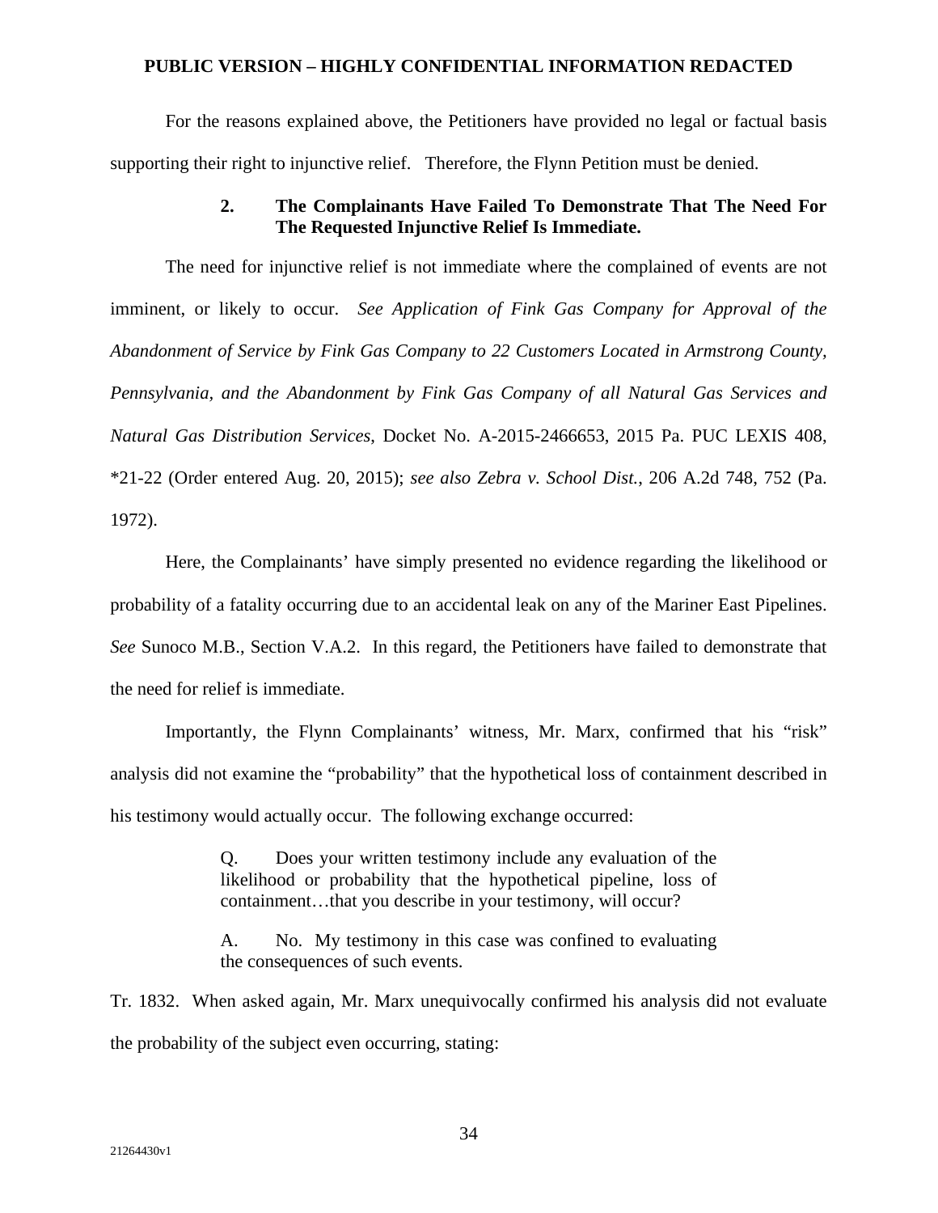For the reasons explained above, the Petitioners have provided no legal or factual basis supporting their right to injunctive relief. Therefore, the Flynn Petition must be denied.

### 2. The Complainants Have Failed To Demonstrate That The Need For The Requested Injunctive Relief Is Immediate.

The need for injunctive relief is not immediate where the complained of events are not imminent, or likely to occur. *See Application of Fink Gas Company for Approval of the Abandonment of Service by Fink Gas Company to 22 Customers Located in Armstrong County, Pennsylvania, and the Abandonment by Fink Gas Company of all Natural Gas Services and Natural Gas Distribution Services*, Docket No. A-2015-2466653, 2015 Pa. PUC LEXIS 408, *21-22 (Order entered Aug. 20, 2015); *see also Zebra v. School Dist.*, 206 A.2d 748, 752 (Pa. 1972).

Here, the Complainants' have simply presented no evidence regarding the likelihood or probability of a fatality occurring due to an accidental leak on any of the Mariner East Pipelines. *See* Sunoco M.B., Section V.A.2. In this regard, the Petitioners have failed to demonstrate that the need for relief is immediate.

Importantly, the Flynn Complainants' witness, Mr. Marx, confirmed that his "risk" analysis did not examine the "probability" that the hypothetical loss of containment described in his testimony would actually occur. The following exchange occurred:

> Q. Does your written testimony include any evaluation of the likelihood or probability that the hypothetical pipeline, loss of containment…that you describe in your testimony, will occur?
>
> A. No. My testimony in this case was confined to evaluating the consequences of such events.

Tr. 1832. When asked again, Mr. Marx unequivocally confirmed his analysis did not evaluate the probability of the subject even occurring, stating: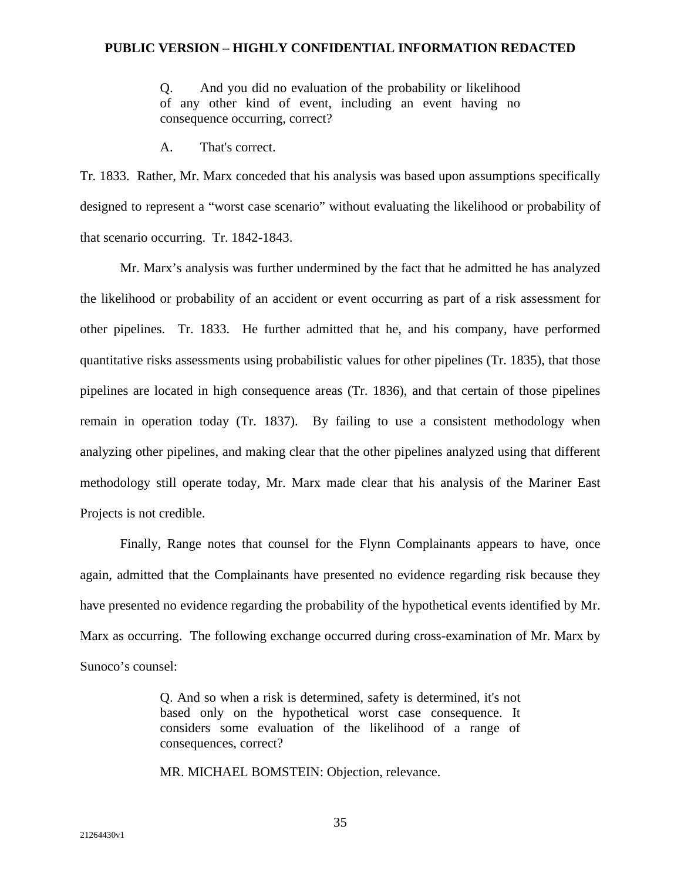> Q. And you did no evaluation of the probability or likelihood of any other kind of event, including an event having no consequence occurring, correct?
>
> A. That's correct.

Tr. 1833. Rather, Mr. Marx conceded that his analysis was based upon assumptions specifically designed to represent a "worst case scenario" without evaluating the likelihood or probability of that scenario occurring. Tr. 1842-1843.

Mr. Marx's analysis was further undermined by the fact that he admitted he has analyzed the likelihood or probability of an accident or event occurring as part of a risk assessment for other pipelines. Tr. 1833. He further admitted that he, and his company, have performed quantitative risks assessments using probabilistic values for other pipelines (Tr. 1835), that those pipelines are located in high consequence areas (Tr. 1836), and that certain of those pipelines remain in operation today (Tr. 1837). By failing to use a consistent methodology when analyzing other pipelines, and making clear that the other pipelines analyzed using that different methodology still operate today, Mr. Marx made clear that his analysis of the Mariner East Projects is not credible.

Finally, Range notes that counsel for the Flynn Complainants appears to have, once again, admitted that the Complainants have presented no evidence regarding risk because they have presented no evidence regarding the probability of the hypothetical events identified by Mr. Marx as occurring. The following exchange occurred during cross-examination of Mr. Marx by Sunoco's counsel:

> Q. And so when a risk is determined, safety is determined, it's not based only on the hypothetical worst case consequence. It considers some evaluation of the likelihood of a range of consequences, correct?
>
> MR. MICHAEL BOMSTEIN: Objection, relevance.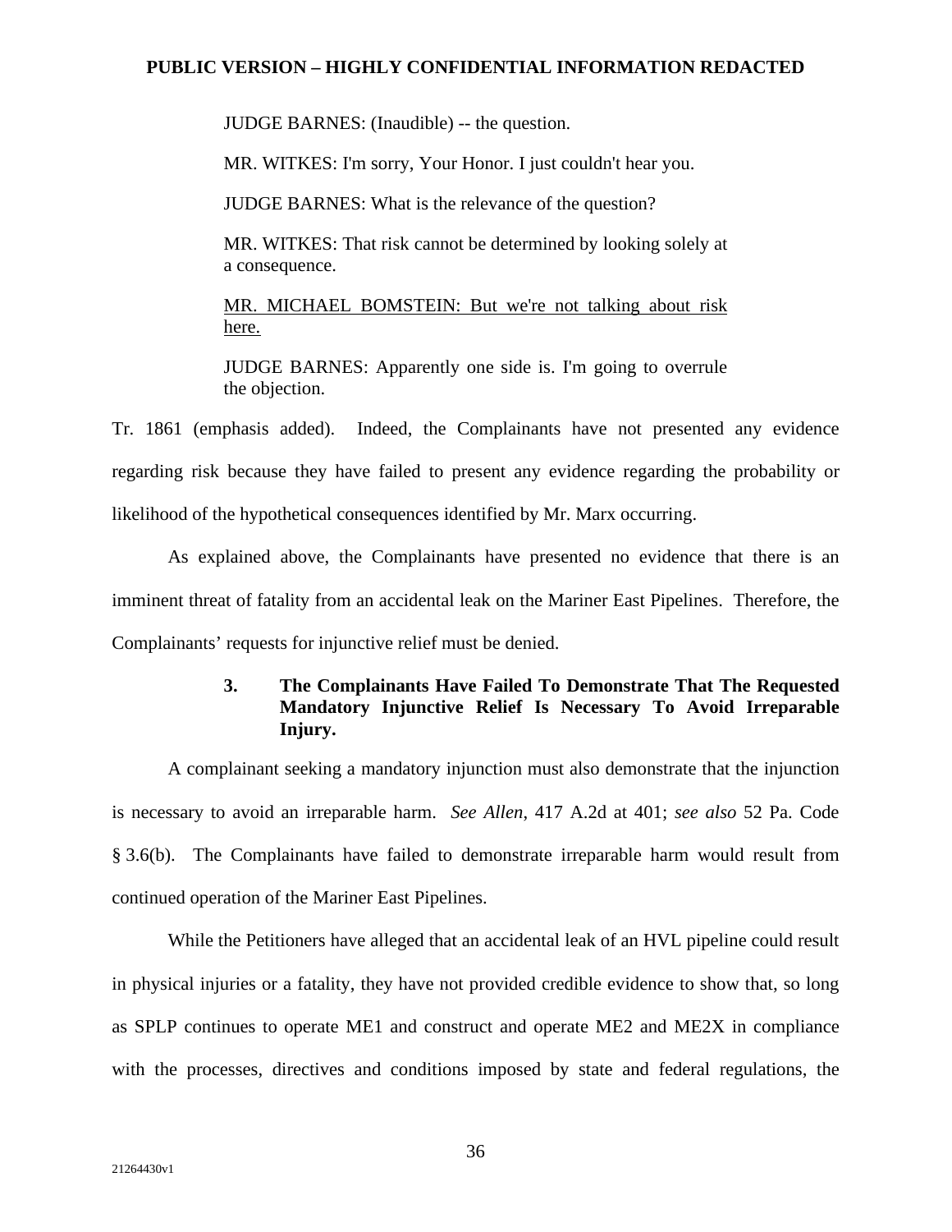PUBLIC VERSION – HIGHLY CONFIDENTIAL INFORMATION REDACTED

> JUDGE BARNES: (Inaudible) -- the question.
>
> MR. WITKES: I'm sorry, Your Honor. I just couldn't hear you.
>
> JUDGE BARNES: What is the relevance of the question?
>
> MR. WITKES: That risk cannot be determined by looking solely at a consequence.
>
> <u>MR. MICHAEL BOMSTEIN: But we're not talking about risk here.</u>
>
> JUDGE BARNES: Apparently one side is. I'm going to overrule the objection.

Tr. 1861 (emphasis added). Indeed, the Complainants have not presented any evidence regarding risk because they have failed to present any evidence regarding the probability or likelihood of the hypothetical consequences identified by Mr. Marx occurring.

As explained above, the Complainants have presented no evidence that there is an imminent threat of fatality from an accidental leak on the Mariner East Pipelines. Therefore, the Complainants' requests for injunctive relief must be denied.

### 3. The Complainants Have Failed To Demonstrate That The Requested Mandatory Injunctive Relief Is Necessary To Avoid Irreparable Injury.

A complainant seeking a mandatory injunction must also demonstrate that the injunction is necessary to avoid an irreparable harm. *See Allen*, 417 A.2d at 401; *see also* 52 Pa. Code § 3.6(b). The Complainants have failed to demonstrate irreparable harm would result from continued operation of the Mariner East Pipelines.

While the Petitioners have alleged that an accidental leak of an HVL pipeline could result in physical injuries or a fatality, they have not provided credible evidence to show that, so long as SPLP continues to operate ME1 and construct and operate ME2 and ME2X in compliance with the processes, directives and conditions imposed by state and federal regulations, the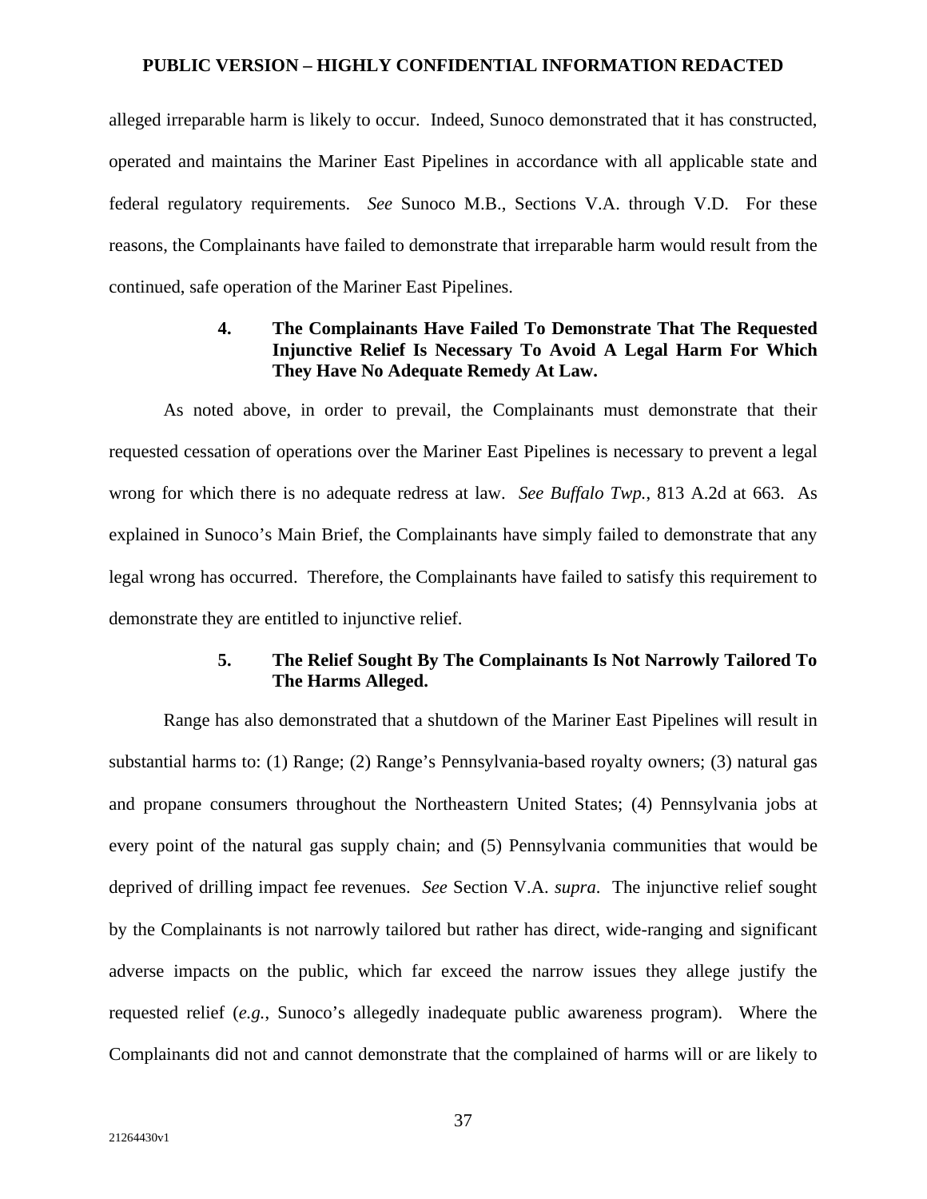alleged irreparable harm is likely to occur. Indeed, Sunoco demonstrated that it has constructed, operated and maintains the Mariner East Pipelines in accordance with all applicable state and federal regulatory requirements. *See* Sunoco M.B., Sections V.A. through V.D. For these reasons, the Complainants have failed to demonstrate that irreparable harm would result from the continued, safe operation of the Mariner East Pipelines.

#### 4. The Complainants Have Failed To Demonstrate That The Requested Injunctive Relief Is Necessary To Avoid A Legal Harm For Which They Have No Adequate Remedy At Law.

As noted above, in order to prevail, the Complainants must demonstrate that their requested cessation of operations over the Mariner East Pipelines is necessary to prevent a legal wrong for which there is no adequate redress at law. *See Buffalo Twp.*, 813 A.2d at 663. As explained in Sunoco's Main Brief, the Complainants have simply failed to demonstrate that any legal wrong has occurred. Therefore, the Complainants have failed to satisfy this requirement to demonstrate they are entitled to injunctive relief.

#### 5. The Relief Sought By The Complainants Is Not Narrowly Tailored To The Harms Alleged.

Range has also demonstrated that a shutdown of the Mariner East Pipelines will result in substantial harms to: (1) Range; (2) Range's Pennsylvania-based royalty owners; (3) natural gas and propane consumers throughout the Northeastern United States; (4) Pennsylvania jobs at every point of the natural gas supply chain; and (5) Pennsylvania communities that would be deprived of drilling impact fee revenues. *See* Section V.A. *supra*. The injunctive relief sought by the Complainants is not narrowly tailored but rather has direct, wide-ranging and significant adverse impacts on the public, which far exceed the narrow issues they allege justify the requested relief (*e.g.*, Sunoco's allegedly inadequate public awareness program). Where the Complainants did not and cannot demonstrate that the complained of harms will or are likely to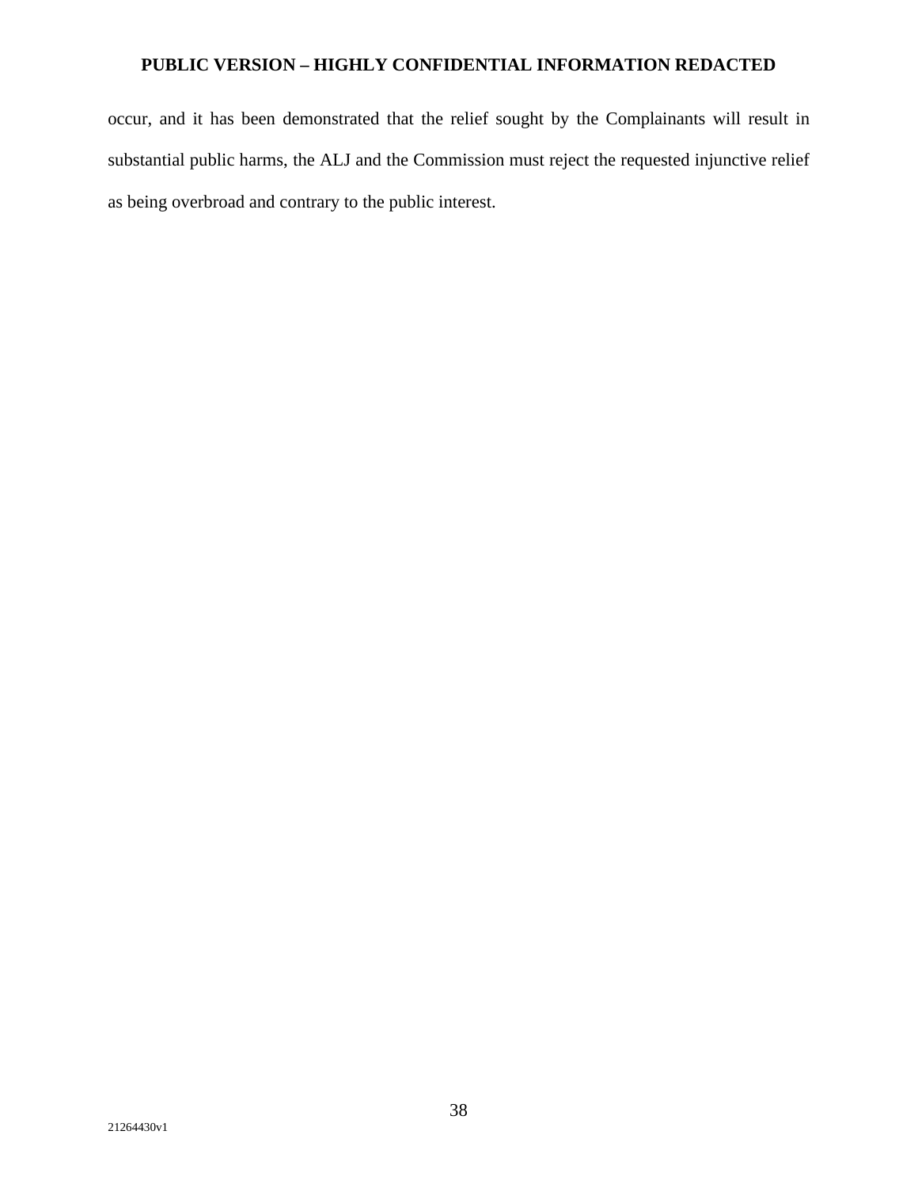occur, and it has been demonstrated that the relief sought by the Complainants will result in substantial public harms, the ALJ and the Commission must reject the requested injunctive relief as being overbroad and contrary to the public interest.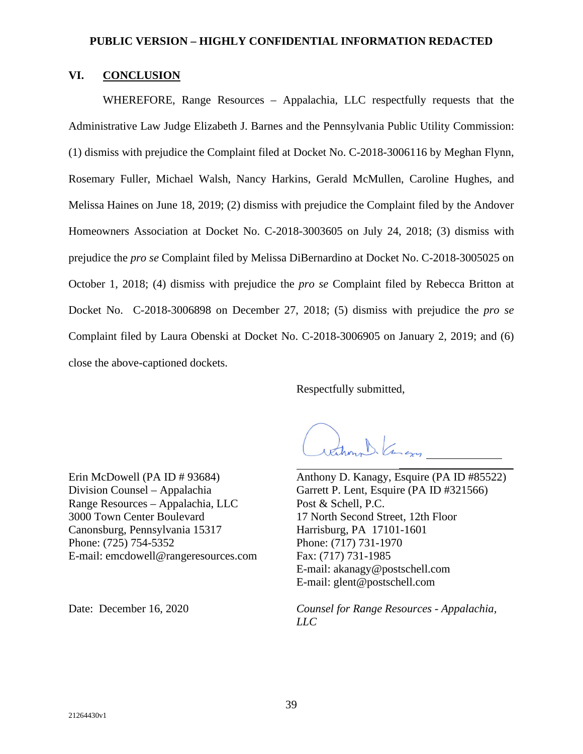PUBLIC VERSION – HIGHLY CONFIDENTIAL INFORMATION REDACTED

## VI. CONCLUSION

WHEREFORE, Range Resources – Appalachia, LLC respectfully requests that the Administrative Law Judge Elizabeth J. Barnes and the Pennsylvania Public Utility Commission: (1) dismiss with prejudice the Complaint filed at Docket No. C-2018-3006116 by Meghan Flynn, Rosemary Fuller, Michael Walsh, Nancy Harkins, Gerald McMullen, Caroline Hughes, and Melissa Haines on June 18, 2019; (2) dismiss with prejudice the Complaint filed by the Andover Homeowners Association at Docket No. C-2018-3003605 on July 24, 2018; (3) dismiss with prejudice the *pro se* Complaint filed by Melissa DiBernardino at Docket No. C-2018-3005025 on October 1, 2018; (4) dismiss with prejudice the *pro se* Complaint filed by Rebecca Britton at Docket No. C-2018-3006898 on December 27, 2018; (5) dismiss with prejudice the *pro se* Complaint filed by Laura Obenski at Docket No. C-2018-3006905 on January 2, 2019; and (6) close the above-captioned dockets.

Respectfully submitted,

Anthony D. Kanagy, Esquire (PA ID #85522)
Garrett P. Lent, Esquire (PA ID #321566)
Post & Schell, P.C.
17 North Second Street, 12th Floor
Harrisburg, PA 17101-1601
Phone: (717) 731-1970
Fax: (717) 731-1985
E-mail: akanagy@postschell.com
E-mail: glent@postschell.com

*Counsel for Range Resources - Appalachia, LLC*

Erin McDowell (PA ID # 93684)
Division Counsel – Appalachia
Range Resources – Appalachia, LLC
3000 Town Center Boulevard
Canonsburg, Pennsylvania 15317
Phone: (725) 754-5352
E-mail: emcdowell@rangeresources.com

Date: December 16, 2020

21264430v1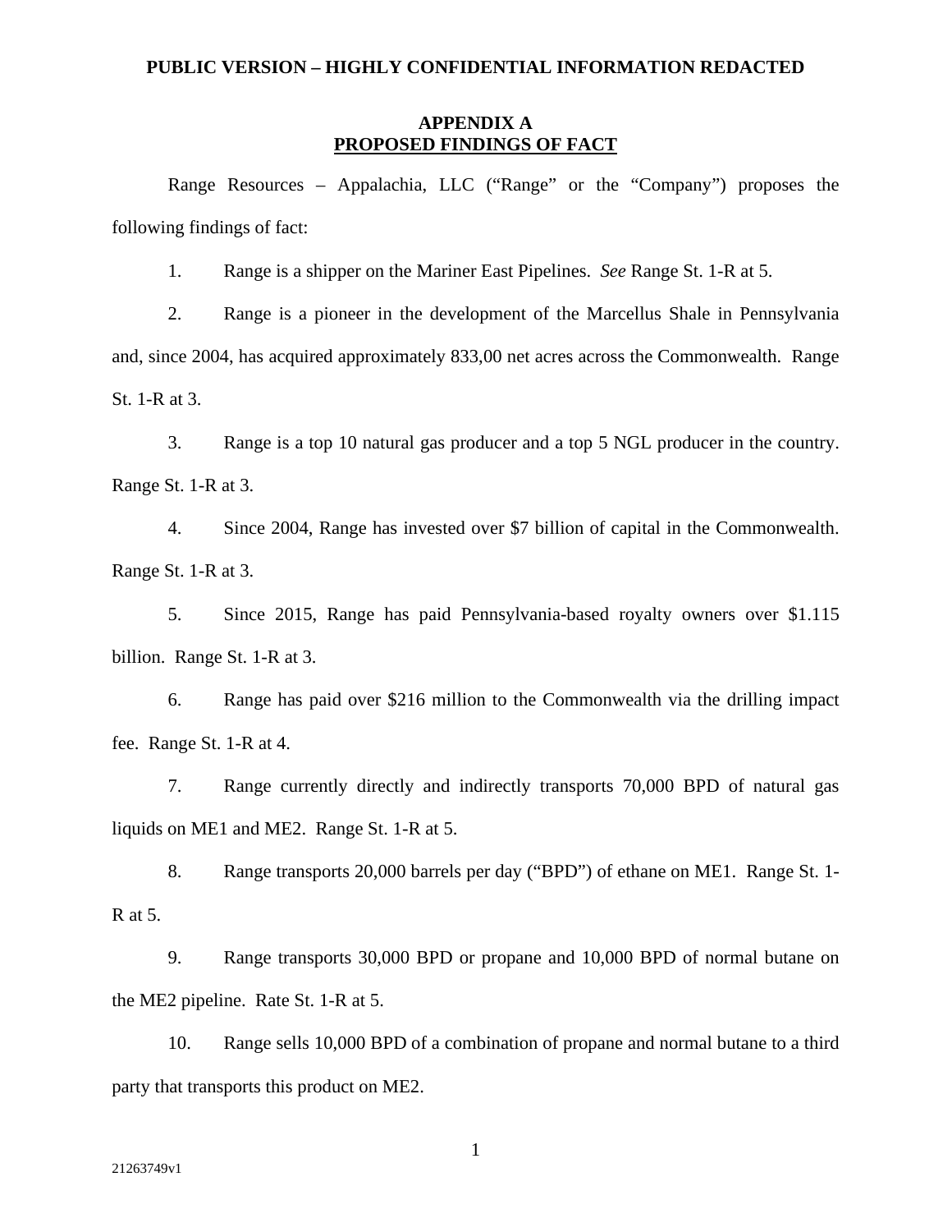**PUBLIC VERSION – HIGHLY CONFIDENTIAL INFORMATION REDACTED**

**APPENDIX A**
**PROPOSED FINDINGS OF FACT**

Range Resources – Appalachia, LLC ("Range" or the "Company") proposes the following findings of fact:

1. Range is a shipper on the Mariner East Pipelines. *See* Range St. 1-R at 5.

2. Range is a pioneer in the development of the Marcellus Shale in Pennsylvania and, since 2004, has acquired approximately 833,00 net acres across the Commonwealth. Range St. 1-R at 3.

3. Range is a top 10 natural gas producer and a top 5 NGL producer in the country. Range St. 1-R at 3.

4. Since 2004, Range has invested over $7 billion of capital in the Commonwealth. Range St. 1-R at 3.

5. Since 2015, Range has paid Pennsylvania-based royalty owners over $1.115 billion. Range St. 1-R at 3.

6. Range has paid over $216 million to the Commonwealth via the drilling impact fee. Range St. 1-R at 4.

7. Range currently directly and indirectly transports 70,000 BPD of natural gas liquids on ME1 and ME2. Range St. 1-R at 5.

8. Range transports 20,000 barrels per day ("BPD") of ethane on ME1. Range St. 1-R at 5.

9. Range transports 30,000 BPD or propane and 10,000 BPD of normal butane on the ME2 pipeline. Rate St. 1-R at 5.

10. Range sells 10,000 BPD of a combination of propane and normal butane to a third party that transports this product on ME2.

21263749v1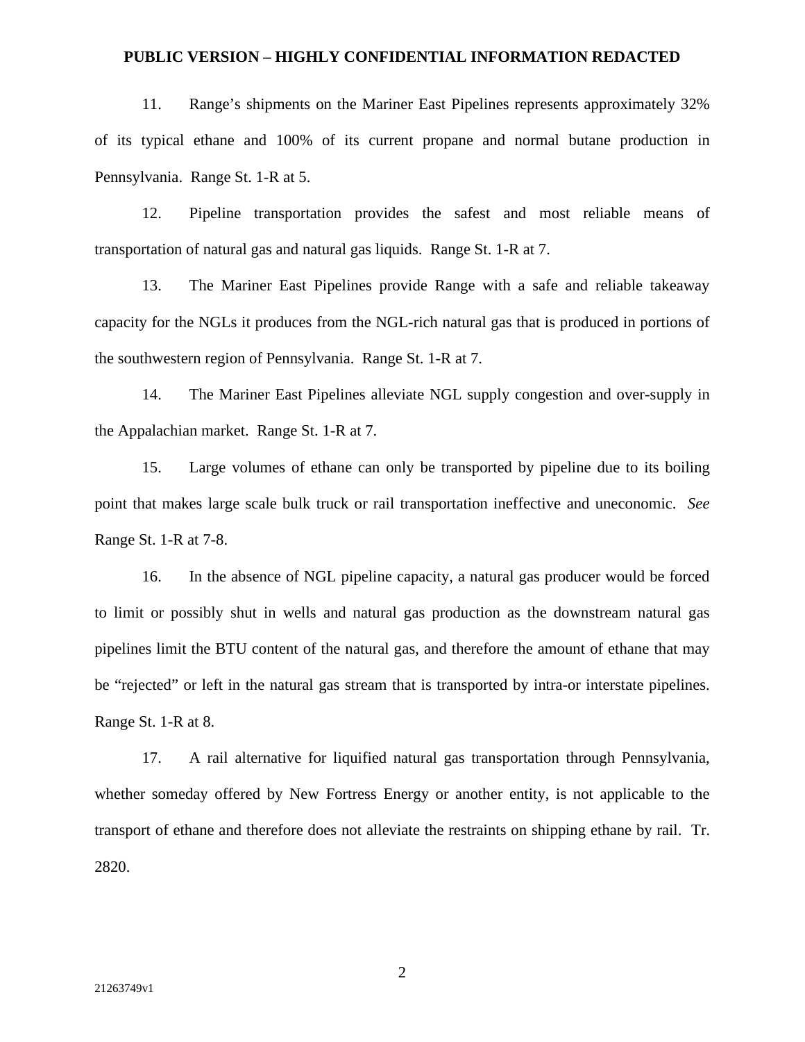11. Range's shipments on the Mariner East Pipelines represents approximately 32% of its typical ethane and 100% of its current propane and normal butane production in Pennsylvania. Range St. 1-R at 5.

12. Pipeline transportation provides the safest and most reliable means of transportation of natural gas and natural gas liquids. Range St. 1-R at 7.

13. The Mariner East Pipelines provide Range with a safe and reliable takeaway capacity for the NGLs it produces from the NGL-rich natural gas that is produced in portions of the southwestern region of Pennsylvania. Range St. 1-R at 7.

14. The Mariner East Pipelines alleviate NGL supply congestion and over-supply in the Appalachian market. Range St. 1-R at 7.

15. Large volumes of ethane can only be transported by pipeline due to its boiling point that makes large scale bulk truck or rail transportation ineffective and uneconomic. *See* Range St. 1-R at 7-8.

16. In the absence of NGL pipeline capacity, a natural gas producer would be forced to limit or possibly shut in wells and natural gas production as the downstream natural gas pipelines limit the BTU content of the natural gas, and therefore the amount of ethane that may be "rejected" or left in the natural gas stream that is transported by intra-or interstate pipelines. Range St. 1-R at 8.

17. A rail alternative for liquified natural gas transportation through Pennsylvania, whether someday offered by New Fortress Energy or another entity, is not applicable to the transport of ethane and therefore does not alleviate the restraints on shipping ethane by rail. Tr. 2820.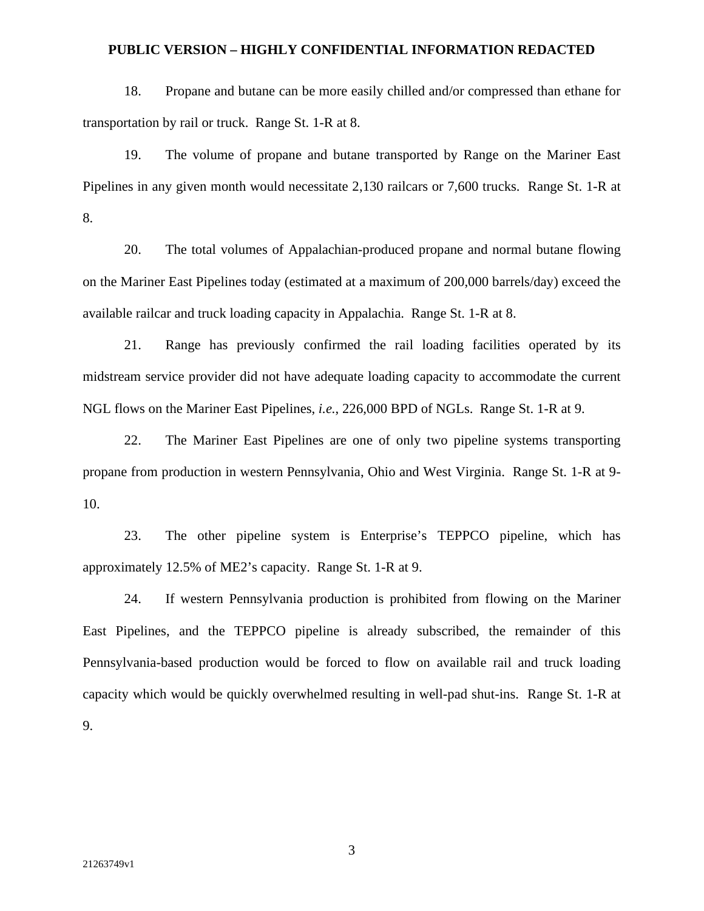18. Propane and butane can be more easily chilled and/or compressed than ethane for transportation by rail or truck. Range St. 1-R at 8.

19. The volume of propane and butane transported by Range on the Mariner East Pipelines in any given month would necessitate 2,130 railcars or 7,600 trucks. Range St. 1-R at 8.

20. The total volumes of Appalachian-produced propane and normal butane flowing on the Mariner East Pipelines today (estimated at a maximum of 200,000 barrels/day) exceed the available railcar and truck loading capacity in Appalachia. Range St. 1-R at 8.

21. Range has previously confirmed the rail loading facilities operated by its midstream service provider did not have adequate loading capacity to accommodate the current NGL flows on the Mariner East Pipelines, *i.e.*, 226,000 BPD of NGLs. Range St. 1-R at 9.

22. The Mariner East Pipelines are one of only two pipeline systems transporting propane from production in western Pennsylvania, Ohio and West Virginia. Range St. 1-R at 9-10.

23. The other pipeline system is Enterprise's TEPPCO pipeline, which has approximately 12.5% of ME2's capacity. Range St. 1-R at 9.

24. If western Pennsylvania production is prohibited from flowing on the Mariner East Pipelines, and the TEPPCO pipeline is already subscribed, the remainder of this Pennsylvania-based production would be forced to flow on available rail and truck loading capacity which would be quickly overwhelmed resulting in well-pad shut-ins. Range St. 1-R at 9.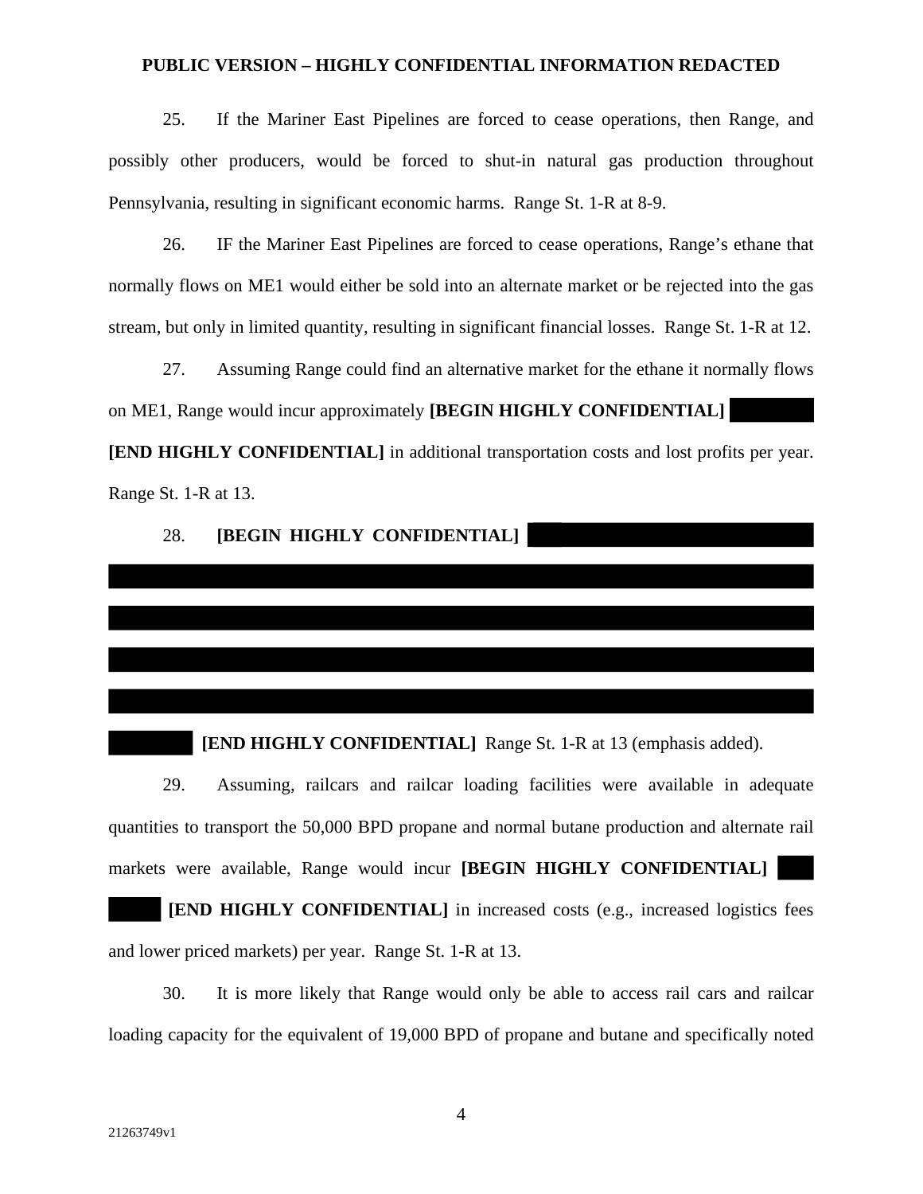**PUBLIC VERSION – HIGHLY CONFIDENTIAL INFORMATION REDACTED**

25. If the Mariner East Pipelines are forced to cease operations, then Range, and possibly other producers, would be forced to shut-in natural gas production throughout Pennsylvania, resulting in significant economic harms. Range St. 1-R at 8-9.

26. IF the Mariner East Pipelines are forced to cease operations, Range's ethane that normally flows on ME1 would either be sold into an alternate market or be rejected into the gas stream, but only in limited quantity, resulting in significant financial losses. Range St. 1-R at 12.

27. Assuming Range could find an alternative market for the ethane it normally flows on ME1, Range would incur approximately **[BEGIN HIGHLY CONFIDENTIAL]** ████ **[END HIGHLY CONFIDENTIAL]** in additional transportation costs and lost profits per year. Range St. 1-R at 13.

28. **[BEGIN HIGHLY CONFIDENTIAL]** ████████████████████████████████████████████████████████████████████████████████████████████████████ **[END HIGHLY CONFIDENTIAL]** Range St. 1-R at 13 (emphasis added).

29. Assuming, railcars and railcar loading facilities were available in adequate quantities to transport the 50,000 BPD propane and normal butane production and alternate rail markets were available, Range would incur **[BEGIN HIGHLY CONFIDENTIAL]** ████ **[END HIGHLY CONFIDENTIAL]** in increased costs (e.g., increased logistics fees and lower priced markets) per year. Range St. 1-R at 13.

30. It is more likely that Range would only be able to access rail cars and railcar loading capacity for the equivalent of 19,000 BPD of propane and butane and specifically noted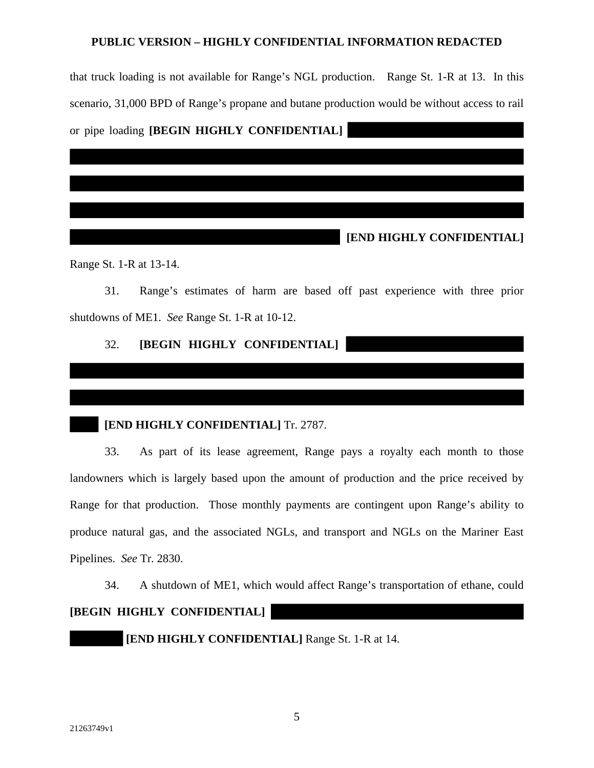that truck loading is not available for Range's NGL production. Range St. 1-R at 13. In this scenario, 31,000 BPD of Range's propane and butane production would be without access to rail or pipe loading **[BEGIN HIGHLY CONFIDENTIAL]** **[END HIGHLY CONFIDENTIAL]** Range St. 1-R at 13-14.

31. Range's estimates of harm are based off past experience with three prior shutdowns of ME1. *See* Range St. 1-R at 10-12.

32. **[BEGIN HIGHLY CONFIDENTIAL]** **[END HIGHLY CONFIDENTIAL]** Tr. 2787.

33. As part of its lease agreement, Range pays a royalty each month to those landowners which is largely based upon the amount of production and the price received by Range for that production. Those monthly payments are contingent upon Range's ability to produce natural gas, and the associated NGLs, and transport and NGLs on the Mariner East Pipelines. *See* Tr. 2830.

34. A shutdown of ME1, which would affect Range's transportation of ethane, could **[BEGIN HIGHLY CONFIDENTIAL]** **[END HIGHLY CONFIDENTIAL]** Range St. 1-R at 14.

21263749v1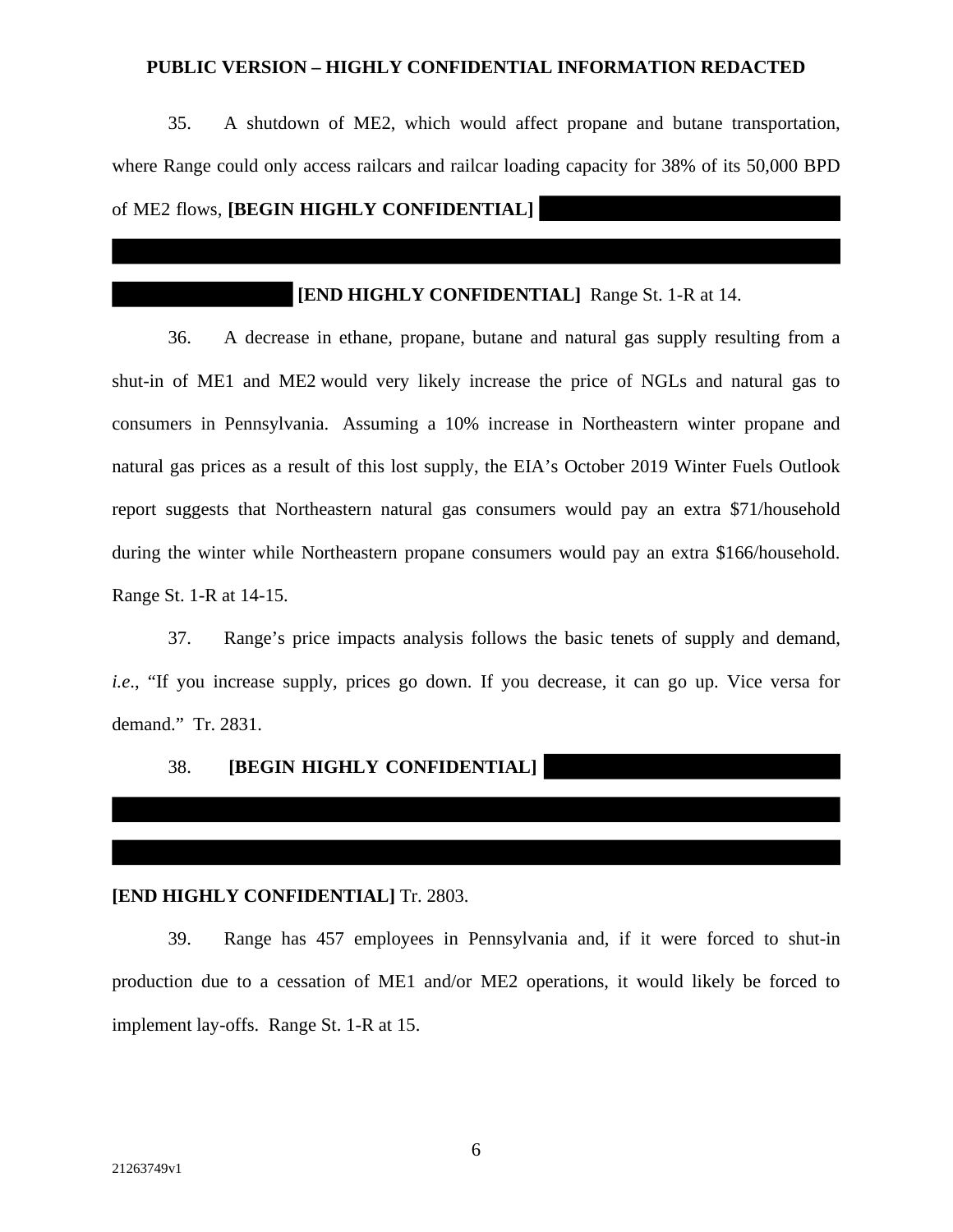**PUBLIC VERSION – HIGHLY CONFIDENTIAL INFORMATION REDACTED**

35. A shutdown of ME2, which would affect propane and butane transportation, where Range could only access railcars and railcar loading capacity for 38% of its 50,000 BPD of ME2 flows, **[BEGIN HIGHLY CONFIDENTIAL]** ████████████████████████████████████████████████████████████████████ **[END HIGHLY CONFIDENTIAL]** Range St. 1-R at 14.

36. A decrease in ethane, propane, butane and natural gas supply resulting from a shut-in of ME1 and ME2 would very likely increase the price of NGLs and natural gas to consumers in Pennsylvania. Assuming a 10% increase in Northeastern winter propane and natural gas prices as a result of this lost supply, the EIA's October 2019 Winter Fuels Outlook report suggests that Northeastern natural gas consumers would pay an extra $71/household during the winter while Northeastern propane consumers would pay an extra $166/household. Range St. 1-R at 14-15.

37. Range's price impacts analysis follows the basic tenets of supply and demand, *i.e*., "If you increase supply, prices go down. If you decrease, it can go up. Vice versa for demand." Tr. 2831.

38. **[BEGIN HIGHLY CONFIDENTIAL]** ████████████████████████████████████████████████████████████████████ **[END HIGHLY CONFIDENTIAL]** Tr. 2803.

39. Range has 457 employees in Pennsylvania and, if it were forced to shut-in production due to a cessation of ME1 and/or ME2 operations, it would likely be forced to implement lay-offs. Range St. 1-R at 15.

21263749v1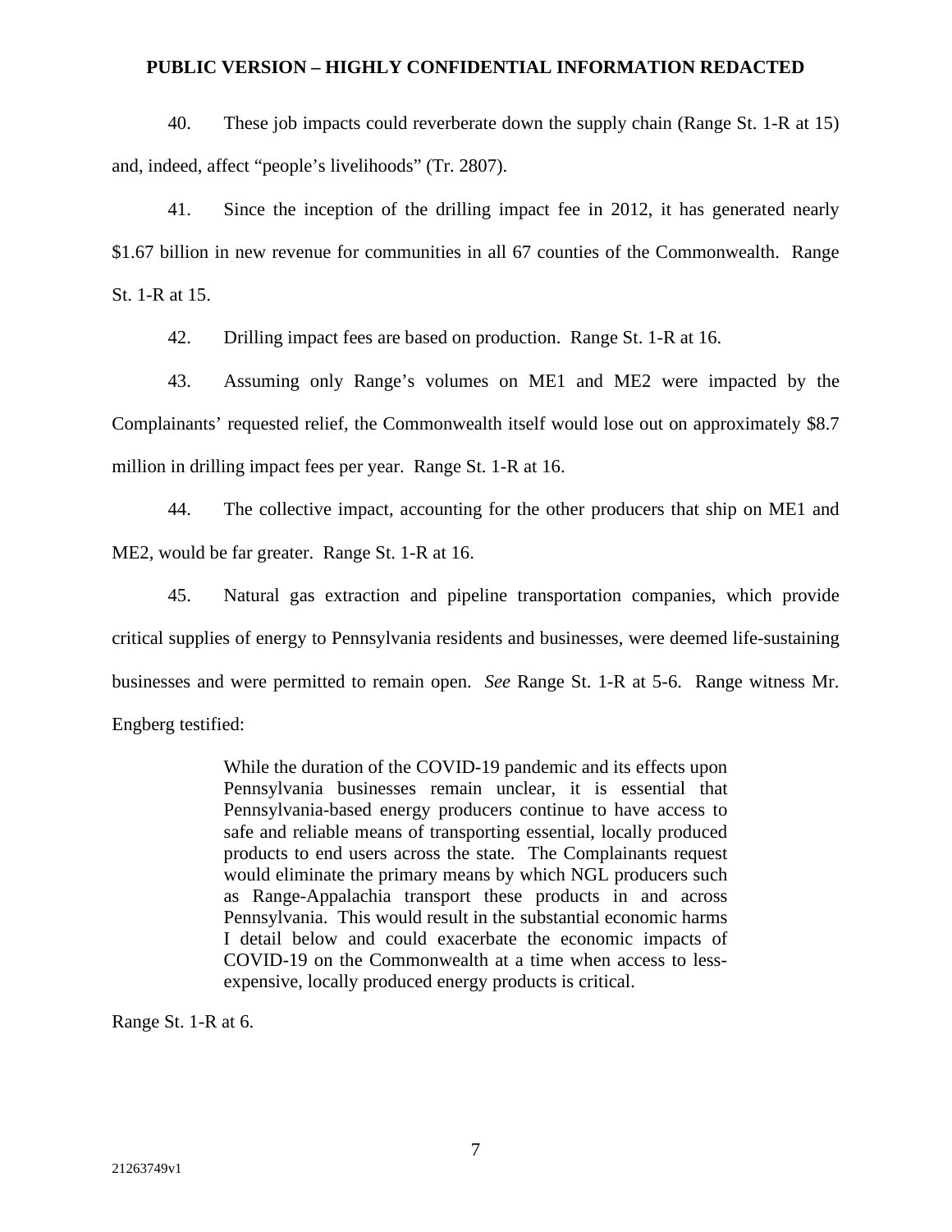**PUBLIC VERSION – HIGHLY CONFIDENTIAL INFORMATION REDACTED**

40. These job impacts could reverberate down the supply chain (Range St. 1-R at 15) and, indeed, affect "people's livelihoods" (Tr. 2807).

41. Since the inception of the drilling impact fee in 2012, it has generated nearly $1.67 billion in new revenue for communities in all 67 counties of the Commonwealth. Range St. 1-R at 15.

42. Drilling impact fees are based on production. Range St. 1-R at 16.

43. Assuming only Range's volumes on ME1 and ME2 were impacted by the Complainants' requested relief, the Commonwealth itself would lose out on approximately $8.7 million in drilling impact fees per year. Range St. 1-R at 16.

44. The collective impact, accounting for the other producers that ship on ME1 and ME2, would be far greater. Range St. 1-R at 16.

45. Natural gas extraction and pipeline transportation companies, which provide critical supplies of energy to Pennsylvania residents and businesses, were deemed life-sustaining businesses and were permitted to remain open. *See* Range St. 1-R at 5-6. Range witness Mr. Engberg testified:

> While the duration of the COVID-19 pandemic and its effects upon Pennsylvania businesses remain unclear, it is essential that Pennsylvania-based energy producers continue to have access to safe and reliable means of transporting essential, locally produced products to end users across the state. The Complainants request would eliminate the primary means by which NGL producers such as Range-Appalachia transport these products in and across Pennsylvania. This would result in the substantial economic harms I detail below and could exacerbate the economic impacts of COVID-19 on the Commonwealth at a time when access to less-expensive, locally produced energy products is critical.

Range St. 1-R at 6.

21263749v1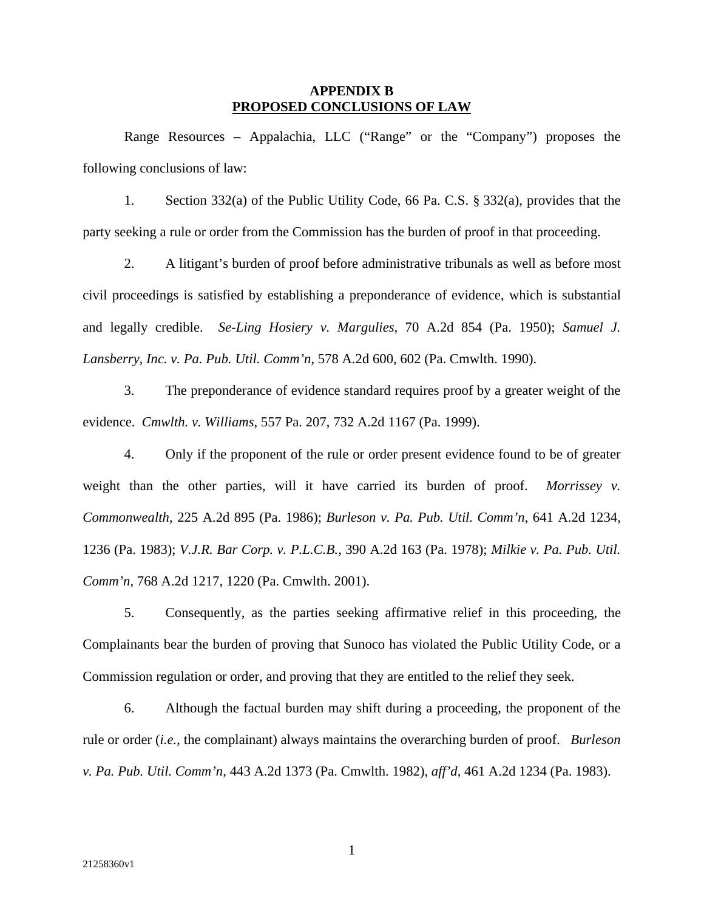# APPENDIX B
## PROPOSED CONCLUSIONS OF LAW

Range Resources – Appalachia, LLC ("Range" or the "Company") proposes the following conclusions of law:

1. Section 332(a) of the Public Utility Code, 66 Pa. C.S. § 332(a), provides that the party seeking a rule or order from the Commission has the burden of proof in that proceeding.

2. A litigant's burden of proof before administrative tribunals as well as before most civil proceedings is satisfied by establishing a preponderance of evidence, which is substantial and legally credible. *Se-Ling Hosiery v. Margulies*, 70 A.2d 854 (Pa. 1950); *Samuel J. Lansberry, Inc. v. Pa. Pub. Util. Comm'n*, 578 A.2d 600, 602 (Pa. Cmwlth. 1990).

3. The preponderance of evidence standard requires proof by a greater weight of the evidence. *Cmwlth. v. Williams*, 557 Pa. 207, 732 A.2d 1167 (Pa. 1999).

4. Only if the proponent of the rule or order present evidence found to be of greater weight than the other parties, will it have carried its burden of proof. *Morrissey v. Commonwealth*, 225 A.2d 895 (Pa. 1986); *Burleson v. Pa. Pub. Util. Comm'n*, 641 A.2d 1234, 1236 (Pa. 1983); *V.J.R. Bar Corp. v. P.L.C.B.*, 390 A.2d 163 (Pa. 1978); *Milkie v. Pa. Pub. Util. Comm'n*, 768 A.2d 1217, 1220 (Pa. Cmwlth. 2001).

5. Consequently, as the parties seeking affirmative relief in this proceeding, the Complainants bear the burden of proving that Sunoco has violated the Public Utility Code, or a Commission regulation or order, and proving that they are entitled to the relief they seek.

6. Although the factual burden may shift during a proceeding, the proponent of the rule or order (*i.e.*, the complainant) always maintains the overarching burden of proof. *Burleson v. Pa. Pub. Util. Comm'n*, 443 A.2d 1373 (Pa. Cmwlth. 1982), *aff'd*, 461 A.2d 1234 (Pa. 1983).

21258360v1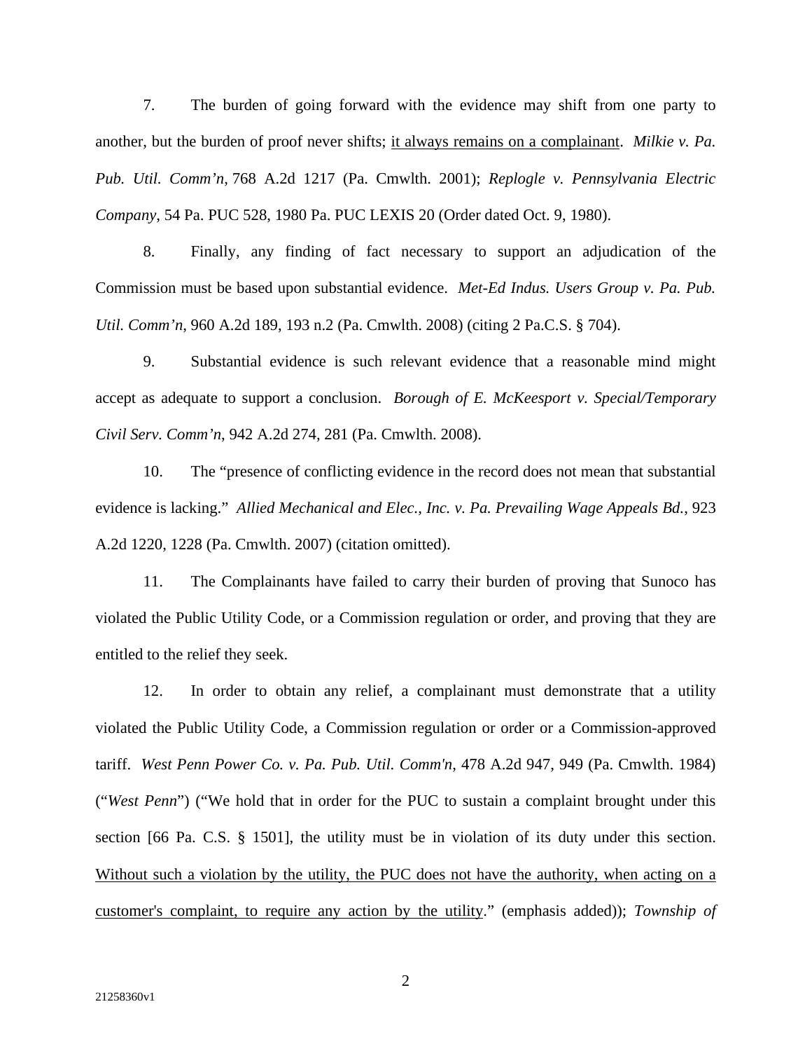7. The burden of going forward with the evidence may shift from one party to another, but the burden of proof never shifts; <u>it always remains on a complainant</u>. *Milkie v. Pa. Pub. Util. Comm'n*, 768 A.2d 1217 (Pa. Cmwlth. 2001); *Replogle v. Pennsylvania Electric Company*, 54 Pa. PUC 528, 1980 Pa. PUC LEXIS 20 (Order dated Oct. 9, 1980).

8. Finally, any finding of fact necessary to support an adjudication of the Commission must be based upon substantial evidence. *Met-Ed Indus. Users Group v. Pa. Pub. Util. Comm'n*, 960 A.2d 189, 193 n.2 (Pa. Cmwlth. 2008) (citing 2 Pa.C.S. § 704).

9. Substantial evidence is such relevant evidence that a reasonable mind might accept as adequate to support a conclusion. *Borough of E. McKeesport v. Special/Temporary Civil Serv. Comm'n*, 942 A.2d 274, 281 (Pa. Cmwlth. 2008).

10. The "presence of conflicting evidence in the record does not mean that substantial evidence is lacking." *Allied Mechanical and Elec., Inc. v. Pa. Prevailing Wage Appeals Bd.*, 923 A.2d 1220, 1228 (Pa. Cmwlth. 2007) (citation omitted).

11. The Complainants have failed to carry their burden of proving that Sunoco has violated the Public Utility Code, or a Commission regulation or order, and proving that they are entitled to the relief they seek.

12. In order to obtain any relief, a complainant must demonstrate that a utility violated the Public Utility Code, a Commission regulation or order or a Commission-approved tariff. *West Penn Power Co. v. Pa. Pub. Util. Comm'n*, 478 A.2d 947, 949 (Pa. Cmwlth. 1984) ("*West Penn*") ("We hold that in order for the PUC to sustain a complaint brought under this section [66 Pa. C.S. § 1501], the utility must be in violation of its duty under this section. <u>Without such a violation by the utility, the PUC does not have the authority, when acting on a customer's complaint, to require any action by the utility</u>." (emphasis added)); *Township of*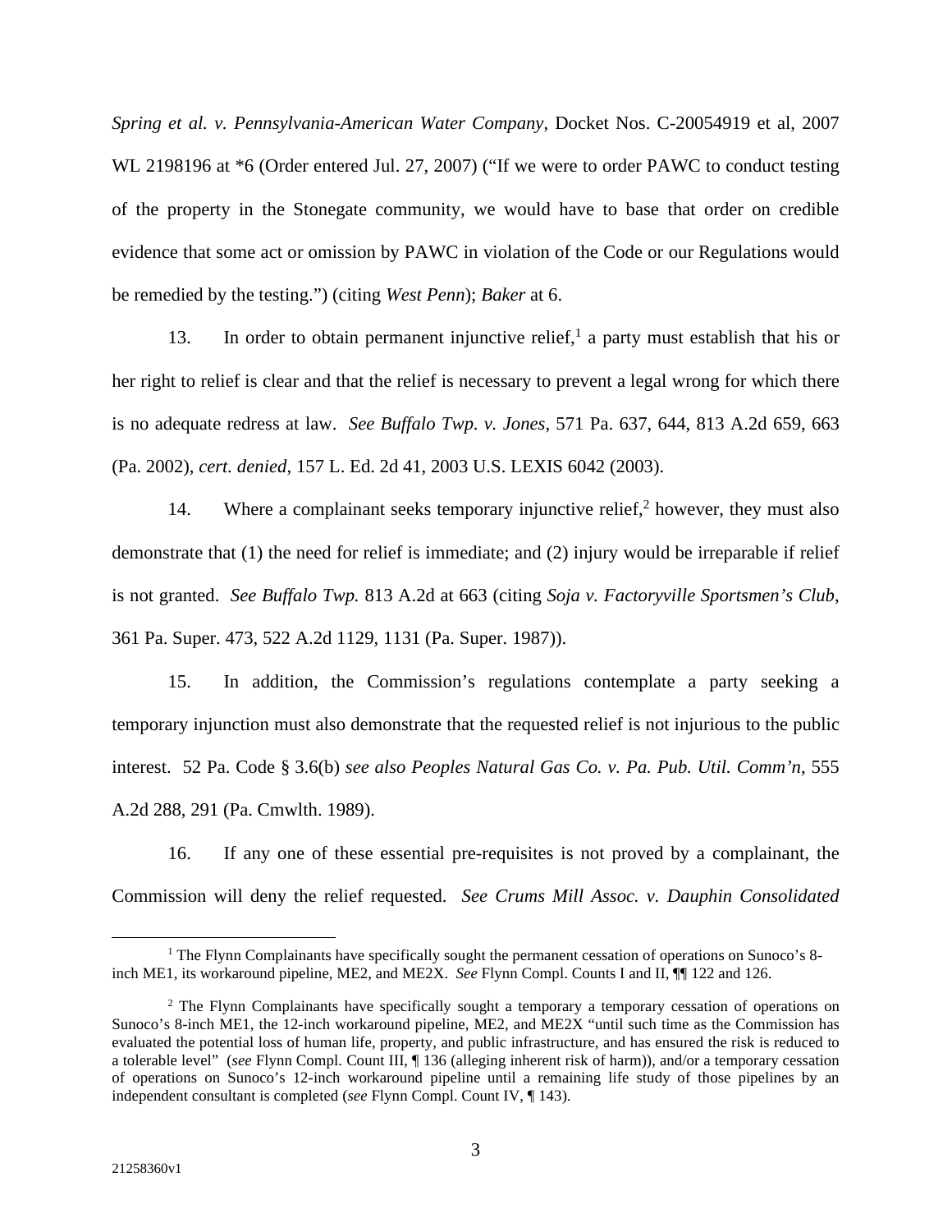*Spring et al. v. Pennsylvania-American Water Company*, Docket Nos. C-20054919 et al, 2007 WL 2198196 at *6 (Order entered Jul. 27, 2007) ("If we were to order PAWC to conduct testing of the property in the Stonegate community, we would have to base that order on credible evidence that some act or omission by PAWC in violation of the Code or our Regulations would be remedied by the testing.") (citing *West Penn*); *Baker* at 6.

13. In order to obtain permanent injunctive relief,[1] a party must establish that his or her right to relief is clear and that the relief is necessary to prevent a legal wrong for which there is no adequate redress at law. *See Buffalo Twp. v. Jones*, 571 Pa. 637, 644, 813 A.2d 659, 663 (Pa. 2002), *cert. denied*, 157 L. Ed. 2d 41, 2003 U.S. LEXIS 6042 (2003).

14. Where a complainant seeks temporary injunctive relief,[2] however, they must also demonstrate that (1) the need for relief is immediate; and (2) injury would be irreparable if relief is not granted. *See Buffalo Twp.* 813 A.2d at 663 (citing *Soja v. Factoryville Sportsmen's Club*, 361 Pa. Super. 473, 522 A.2d 1129, 1131 (Pa. Super. 1987)).

15. In addition, the Commission's regulations contemplate a party seeking a temporary injunction must also demonstrate that the requested relief is not injurious to the public interest. 52 Pa. Code § 3.6(b) *see also Peoples Natural Gas Co. v. Pa. Pub. Util. Comm'n*, 555 A.2d 288, 291 (Pa. Cmwlth. 1989).

16. If any one of these essential pre-requisites is not proved by a complainant, the Commission will deny the relief requested. *See Crums Mill Assoc. v. Dauphin Consolidated*

---

[1] The Flynn Complainants have specifically sought the permanent cessation of operations on Sunoco's 8-inch ME1, its workaround pipeline, ME2, and ME2X. *See* Flynn Compl. Counts I and II, ¶¶ 122 and 126.

[2] The Flynn Complainants have specifically sought a temporary a temporary cessation of operations on Sunoco's 8-inch ME1, the 12-inch workaround pipeline, ME2, and ME2X "until such time as the Commission has evaluated the potential loss of human life, property, and public infrastructure, and has ensured the risk is reduced to a tolerable level" (*see* Flynn Compl. Count III, ¶ 136 (alleging inherent risk of harm)), and/or a temporary cessation of operations on Sunoco's 12-inch workaround pipeline until a remaining life study of those pipelines by an independent consultant is completed (*see* Flynn Compl. Count IV, ¶ 143).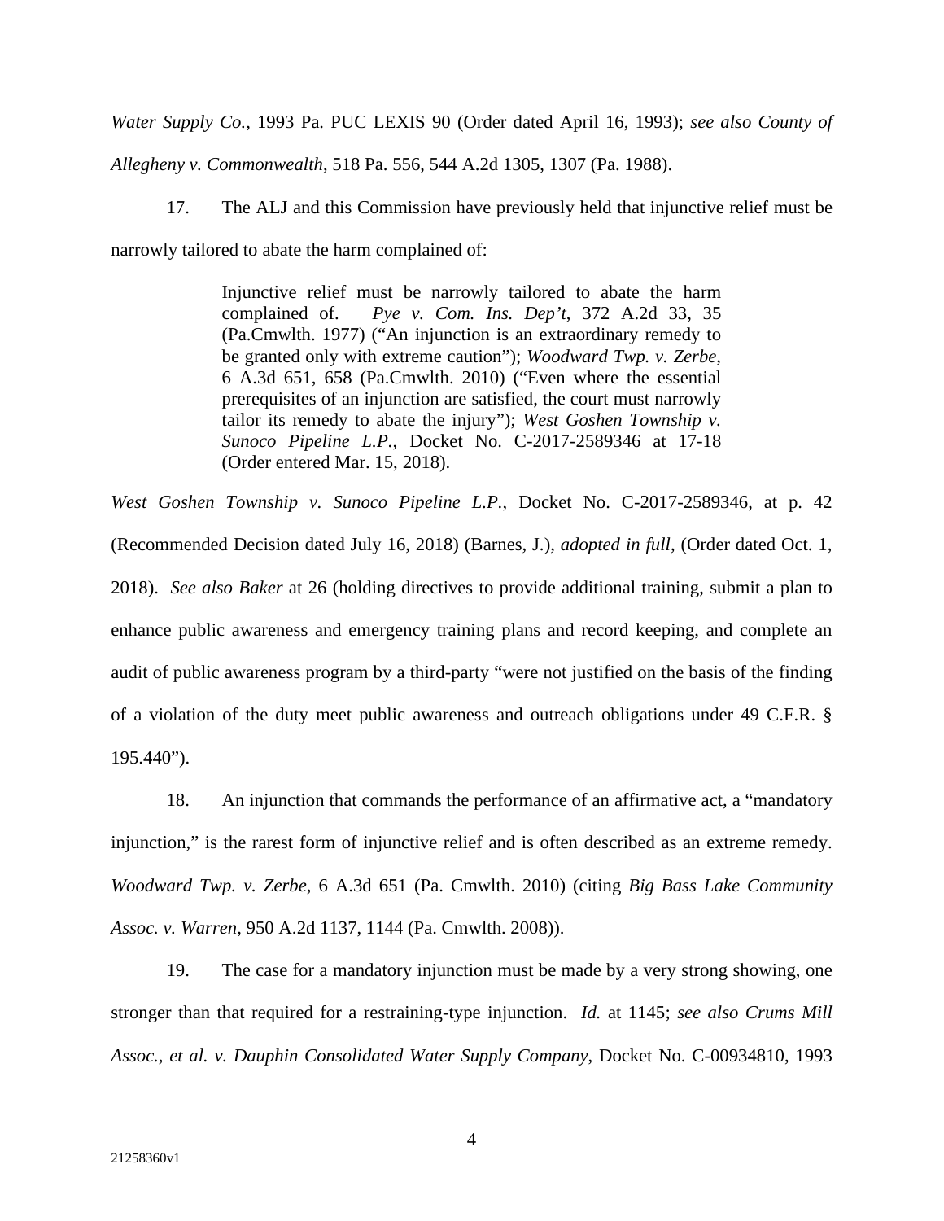*Water Supply Co.*, 1993 Pa. PUC LEXIS 90 (Order dated April 16, 1993); *see also County of Allegheny v. Commonwealth*, 518 Pa. 556, 544 A.2d 1305, 1307 (Pa. 1988).

17. The ALJ and this Commission have previously held that injunctive relief must be narrowly tailored to abate the harm complained of:

> Injunctive relief must be narrowly tailored to abate the harm complained of. *Pye v. Com. Ins. Dep't*, 372 A.2d 33, 35 (Pa.Cmwlth. 1977) ("An injunction is an extraordinary remedy to be granted only with extreme caution"); *Woodward Twp. v. Zerbe*, 6 A.3d 651, 658 (Pa.Cmwlth. 2010) ("Even where the essential prerequisites of an injunction are satisfied, the court must narrowly tailor its remedy to abate the injury"); *West Goshen Township v. Sunoco Pipeline L.P.*, Docket No. C-2017-2589346 at 17-18 (Order entered Mar. 15, 2018).

*West Goshen Township v. Sunoco Pipeline L.P.*, Docket No. C-2017-2589346, at p. 42 (Recommended Decision dated July 16, 2018) (Barnes, J.), *adopted in full*, (Order dated Oct. 1, 2018). *See also Baker* at 26 (holding directives to provide additional training, submit a plan to enhance public awareness and emergency training plans and record keeping, and complete an audit of public awareness program by a third-party "were not justified on the basis of the finding of a violation of the duty meet public awareness and outreach obligations under 49 C.F.R. § 195.440").

18. An injunction that commands the performance of an affirmative act, a "mandatory injunction," is the rarest form of injunctive relief and is often described as an extreme remedy. *Woodward Twp. v. Zerbe*, 6 A.3d 651 (Pa. Cmwlth. 2010) (citing *Big Bass Lake Community Assoc. v. Warren*, 950 A.2d 1137, 1144 (Pa. Cmwlth. 2008)).

19. The case for a mandatory injunction must be made by a very strong showing, one stronger than that required for a restraining-type injunction. *Id.* at 1145; *see also Crums Mill Assoc., et al. v. Dauphin Consolidated Water Supply Company*, Docket No. C-00934810, 1993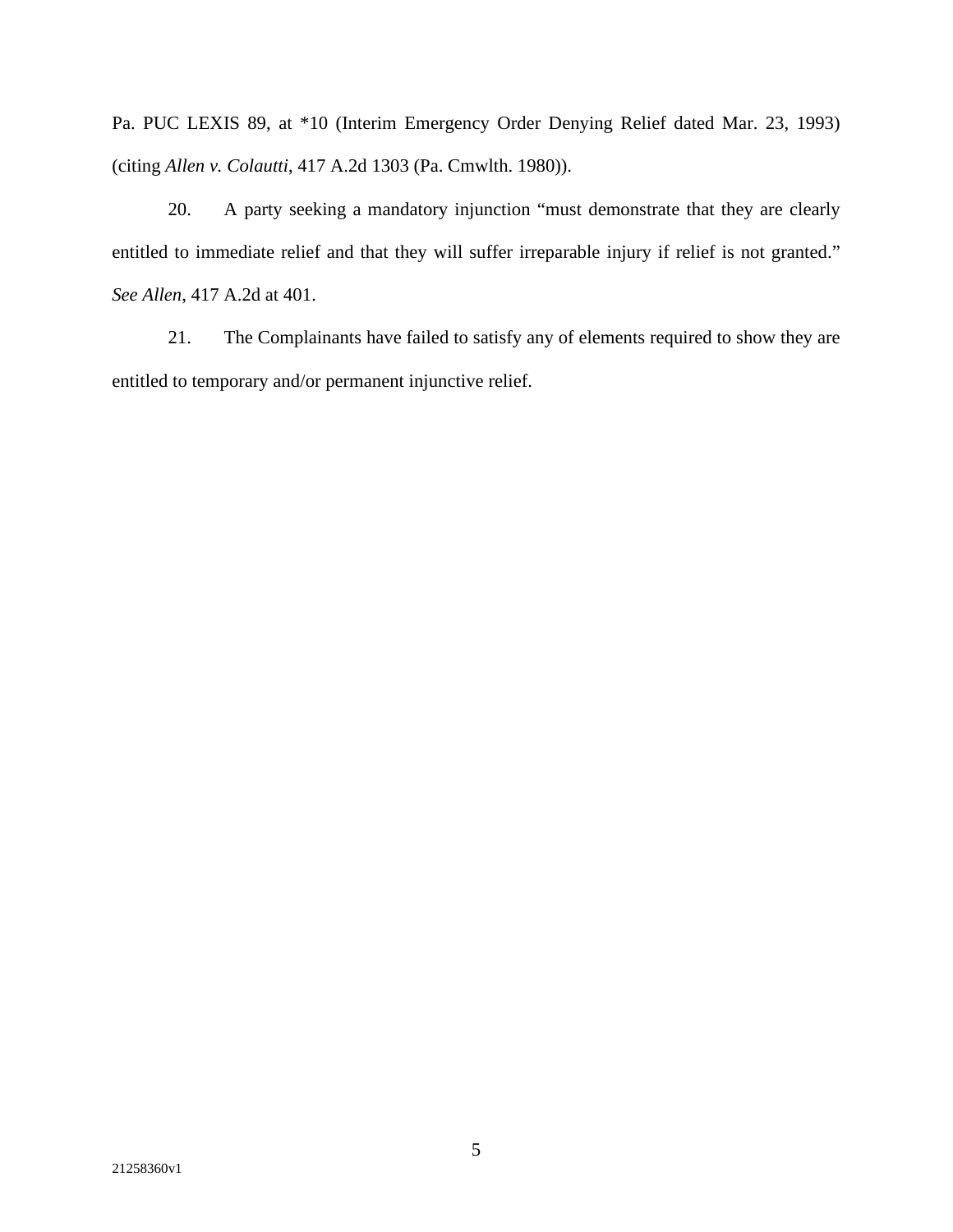Pa. PUC LEXIS 89, at *10 (Interim Emergency Order Denying Relief dated Mar. 23, 1993) (citing *Allen v. Colautti*, 417 A.2d 1303 (Pa. Cmwlth. 1980)).

20. A party seeking a mandatory injunction "must demonstrate that they are clearly entitled to immediate relief and that they will suffer irreparable injury if relief is not granted." *See Allen*, 417 A.2d at 401.

21. The Complainants have failed to satisfy any of elements required to show they are entitled to temporary and/or permanent injunctive relief.

21258360v1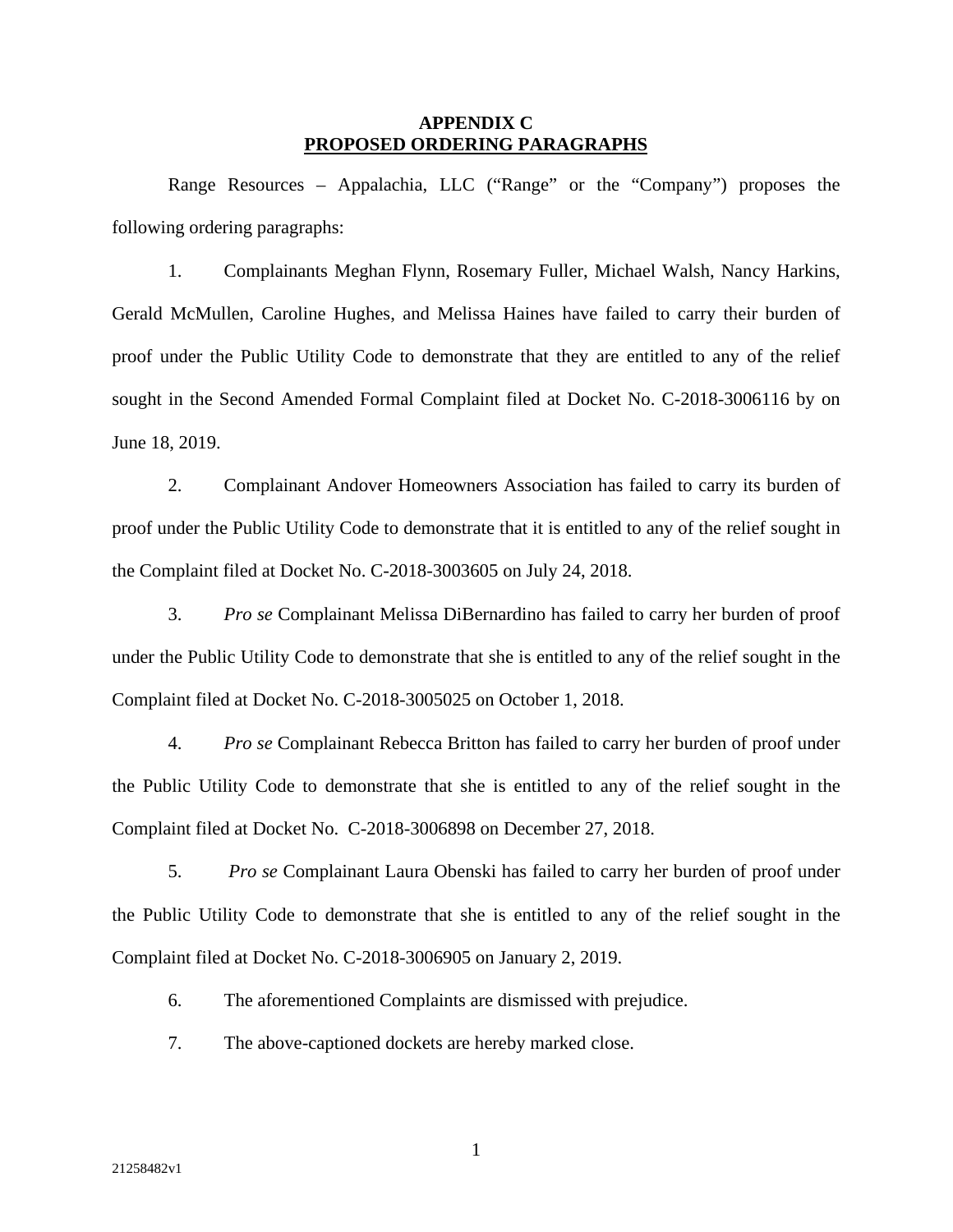**APPENDIX C**
**PROPOSED ORDERING PARAGRAPHS**

Range Resources – Appalachia, LLC ("Range" or the "Company") proposes the following ordering paragraphs:

1. Complainants Meghan Flynn, Rosemary Fuller, Michael Walsh, Nancy Harkins, Gerald McMullen, Caroline Hughes, and Melissa Haines have failed to carry their burden of proof under the Public Utility Code to demonstrate that they are entitled to any of the relief sought in the Second Amended Formal Complaint filed at Docket No. C-2018-3006116 by on June 18, 2019.

2. Complainant Andover Homeowners Association has failed to carry its burden of proof under the Public Utility Code to demonstrate that it is entitled to any of the relief sought in the Complaint filed at Docket No. C-2018-3003605 on July 24, 2018.

3. *Pro se* Complainant Melissa DiBernardino has failed to carry her burden of proof under the Public Utility Code to demonstrate that she is entitled to any of the relief sought in the Complaint filed at Docket No. C-2018-3005025 on October 1, 2018.

4. *Pro se* Complainant Rebecca Britton has failed to carry her burden of proof under the Public Utility Code to demonstrate that she is entitled to any of the relief sought in the Complaint filed at Docket No. C-2018-3006898 on December 27, 2018.

5. *Pro se* Complainant Laura Obenski has failed to carry her burden of proof under the Public Utility Code to demonstrate that she is entitled to any of the relief sought in the Complaint filed at Docket No. C-2018-3006905 on January 2, 2019.

6. The aforementioned Complaints are dismissed with prejudice.

7. The above-captioned dockets are hereby marked close.

21258482v1